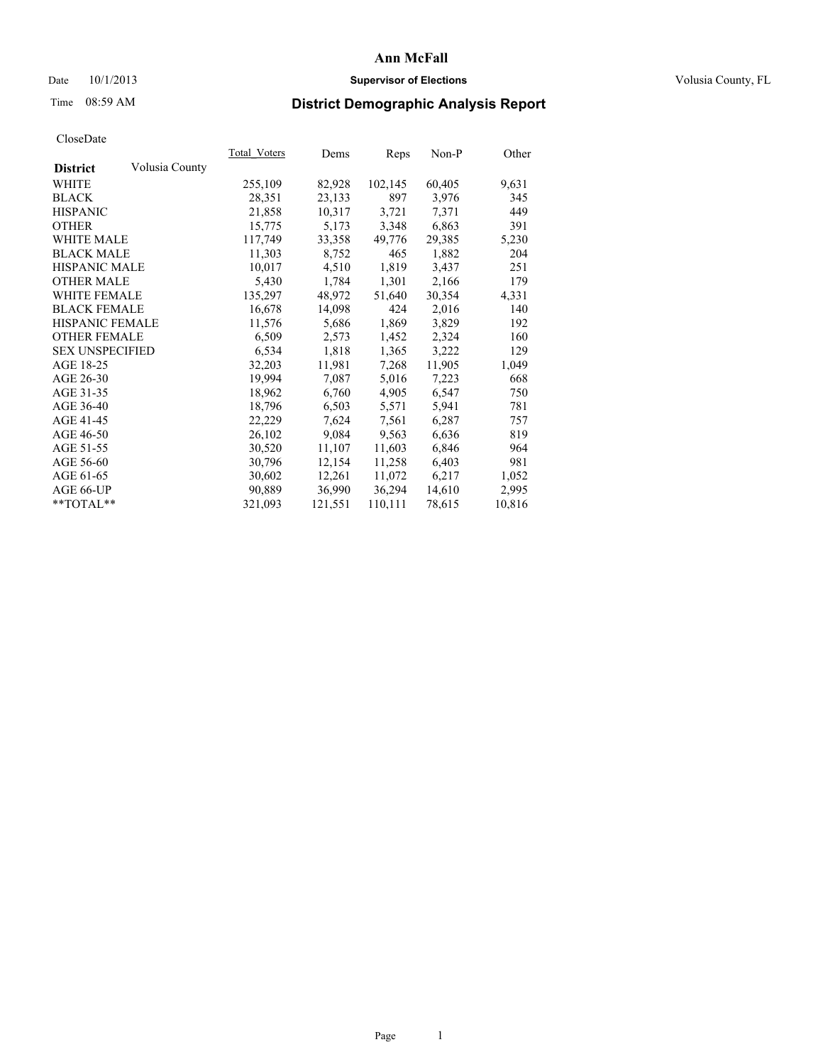# Ann McFall

Date 10/1/2013 **Supervisor of Elections** Volusia County, FL

Time 08:59 AM

## District Demographic Analysis Report

CloseDate

| **District** Volusia County | Total_Voters | Dems | Reps | Non-P | Other |
|---|---|---|---|---|---|
| WHITE | 255,109 | 82,928 | 102,145 | 60,405 | 9,631 |
| BLACK | 28,351 | 23,133 | 897 | 3,976 | 345 |
| HISPANIC | 21,858 | 10,317 | 3,721 | 7,371 | 449 |
| OTHER | 15,775 | 5,173 | 3,348 | 6,863 | 391 |
| WHITE MALE | 117,749 | 33,358 | 49,776 | 29,385 | 5,230 |
| BLACK MALE | 11,303 | 8,752 | 465 | 1,882 | 204 |
| HISPANIC MALE | 10,017 | 4,510 | 1,819 | 3,437 | 251 |
| OTHER MALE | 5,430 | 1,784 | 1,301 | 2,166 | 179 |
| WHITE FEMALE | 135,297 | 48,972 | 51,640 | 30,354 | 4,331 |
| BLACK FEMALE | 16,678 | 14,098 | 424 | 2,016 | 140 |
| HISPANIC FEMALE | 11,576 | 5,686 | 1,869 | 3,829 | 192 |
| OTHER FEMALE | 6,509 | 2,573 | 1,452 | 2,324 | 160 |
| SEX UNSPECIFIED | 6,534 | 1,818 | 1,365 | 3,222 | 129 |
| AGE 18-25 | 32,203 | 11,981 | 7,268 | 11,905 | 1,049 |
| AGE 26-30 | 19,994 | 7,087 | 5,016 | 7,223 | 668 |
| AGE 31-35 | 18,962 | 6,760 | 4,905 | 6,547 | 750 |
| AGE 36-40 | 18,796 | 6,503 | 5,571 | 5,941 | 781 |
| AGE 41-45 | 22,229 | 7,624 | 7,561 | 6,287 | 757 |
| AGE 46-50 | 26,102 | 9,084 | 9,563 | 6,636 | 819 |
| AGE 51-55 | 30,520 | 11,107 | 11,603 | 6,846 | 964 |
| AGE 56-60 | 30,796 | 12,154 | 11,258 | 6,403 | 981 |
| AGE 61-65 | 30,602 | 12,261 | 11,072 | 6,217 | 1,052 |
| AGE 66-UP | 90,889 | 36,990 | 36,294 | 14,610 | 2,995 |
| **TOTAL** | 321,093 | 121,551 | 110,111 | 78,615 | 10,816 |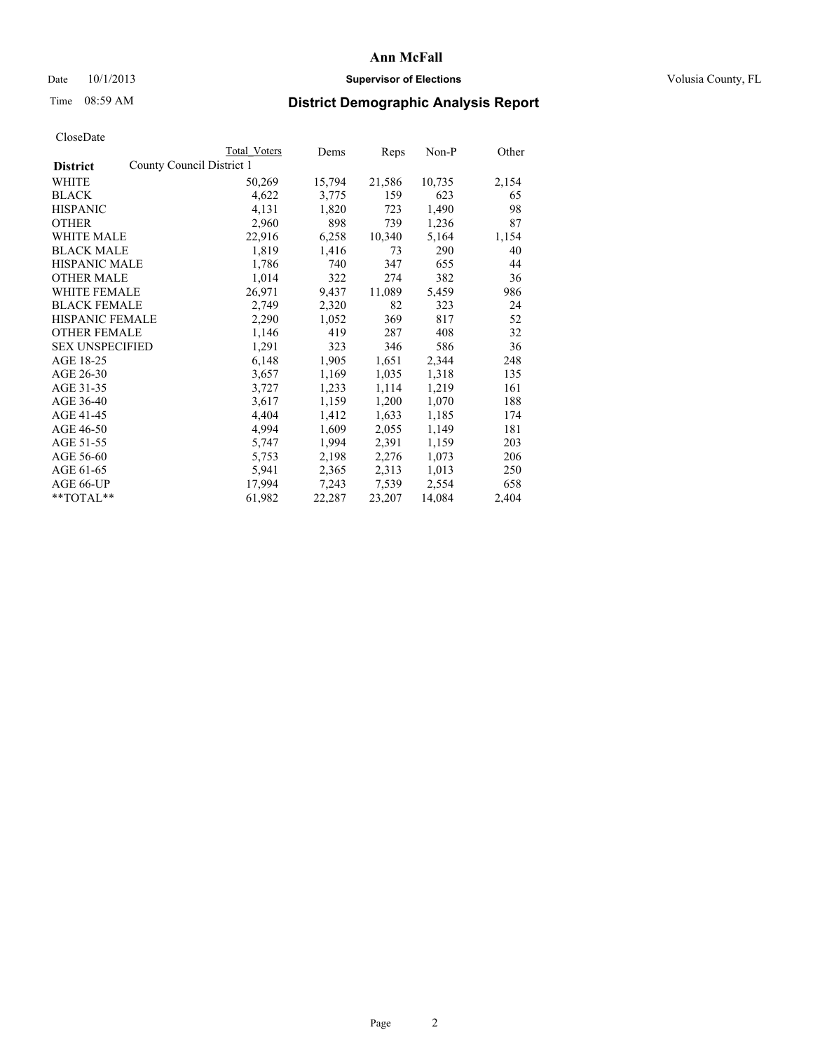# Ann McFall

Date 10/1/2013 **Supervisor of Elections** Volusia County, FL

Time 08:59 AM **District Demographic Analysis Report**

CloseDate

| **District** | County Council District 1 | Total Voters | Dems | Reps | Non-P | Other |
|---|---|---|---|---|---|---|
| WHITE | | 50,269 | 15,794 | 21,586 | 10,735 | 2,154 |
| BLACK | | 4,622 | 3,775 | 159 | 623 | 65 |
| HISPANIC | | 4,131 | 1,820 | 723 | 1,490 | 98 |
| OTHER | | 2,960 | 898 | 739 | 1,236 | 87 |
| WHITE MALE | | 22,916 | 6,258 | 10,340 | 5,164 | 1,154 |
| BLACK MALE | | 1,819 | 1,416 | 73 | 290 | 40 |
| HISPANIC MALE | | 1,786 | 740 | 347 | 655 | 44 |
| OTHER MALE | | 1,014 | 322 | 274 | 382 | 36 |
| WHITE FEMALE | | 26,971 | 9,437 | 11,089 | 5,459 | 986 |
| BLACK FEMALE | | 2,749 | 2,320 | 82 | 323 | 24 |
| HISPANIC FEMALE | | 2,290 | 1,052 | 369 | 817 | 52 |
| OTHER FEMALE | | 1,146 | 419 | 287 | 408 | 32 |
| SEX UNSPECIFIED | | 1,291 | 323 | 346 | 586 | 36 |
| AGE 18-25 | | 6,148 | 1,905 | 1,651 | 2,344 | 248 |
| AGE 26-30 | | 3,657 | 1,169 | 1,035 | 1,318 | 135 |
| AGE 31-35 | | 3,727 | 1,233 | 1,114 | 1,219 | 161 |
| AGE 36-40 | | 3,617 | 1,159 | 1,200 | 1,070 | 188 |
| AGE 41-45 | | 4,404 | 1,412 | 1,633 | 1,185 | 174 |
| AGE 46-50 | | 4,994 | 1,609 | 2,055 | 1,149 | 181 |
| AGE 51-55 | | 5,747 | 1,994 | 2,391 | 1,159 | 203 |
| AGE 56-60 | | 5,753 | 2,198 | 2,276 | 1,073 | 206 |
| AGE 61-65 | | 5,941 | 2,365 | 2,313 | 1,013 | 250 |
| AGE 66-UP | | 17,994 | 7,243 | 7,539 | 2,554 | 658 |
| **TOTAL** | | 61,982 | 22,287 | 23,207 | 14,084 | 2,404 |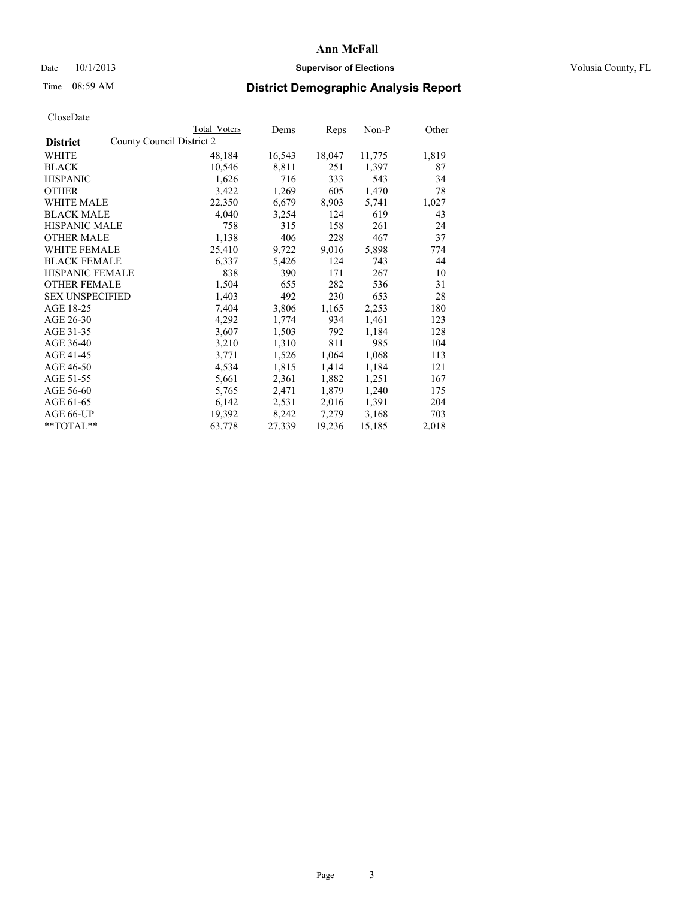# Ann McFall

Date 10/1/2013 **Supervisor of Elections** Volusia County, FL

Time 08:59 AM

## District Demographic Analysis Report

CloseDate

| | Total Voters | Dems | Reps | Non-P | Other |
|---|---|---|---|---|---|
| **District** County Council District 2 | | | | | |
| WHITE | 48,184 | 16,543 | 18,047 | 11,775 | 1,819 |
| BLACK | 10,546 | 8,811 | 251 | 1,397 | 87 |
| HISPANIC | 1,626 | 716 | 333 | 543 | 34 |
| OTHER | 3,422 | 1,269 | 605 | 1,470 | 78 |
| WHITE MALE | 22,350 | 6,679 | 8,903 | 5,741 | 1,027 |
| BLACK MALE | 4,040 | 3,254 | 124 | 619 | 43 |
| HISPANIC MALE | 758 | 315 | 158 | 261 | 24 |
| OTHER MALE | 1,138 | 406 | 228 | 467 | 37 |
| WHITE FEMALE | 25,410 | 9,722 | 9,016 | 5,898 | 774 |
| BLACK FEMALE | 6,337 | 5,426 | 124 | 743 | 44 |
| HISPANIC FEMALE | 838 | 390 | 171 | 267 | 10 |
| OTHER FEMALE | 1,504 | 655 | 282 | 536 | 31 |
| SEX UNSPECIFIED | 1,403 | 492 | 230 | 653 | 28 |
| AGE 18-25 | 7,404 | 3,806 | 1,165 | 2,253 | 180 |
| AGE 26-30 | 4,292 | 1,774 | 934 | 1,461 | 123 |
| AGE 31-35 | 3,607 | 1,503 | 792 | 1,184 | 128 |
| AGE 36-40 | 3,210 | 1,310 | 811 | 985 | 104 |
| AGE 41-45 | 3,771 | 1,526 | 1,064 | 1,068 | 113 |
| AGE 46-50 | 4,534 | 1,815 | 1,414 | 1,184 | 121 |
| AGE 51-55 | 5,661 | 2,361 | 1,882 | 1,251 | 167 |
| AGE 56-60 | 5,765 | 2,471 | 1,879 | 1,240 | 175 |
| AGE 61-65 | 6,142 | 2,531 | 2,016 | 1,391 | 204 |
| AGE 66-UP | 19,392 | 8,242 | 7,279 | 3,168 | 703 |
| **TOTAL** | 63,778 | 27,339 | 19,236 | 15,185 | 2,018 |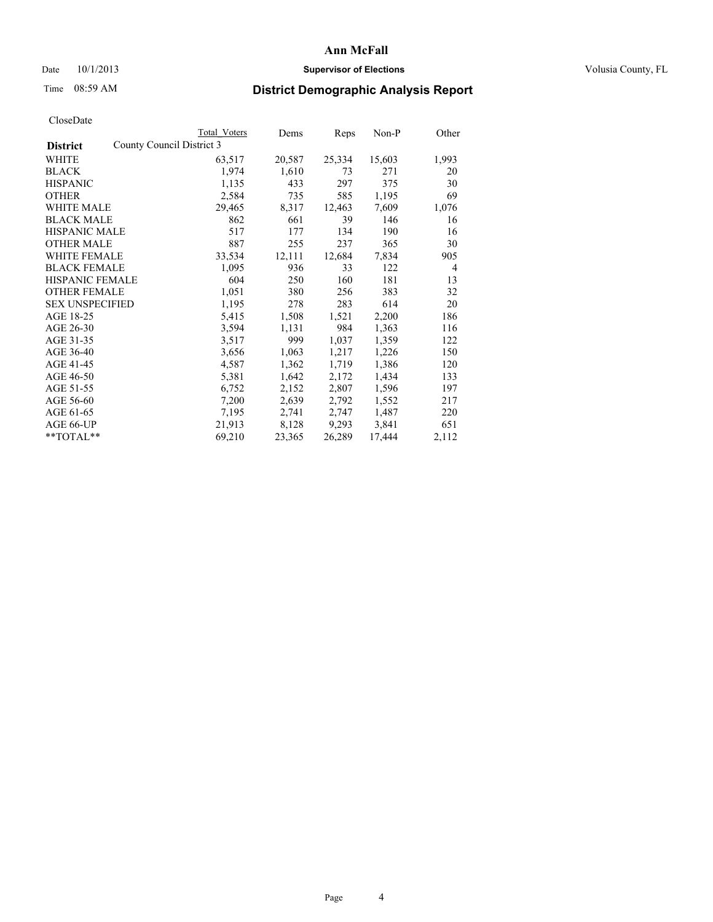# Ann McFall

Date 10/1/2013 **Supervisor of Elections** Volusia County, FL

Time 08:59 AM **District Demographic Analysis Report**

CloseDate

| District | County Council District 3 Total Voters | Dems | Reps | Non-P | Other |
|---|---|---|---|---|---|
| WHITE | 63,517 | 20,587 | 25,334 | 15,603 | 1,993 |
| BLACK | 1,974 | 1,610 | 73 | 271 | 20 |
| HISPANIC | 1,135 | 433 | 297 | 375 | 30 |
| OTHER | 2,584 | 735 | 585 | 1,195 | 69 |
| WHITE MALE | 29,465 | 8,317 | 12,463 | 7,609 | 1,076 |
| BLACK MALE | 862 | 661 | 39 | 146 | 16 |
| HISPANIC MALE | 517 | 177 | 134 | 190 | 16 |
| OTHER MALE | 887 | 255 | 237 | 365 | 30 |
| WHITE FEMALE | 33,534 | 12,111 | 12,684 | 7,834 | 905 |
| BLACK FEMALE | 1,095 | 936 | 33 | 122 | 4 |
| HISPANIC FEMALE | 604 | 250 | 160 | 181 | 13 |
| OTHER FEMALE | 1,051 | 380 | 256 | 383 | 32 |
| SEX UNSPECIFIED | 1,195 | 278 | 283 | 614 | 20 |
| AGE 18-25 | 5,415 | 1,508 | 1,521 | 2,200 | 186 |
| AGE 26-30 | 3,594 | 1,131 | 984 | 1,363 | 116 |
| AGE 31-35 | 3,517 | 999 | 1,037 | 1,359 | 122 |
| AGE 36-40 | 3,656 | 1,063 | 1,217 | 1,226 | 150 |
| AGE 41-45 | 4,587 | 1,362 | 1,719 | 1,386 | 120 |
| AGE 46-50 | 5,381 | 1,642 | 2,172 | 1,434 | 133 |
| AGE 51-55 | 6,752 | 2,152 | 2,807 | 1,596 | 197 |
| AGE 56-60 | 7,200 | 2,639 | 2,792 | 1,552 | 217 |
| AGE 61-65 | 7,195 | 2,741 | 2,747 | 1,487 | 220 |
| AGE 66-UP | 21,913 | 8,128 | 9,293 | 3,841 | 651 |
| **TOTAL** | 69,210 | 23,365 | 26,289 | 17,444 | 2,112 |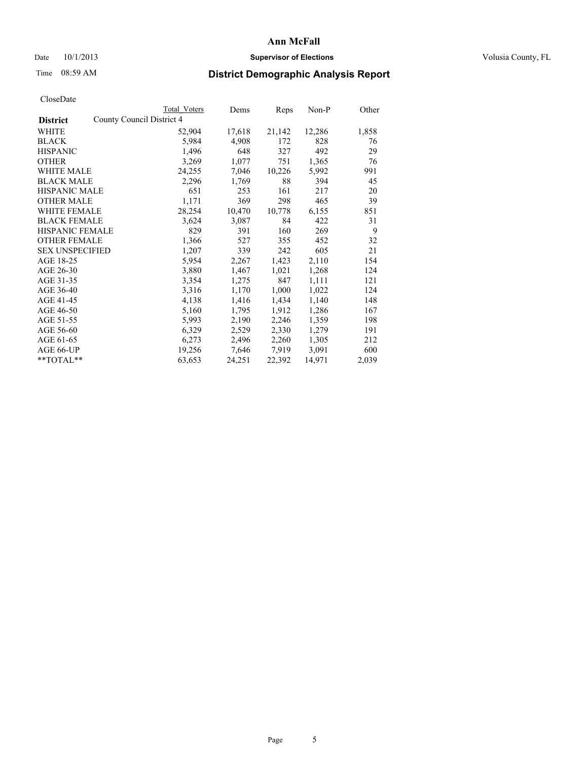# Ann McFall

Date 10/1/2013 **Supervisor of Elections** Volusia County, FL

Time 08:59 AM

## District Demographic Analysis Report

CloseDate

| **District** | Total Voters | Dems | Reps | Non-P | Other |
|---|---|---|---|---|---|
| County Council District 4 | | | | | |
| WHITE | 52,904 | 17,618 | 21,142 | 12,286 | 1,858 |
| BLACK | 5,984 | 4,908 | 172 | 828 | 76 |
| HISPANIC | 1,496 | 648 | 327 | 492 | 29 |
| OTHER | 3,269 | 1,077 | 751 | 1,365 | 76 |
| WHITE MALE | 24,255 | 7,046 | 10,226 | 5,992 | 991 |
| BLACK MALE | 2,296 | 1,769 | 88 | 394 | 45 |
| HISPANIC MALE | 651 | 253 | 161 | 217 | 20 |
| OTHER MALE | 1,171 | 369 | 298 | 465 | 39 |
| WHITE FEMALE | 28,254 | 10,470 | 10,778 | 6,155 | 851 |
| BLACK FEMALE | 3,624 | 3,087 | 84 | 422 | 31 |
| HISPANIC FEMALE | 829 | 391 | 160 | 269 | 9 |
| OTHER FEMALE | 1,366 | 527 | 355 | 452 | 32 |
| SEX UNSPECIFIED | 1,207 | 339 | 242 | 605 | 21 |
| AGE 18-25 | 5,954 | 2,267 | 1,423 | 2,110 | 154 |
| AGE 26-30 | 3,880 | 1,467 | 1,021 | 1,268 | 124 |
| AGE 31-35 | 3,354 | 1,275 | 847 | 1,111 | 121 |
| AGE 36-40 | 3,316 | 1,170 | 1,000 | 1,022 | 124 |
| AGE 41-45 | 4,138 | 1,416 | 1,434 | 1,140 | 148 |
| AGE 46-50 | 5,160 | 1,795 | 1,912 | 1,286 | 167 |
| AGE 51-55 | 5,993 | 2,190 | 2,246 | 1,359 | 198 |
| AGE 56-60 | 6,329 | 2,529 | 2,330 | 1,279 | 191 |
| AGE 61-65 | 6,273 | 2,496 | 2,260 | 1,305 | 212 |
| AGE 66-UP | 19,256 | 7,646 | 7,919 | 3,091 | 600 |
| **TOTAL** | 63,653 | 24,251 | 22,392 | 14,971 | 2,039 |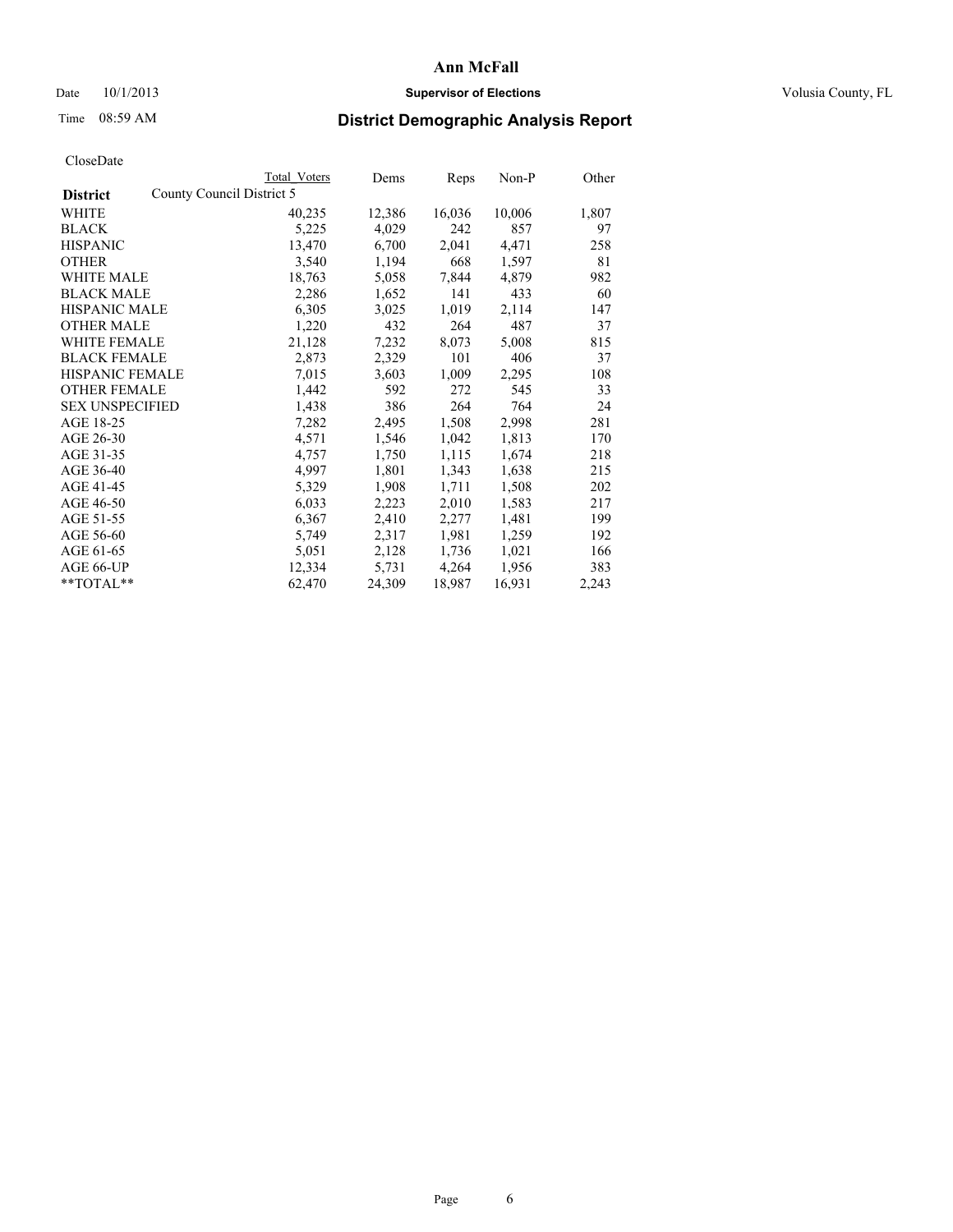# Ann McFall

Date 10/1/2013 **Supervisor of Elections** Volusia County, FL

Time 08:59 AM **District Demographic Analysis Report**

CloseDate

| **District** | County Council District 5 | Total Voters | Dems | Reps | Non-P | Other |
|---|---|---|---|---|---|---|
| WHITE | | 40,235 | 12,386 | 16,036 | 10,006 | 1,807 |
| BLACK | | 5,225 | 4,029 | 242 | 857 | 97 |
| HISPANIC | | 13,470 | 6,700 | 2,041 | 4,471 | 258 |
| OTHER | | 3,540 | 1,194 | 668 | 1,597 | 81 |
| WHITE MALE | | 18,763 | 5,058 | 7,844 | 4,879 | 982 |
| BLACK MALE | | 2,286 | 1,652 | 141 | 433 | 60 |
| HISPANIC MALE | | 6,305 | 3,025 | 1,019 | 2,114 | 147 |
| OTHER MALE | | 1,220 | 432 | 264 | 487 | 37 |
| WHITE FEMALE | | 21,128 | 7,232 | 8,073 | 5,008 | 815 |
| BLACK FEMALE | | 2,873 | 2,329 | 101 | 406 | 37 |
| HISPANIC FEMALE | | 7,015 | 3,603 | 1,009 | 2,295 | 108 |
| OTHER FEMALE | | 1,442 | 592 | 272 | 545 | 33 |
| SEX UNSPECIFIED | | 1,438 | 386 | 264 | 764 | 24 |
| AGE 18-25 | | 7,282 | 2,495 | 1,508 | 2,998 | 281 |
| AGE 26-30 | | 4,571 | 1,546 | 1,042 | 1,813 | 170 |
| AGE 31-35 | | 4,757 | 1,750 | 1,115 | 1,674 | 218 |
| AGE 36-40 | | 4,997 | 1,801 | 1,343 | 1,638 | 215 |
| AGE 41-45 | | 5,329 | 1,908 | 1,711 | 1,508 | 202 |
| AGE 46-50 | | 6,033 | 2,223 | 2,010 | 1,583 | 217 |
| AGE 51-55 | | 6,367 | 2,410 | 2,277 | 1,481 | 199 |
| AGE 56-60 | | 5,749 | 2,317 | 1,981 | 1,259 | 192 |
| AGE 61-65 | | 5,051 | 2,128 | 1,736 | 1,021 | 166 |
| AGE 66-UP | | 12,334 | 5,731 | 4,264 | 1,956 | 383 |
| **TOTAL** | | 62,470 | 24,309 | 18,987 | 16,931 | 2,243 |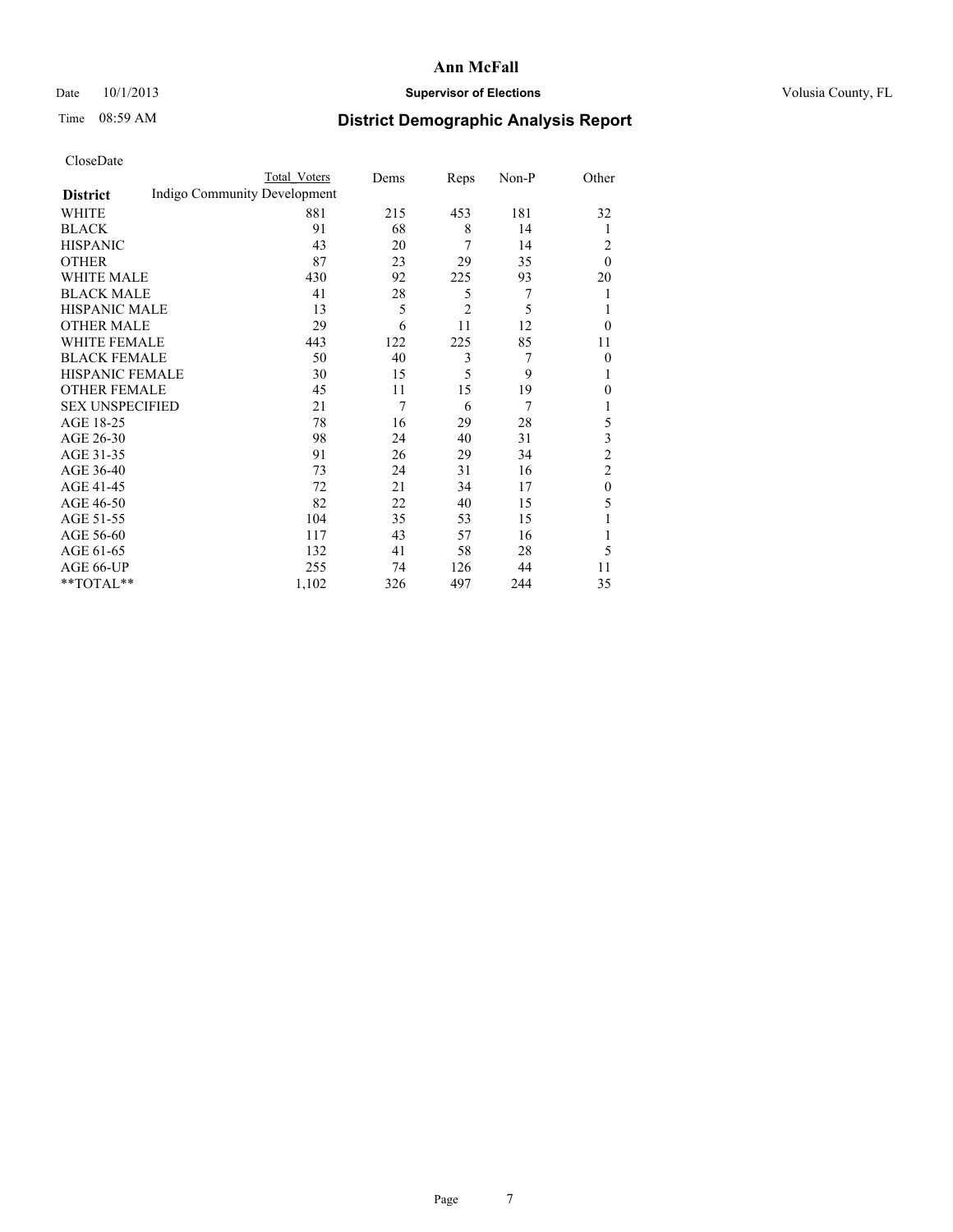# Ann McFall

Date 10/1/2013 **Supervisor of Elections** Volusia County, FL

Time 08:59 AM **District Demographic Analysis Report**

CloseDate

| **District** | Total Voters | Dems | Reps | Non-P | Other |
|---|---|---|---|---|---|
| Indigo Community Development | | | | | |
| WHITE | 881 | 215 | 453 | 181 | 32 |
| BLACK | 91 | 68 | 8 | 14 | 1 |
| HISPANIC | 43 | 20 | 7 | 14 | 2 |
| OTHER | 87 | 23 | 29 | 35 | 0 |
| WHITE MALE | 430 | 92 | 225 | 93 | 20 |
| BLACK MALE | 41 | 28 | 5 | 7 | 1 |
| HISPANIC MALE | 13 | 5 | 2 | 5 | 1 |
| OTHER MALE | 29 | 6 | 11 | 12 | 0 |
| WHITE FEMALE | 443 | 122 | 225 | 85 | 11 |
| BLACK FEMALE | 50 | 40 | 3 | 7 | 0 |
| HISPANIC FEMALE | 30 | 15 | 5 | 9 | 1 |
| OTHER FEMALE | 45 | 11 | 15 | 19 | 0 |
| SEX UNSPECIFIED | 21 | 7 | 6 | 7 | 1 |
| AGE 18-25 | 78 | 16 | 29 | 28 | 5 |
| AGE 26-30 | 98 | 24 | 40 | 31 | 3 |
| AGE 31-35 | 91 | 26 | 29 | 34 | 2 |
| AGE 36-40 | 73 | 24 | 31 | 16 | 2 |
| AGE 41-45 | 72 | 21 | 34 | 17 | 0 |
| AGE 46-50 | 82 | 22 | 40 | 15 | 5 |
| AGE 51-55 | 104 | 35 | 53 | 15 | 1 |
| AGE 56-60 | 117 | 43 | 57 | 16 | 1 |
| AGE 61-65 | 132 | 41 | 58 | 28 | 5 |
| AGE 66-UP | 255 | 74 | 126 | 44 | 11 |
| **TOTAL** | 1,102 | 326 | 497 | 244 | 35 |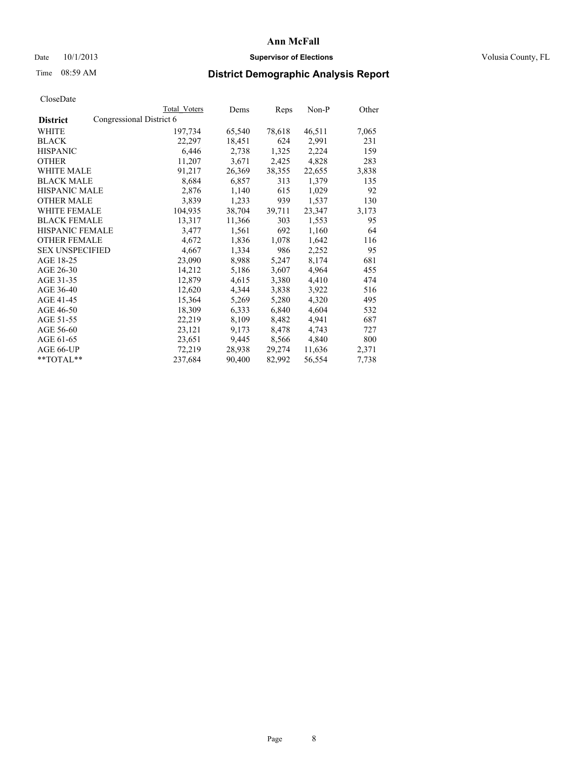# Ann McFall

Date 10/1/2013 **Supervisor of Elections** Volusia County, FL

Time 08:59 AM **District Demographic Analysis Report**

CloseDate

| District | Congressional District 6 | Total Voters | Dems | Reps | Non-P | Other |
|---|---|---|---|---|---|---|
| WHITE | | 197,734 | 65,540 | 78,618 | 46,511 | 7,065 |
| BLACK | | 22,297 | 18,451 | 624 | 2,991 | 231 |
| HISPANIC | | 6,446 | 2,738 | 1,325 | 2,224 | 159 |
| OTHER | | 11,207 | 3,671 | 2,425 | 4,828 | 283 |
| WHITE MALE | | 91,217 | 26,369 | 38,355 | 22,655 | 3,838 |
| BLACK MALE | | 8,684 | 6,857 | 313 | 1,379 | 135 |
| HISPANIC MALE | | 2,876 | 1,140 | 615 | 1,029 | 92 |
| OTHER MALE | | 3,839 | 1,233 | 939 | 1,537 | 130 |
| WHITE FEMALE | | 104,935 | 38,704 | 39,711 | 23,347 | 3,173 |
| BLACK FEMALE | | 13,317 | 11,366 | 303 | 1,553 | 95 |
| HISPANIC FEMALE | | 3,477 | 1,561 | 692 | 1,160 | 64 |
| OTHER FEMALE | | 4,672 | 1,836 | 1,078 | 1,642 | 116 |
| SEX UNSPECIFIED | | 4,667 | 1,334 | 986 | 2,252 | 95 |
| AGE 18-25 | | 23,090 | 8,988 | 5,247 | 8,174 | 681 |
| AGE 26-30 | | 14,212 | 5,186 | 3,607 | 4,964 | 455 |
| AGE 31-35 | | 12,879 | 4,615 | 3,380 | 4,410 | 474 |
| AGE 36-40 | | 12,620 | 4,344 | 3,838 | 3,922 | 516 |
| AGE 41-45 | | 15,364 | 5,269 | 5,280 | 4,320 | 495 |
| AGE 46-50 | | 18,309 | 6,333 | 6,840 | 4,604 | 532 |
| AGE 51-55 | | 22,219 | 8,109 | 8,482 | 4,941 | 687 |
| AGE 56-60 | | 23,121 | 9,173 | 8,478 | 4,743 | 727 |
| AGE 61-65 | | 23,651 | 9,445 | 8,566 | 4,840 | 800 |
| AGE 66-UP | | 72,219 | 28,938 | 29,274 | 11,636 | 2,371 |
| **TOTAL** | | 237,684 | 90,400 | 82,992 | 56,554 | 7,738 |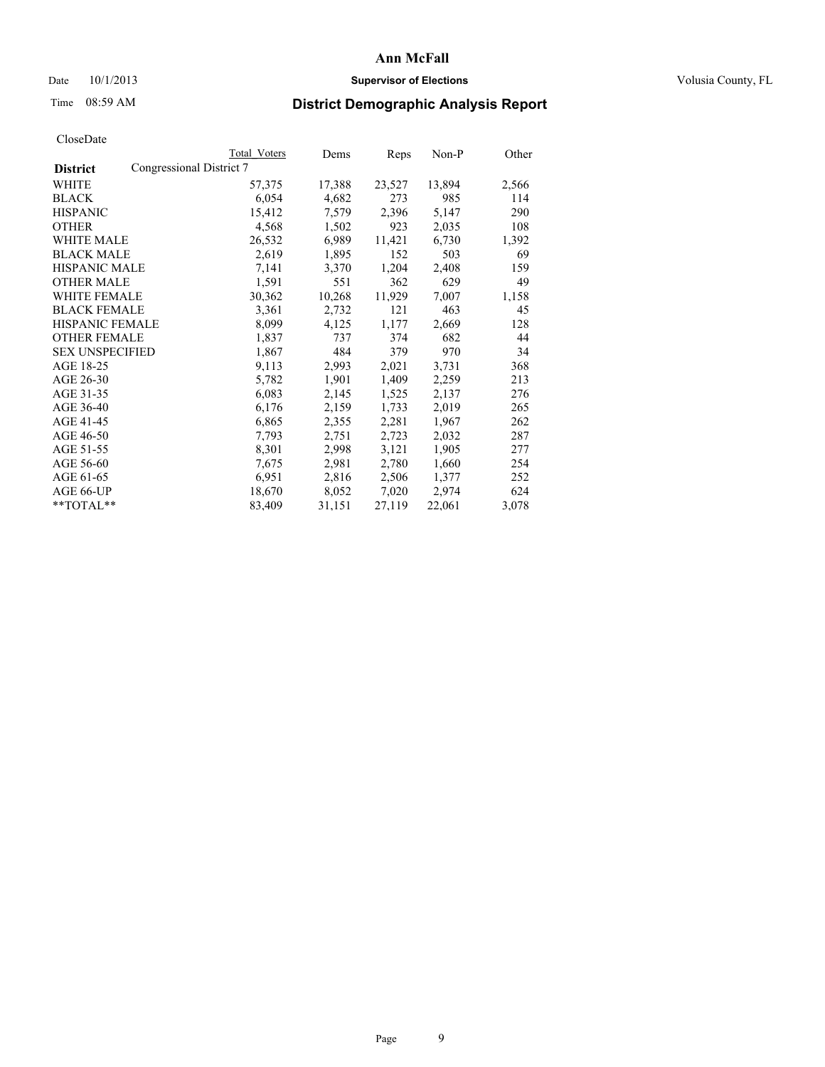# District Demographic Analysis Report

CloseDate

| District | Total Voters | Dems | Reps | Non-P | Other |
|---|---|---|---|---|---|
| Congressional District 7 | | | | | |
| WHITE | 57,375 | 17,388 | 23,527 | 13,894 | 2,566 |
| BLACK | 6,054 | 4,682 | 273 | 985 | 114 |
| HISPANIC | 15,412 | 7,579 | 2,396 | 5,147 | 290 |
| OTHER | 4,568 | 1,502 | 923 | 2,035 | 108 |
| WHITE MALE | 26,532 | 6,989 | 11,421 | 6,730 | 1,392 |
| BLACK MALE | 2,619 | 1,895 | 152 | 503 | 69 |
| HISPANIC MALE | 7,141 | 3,370 | 1,204 | 2,408 | 159 |
| OTHER MALE | 1,591 | 551 | 362 | 629 | 49 |
| WHITE FEMALE | 30,362 | 10,268 | 11,929 | 7,007 | 1,158 |
| BLACK FEMALE | 3,361 | 2,732 | 121 | 463 | 45 |
| HISPANIC FEMALE | 8,099 | 4,125 | 1,177 | 2,669 | 128 |
| OTHER FEMALE | 1,837 | 737 | 374 | 682 | 44 |
| SEX UNSPECIFIED | 1,867 | 484 | 379 | 970 | 34 |
| AGE 18-25 | 9,113 | 2,993 | 2,021 | 3,731 | 368 |
| AGE 26-30 | 5,782 | 1,901 | 1,409 | 2,259 | 213 |
| AGE 31-35 | 6,083 | 2,145 | 1,525 | 2,137 | 276 |
| AGE 36-40 | 6,176 | 2,159 | 1,733 | 2,019 | 265 |
| AGE 41-45 | 6,865 | 2,355 | 2,281 | 1,967 | 262 |
| AGE 46-50 | 7,793 | 2,751 | 2,723 | 2,032 | 287 |
| AGE 51-55 | 8,301 | 2,998 | 3,121 | 1,905 | 277 |
| AGE 56-60 | 7,675 | 2,981 | 2,780 | 1,660 | 254 |
| AGE 61-65 | 6,951 | 2,816 | 2,506 | 1,377 | 252 |
| AGE 66-UP | 18,670 | 8,052 | 7,020 | 2,974 | 624 |
| **TOTAL** | 83,409 | 31,151 | 27,119 | 22,061 | 3,078 |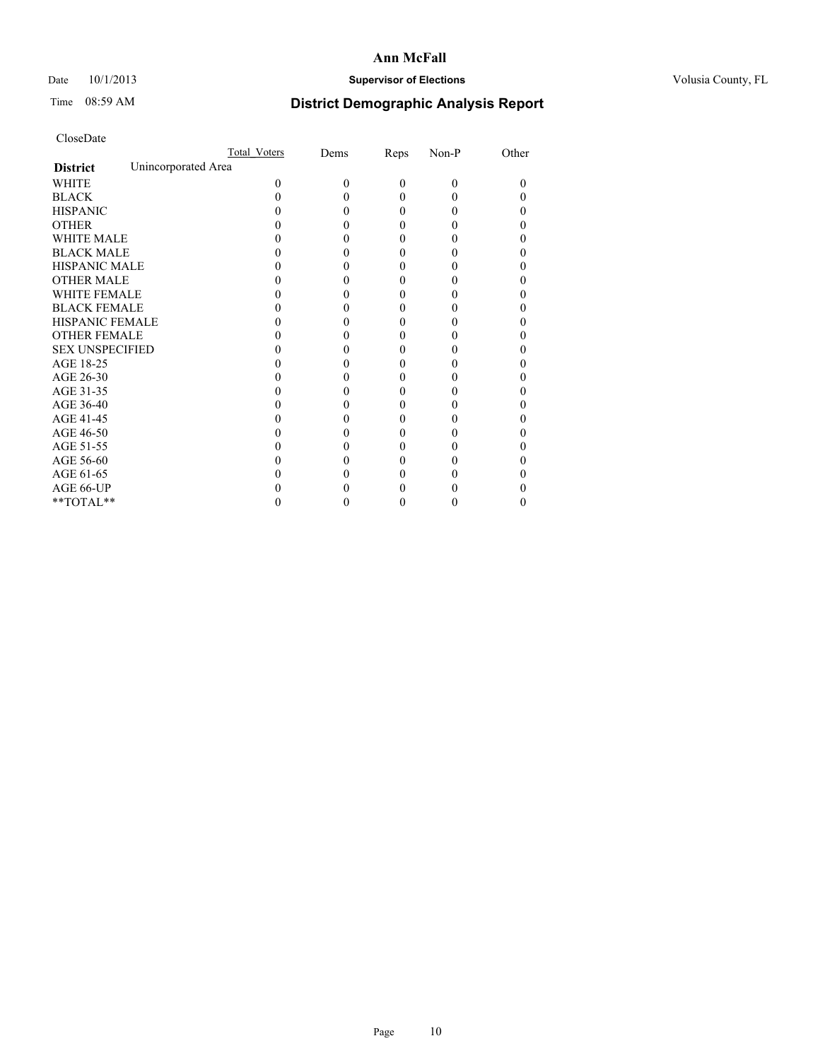# Ann McFall

Date 10/1/2013 **Supervisor of Elections** Volusia County, FL

Time 08:59 AM **District Demographic Analysis Report**

CloseDate

| | Total_Voters | Dems | Reps | Non-P | Other |
|---|---|---|---|---|---|
| **District** Unincorporated Area | | | | | |
| WHITE | 0 | 0 | 0 | 0 | 0 |
| BLACK | 0 | 0 | 0 | 0 | 0 |
| HISPANIC | 0 | 0 | 0 | 0 | 0 |
| OTHER | 0 | 0 | 0 | 0 | 0 |
| WHITE MALE | 0 | 0 | 0 | 0 | 0 |
| BLACK MALE | 0 | 0 | 0 | 0 | 0 |
| HISPANIC MALE | 0 | 0 | 0 | 0 | 0 |
| OTHER MALE | 0 | 0 | 0 | 0 | 0 |
| WHITE FEMALE | 0 | 0 | 0 | 0 | 0 |
| BLACK FEMALE | 0 | 0 | 0 | 0 | 0 |
| HISPANIC FEMALE | 0 | 0 | 0 | 0 | 0 |
| OTHER FEMALE | 0 | 0 | 0 | 0 | 0 |
| SEX UNSPECIFIED | 0 | 0 | 0 | 0 | 0 |
| AGE 18-25 | 0 | 0 | 0 | 0 | 0 |
| AGE 26-30 | 0 | 0 | 0 | 0 | 0 |
| AGE 31-35 | 0 | 0 | 0 | 0 | 0 |
| AGE 36-40 | 0 | 0 | 0 | 0 | 0 |
| AGE 41-45 | 0 | 0 | 0 | 0 | 0 |
| AGE 46-50 | 0 | 0 | 0 | 0 | 0 |
| AGE 51-55 | 0 | 0 | 0 | 0 | 0 |
| AGE 56-60 | 0 | 0 | 0 | 0 | 0 |
| AGE 61-65 | 0 | 0 | 0 | 0 | 0 |
| AGE 66-UP | 0 | 0 | 0 | 0 | 0 |
| **TOTAL** | 0 | 0 | 0 | 0 | 0 |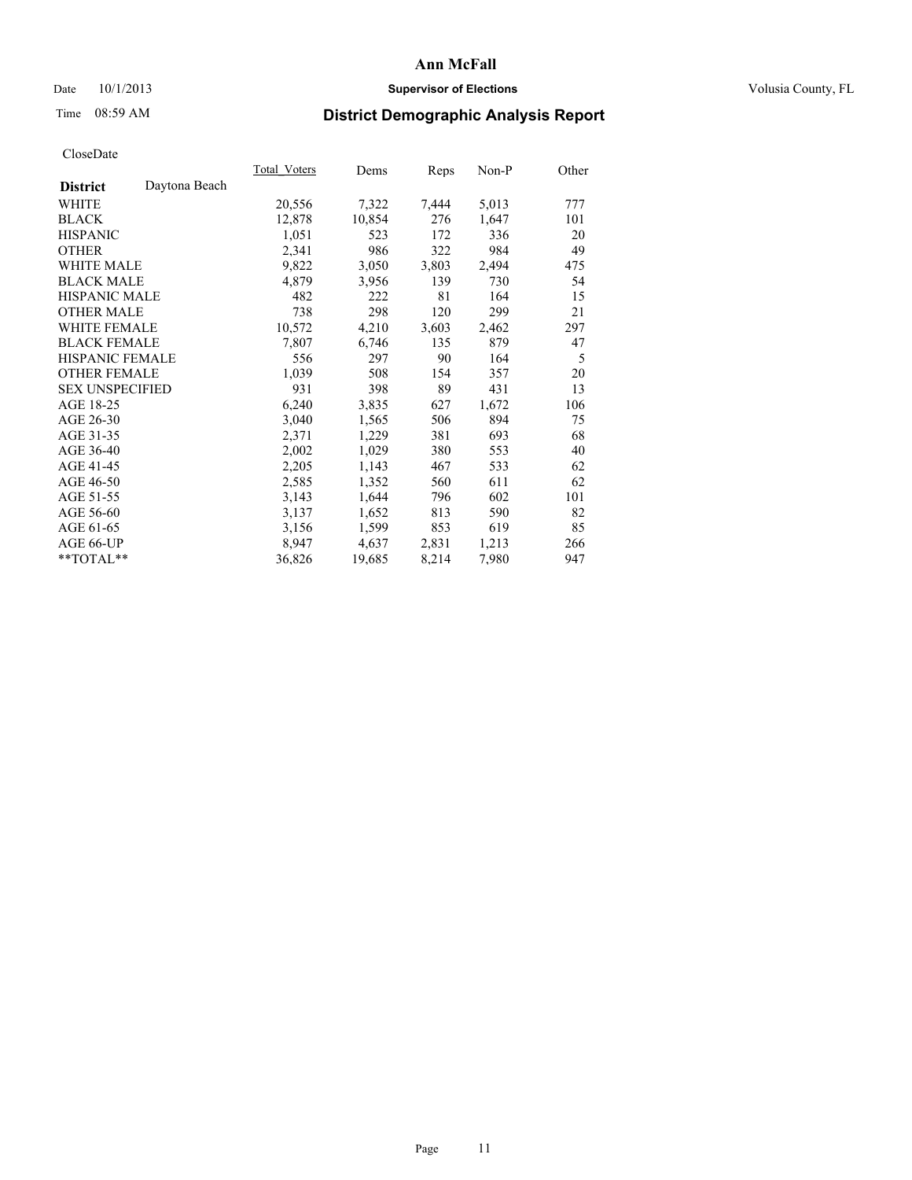# Ann McFall

Date 10/1/2013 **Supervisor of Elections** Volusia County, FL

Time 08:59 AM **District Demographic Analysis Report**

CloseDate

| | Total_Voters | Dems | Reps | Non-P | Other |
|---|---|---|---|---|---|
| **District** Daytona Beach | | | | | |
| WHITE | 20,556 | 7,322 | 7,444 | 5,013 | 777 |
| BLACK | 12,878 | 10,854 | 276 | 1,647 | 101 |
| HISPANIC | 1,051 | 523 | 172 | 336 | 20 |
| OTHER | 2,341 | 986 | 322 | 984 | 49 |
| WHITE MALE | 9,822 | 3,050 | 3,803 | 2,494 | 475 |
| BLACK MALE | 4,879 | 3,956 | 139 | 730 | 54 |
| HISPANIC MALE | 482 | 222 | 81 | 164 | 15 |
| OTHER MALE | 738 | 298 | 120 | 299 | 21 |
| WHITE FEMALE | 10,572 | 4,210 | 3,603 | 2,462 | 297 |
| BLACK FEMALE | 7,807 | 6,746 | 135 | 879 | 47 |
| HISPANIC FEMALE | 556 | 297 | 90 | 164 | 5 |
| OTHER FEMALE | 1,039 | 508 | 154 | 357 | 20 |
| SEX UNSPECIFIED | 931 | 398 | 89 | 431 | 13 |
| AGE 18-25 | 6,240 | 3,835 | 627 | 1,672 | 106 |
| AGE 26-30 | 3,040 | 1,565 | 506 | 894 | 75 |
| AGE 31-35 | 2,371 | 1,229 | 381 | 693 | 68 |
| AGE 36-40 | 2,002 | 1,029 | 380 | 553 | 40 |
| AGE 41-45 | 2,205 | 1,143 | 467 | 533 | 62 |
| AGE 46-50 | 2,585 | 1,352 | 560 | 611 | 62 |
| AGE 51-55 | 3,143 | 1,644 | 796 | 602 | 101 |
| AGE 56-60 | 3,137 | 1,652 | 813 | 590 | 82 |
| AGE 61-65 | 3,156 | 1,599 | 853 | 619 | 85 |
| AGE 66-UP | 8,947 | 4,637 | 2,831 | 1,213 | 266 |
| **TOTAL** | 36,826 | 19,685 | 8,214 | 7,980 | 947 |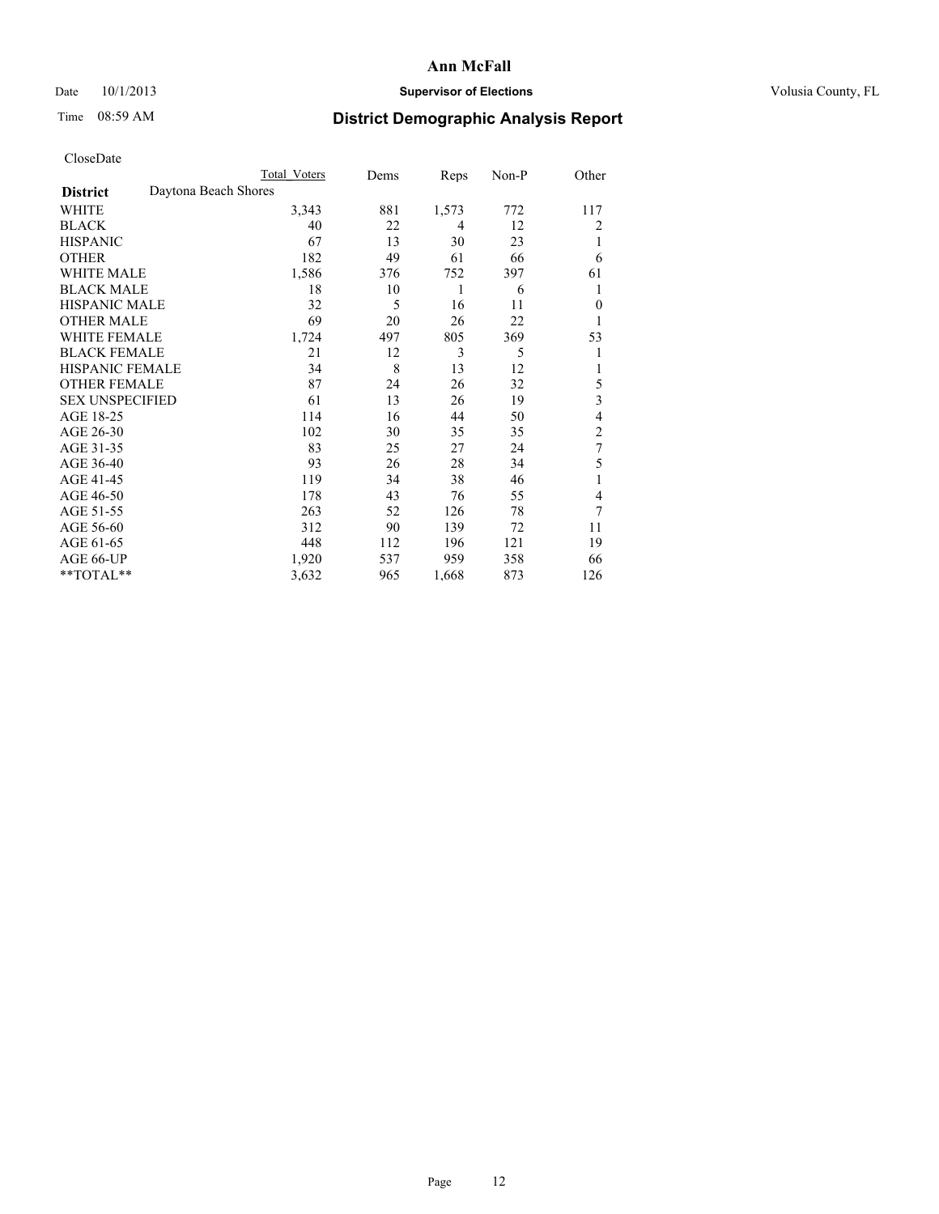**Ann McFall**

Date 10/1/2013 **Supervisor of Elections** Volusia County, FL

Time 08:59 AM

## District Demographic Analysis Report

CloseDate

| | Total Voters | Dems | Reps | Non-P | Other |
|---|---|---|---|---|---|
| **District** Daytona Beach Shores | | | | | |
| WHITE | 3,343 | 881 | 1,573 | 772 | 117 |
| BLACK | 40 | 22 | 4 | 12 | 2 |
| HISPANIC | 67 | 13 | 30 | 23 | 1 |
| OTHER | 182 | 49 | 61 | 66 | 6 |
| WHITE MALE | 1,586 | 376 | 752 | 397 | 61 |
| BLACK MALE | 18 | 10 | 1 | 6 | 1 |
| HISPANIC MALE | 32 | 5 | 16 | 11 | 0 |
| OTHER MALE | 69 | 20 | 26 | 22 | 1 |
| WHITE FEMALE | 1,724 | 497 | 805 | 369 | 53 |
| BLACK FEMALE | 21 | 12 | 3 | 5 | 1 |
| HISPANIC FEMALE | 34 | 8 | 13 | 12 | 1 |
| OTHER FEMALE | 87 | 24 | 26 | 32 | 5 |
| SEX UNSPECIFIED | 61 | 13 | 26 | 19 | 3 |
| AGE 18-25 | 114 | 16 | 44 | 50 | 4 |
| AGE 26-30 | 102 | 30 | 35 | 35 | 2 |
| AGE 31-35 | 83 | 25 | 27 | 24 | 7 |
| AGE 36-40 | 93 | 26 | 28 | 34 | 5 |
| AGE 41-45 | 119 | 34 | 38 | 46 | 1 |
| AGE 46-50 | 178 | 43 | 76 | 55 | 4 |
| AGE 51-55 | 263 | 52 | 126 | 78 | 7 |
| AGE 56-60 | 312 | 90 | 139 | 72 | 11 |
| AGE 61-65 | 448 | 112 | 196 | 121 | 19 |
| AGE 66-UP | 1,920 | 537 | 959 | 358 | 66 |
| **TOTAL** | 3,632 | 965 | 1,668 | 873 | 126 |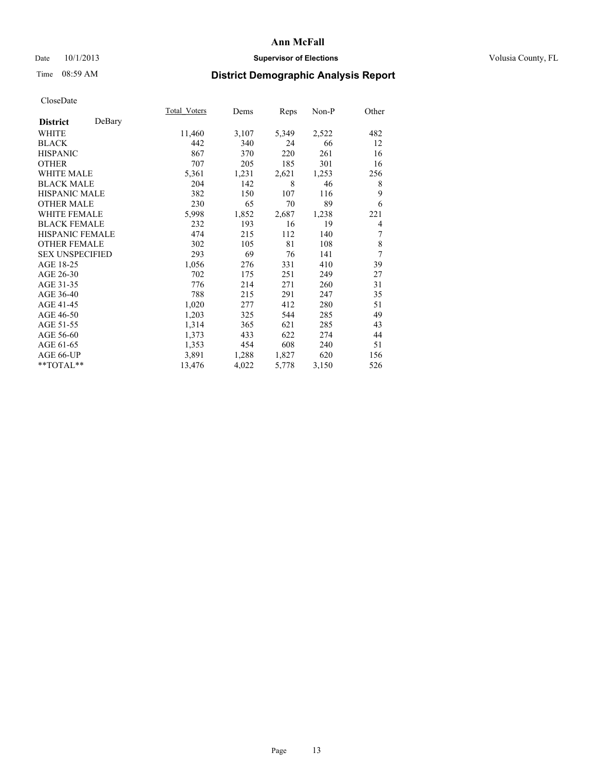# Ann McFall

Date 10/1/2013 **Supervisor of Elections** Volusia County, FL

Time 08:59 AM **District Demographic Analysis Report**

CloseDate

| **District** DeBary | Total_Voters | Dems | Reps | Non-P | Other |
|---|---|---|---|---|---|
| WHITE | 11,460 | 3,107 | 5,349 | 2,522 | 482 |
| BLACK | 442 | 340 | 24 | 66 | 12 |
| HISPANIC | 867 | 370 | 220 | 261 | 16 |
| OTHER | 707 | 205 | 185 | 301 | 16 |
| WHITE MALE | 5,361 | 1,231 | 2,621 | 1,253 | 256 |
| BLACK MALE | 204 | 142 | 8 | 46 | 8 |
| HISPANIC MALE | 382 | 150 | 107 | 116 | 9 |
| OTHER MALE | 230 | 65 | 70 | 89 | 6 |
| WHITE FEMALE | 5,998 | 1,852 | 2,687 | 1,238 | 221 |
| BLACK FEMALE | 232 | 193 | 16 | 19 | 4 |
| HISPANIC FEMALE | 474 | 215 | 112 | 140 | 7 |
| OTHER FEMALE | 302 | 105 | 81 | 108 | 8 |
| SEX UNSPECIFIED | 293 | 69 | 76 | 141 | 7 |
| AGE 18-25 | 1,056 | 276 | 331 | 410 | 39 |
| AGE 26-30 | 702 | 175 | 251 | 249 | 27 |
| AGE 31-35 | 776 | 214 | 271 | 260 | 31 |
| AGE 36-40 | 788 | 215 | 291 | 247 | 35 |
| AGE 41-45 | 1,020 | 277 | 412 | 280 | 51 |
| AGE 46-50 | 1,203 | 325 | 544 | 285 | 49 |
| AGE 51-55 | 1,314 | 365 | 621 | 285 | 43 |
| AGE 56-60 | 1,373 | 433 | 622 | 274 | 44 |
| AGE 61-65 | 1,353 | 454 | 608 | 240 | 51 |
| AGE 66-UP | 3,891 | 1,288 | 1,827 | 620 | 156 |
| **TOTAL** | 13,476 | 4,022 | 5,778 | 3,150 | 526 |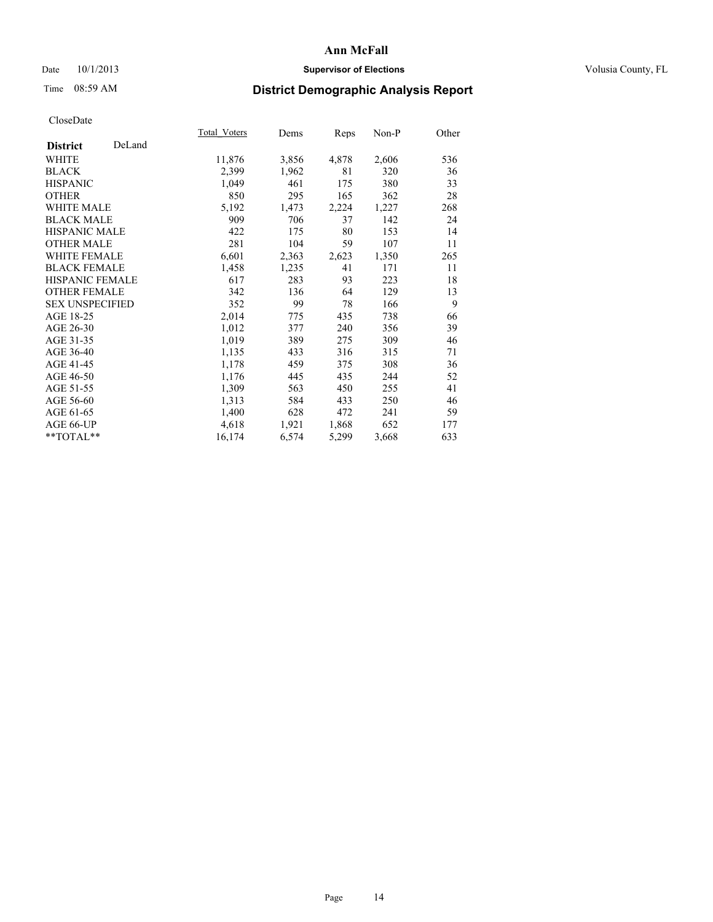**Ann McFall**

Date 10/1/2013 **Supervisor of Elections** Volusia County, FL

Time 08:59 AM **District Demographic Analysis Report**

CloseDate

| **District** DeLand | Total_Voters | Dems | Reps | Non-P | Other |
|---|---|---|---|---|---|
| WHITE | 11,876 | 3,856 | 4,878 | 2,606 | 536 |
| BLACK | 2,399 | 1,962 | 81 | 320 | 36 |
| HISPANIC | 1,049 | 461 | 175 | 380 | 33 |
| OTHER | 850 | 295 | 165 | 362 | 28 |
| WHITE MALE | 5,192 | 1,473 | 2,224 | 1,227 | 268 |
| BLACK MALE | 909 | 706 | 37 | 142 | 24 |
| HISPANIC MALE | 422 | 175 | 80 | 153 | 14 |
| OTHER MALE | 281 | 104 | 59 | 107 | 11 |
| WHITE FEMALE | 6,601 | 2,363 | 2,623 | 1,350 | 265 |
| BLACK FEMALE | 1,458 | 1,235 | 41 | 171 | 11 |
| HISPANIC FEMALE | 617 | 283 | 93 | 223 | 18 |
| OTHER FEMALE | 342 | 136 | 64 | 129 | 13 |
| SEX UNSPECIFIED | 352 | 99 | 78 | 166 | 9 |
| AGE 18-25 | 2,014 | 775 | 435 | 738 | 66 |
| AGE 26-30 | 1,012 | 377 | 240 | 356 | 39 |
| AGE 31-35 | 1,019 | 389 | 275 | 309 | 46 |
| AGE 36-40 | 1,135 | 433 | 316 | 315 | 71 |
| AGE 41-45 | 1,178 | 459 | 375 | 308 | 36 |
| AGE 46-50 | 1,176 | 445 | 435 | 244 | 52 |
| AGE 51-55 | 1,309 | 563 | 450 | 255 | 41 |
| AGE 56-60 | 1,313 | 584 | 433 | 250 | 46 |
| AGE 61-65 | 1,400 | 628 | 472 | 241 | 59 |
| AGE 66-UP | 4,618 | 1,921 | 1,868 | 652 | 177 |
| **TOTAL** | 16,174 | 6,574 | 5,299 | 3,668 | 633 |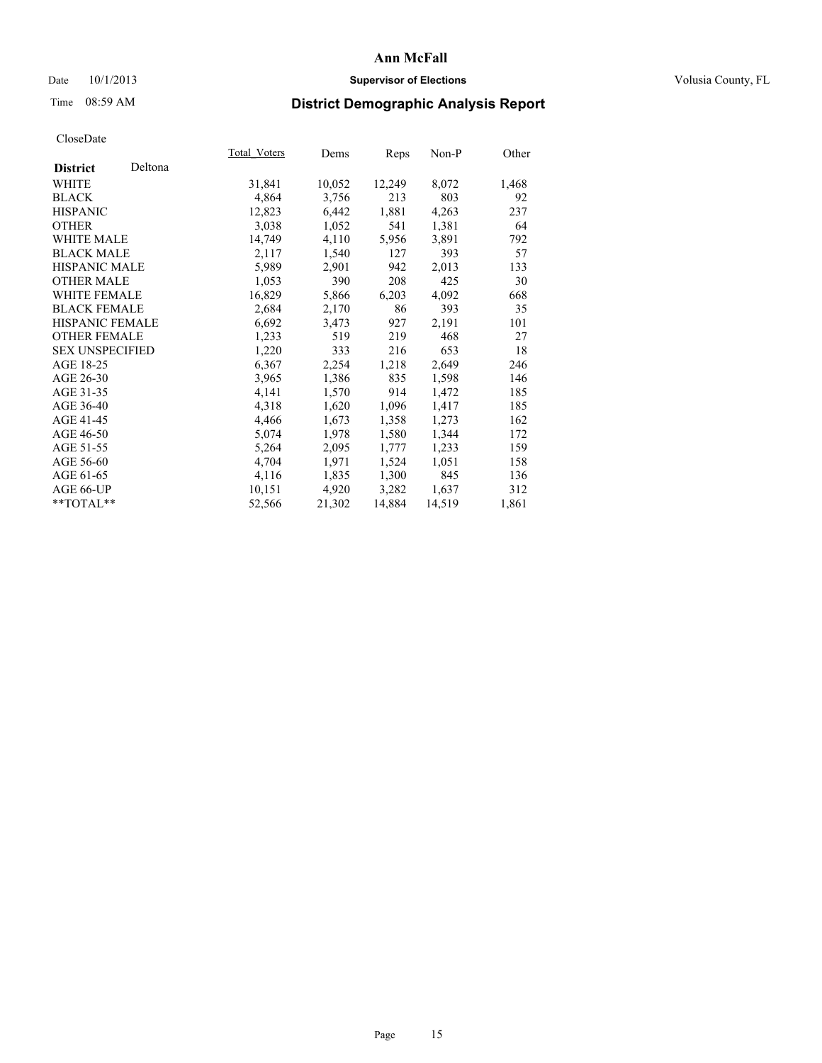# Ann McFall

Date 10/1/2013 **Supervisor of Elections** Volusia County, FL

Time 08:59 AM **District Demographic Analysis Report**

CloseDate

| **District** Deltona | Total_Voters | Dems | Reps | Non-P | Other |
|---|---|---|---|---|---|
| WHITE | 31,841 | 10,052 | 12,249 | 8,072 | 1,468 |
| BLACK | 4,864 | 3,756 | 213 | 803 | 92 |
| HISPANIC | 12,823 | 6,442 | 1,881 | 4,263 | 237 |
| OTHER | 3,038 | 1,052 | 541 | 1,381 | 64 |
| WHITE MALE | 14,749 | 4,110 | 5,956 | 3,891 | 792 |
| BLACK MALE | 2,117 | 1,540 | 127 | 393 | 57 |
| HISPANIC MALE | 5,989 | 2,901 | 942 | 2,013 | 133 |
| OTHER MALE | 1,053 | 390 | 208 | 425 | 30 |
| WHITE FEMALE | 16,829 | 5,866 | 6,203 | 4,092 | 668 |
| BLACK FEMALE | 2,684 | 2,170 | 86 | 393 | 35 |
| HISPANIC FEMALE | 6,692 | 3,473 | 927 | 2,191 | 101 |
| OTHER FEMALE | 1,233 | 519 | 219 | 468 | 27 |
| SEX UNSPECIFIED | 1,220 | 333 | 216 | 653 | 18 |
| AGE 18-25 | 6,367 | 2,254 | 1,218 | 2,649 | 246 |
| AGE 26-30 | 3,965 | 1,386 | 835 | 1,598 | 146 |
| AGE 31-35 | 4,141 | 1,570 | 914 | 1,472 | 185 |
| AGE 36-40 | 4,318 | 1,620 | 1,096 | 1,417 | 185 |
| AGE 41-45 | 4,466 | 1,673 | 1,358 | 1,273 | 162 |
| AGE 46-50 | 5,074 | 1,978 | 1,580 | 1,344 | 172 |
| AGE 51-55 | 5,264 | 2,095 | 1,777 | 1,233 | 159 |
| AGE 56-60 | 4,704 | 1,971 | 1,524 | 1,051 | 158 |
| AGE 61-65 | 4,116 | 1,835 | 1,300 | 845 | 136 |
| AGE 66-UP | 10,151 | 4,920 | 3,282 | 1,637 | 312 |
| **TOTAL** | 52,566 | 21,302 | 14,884 | 14,519 | 1,861 |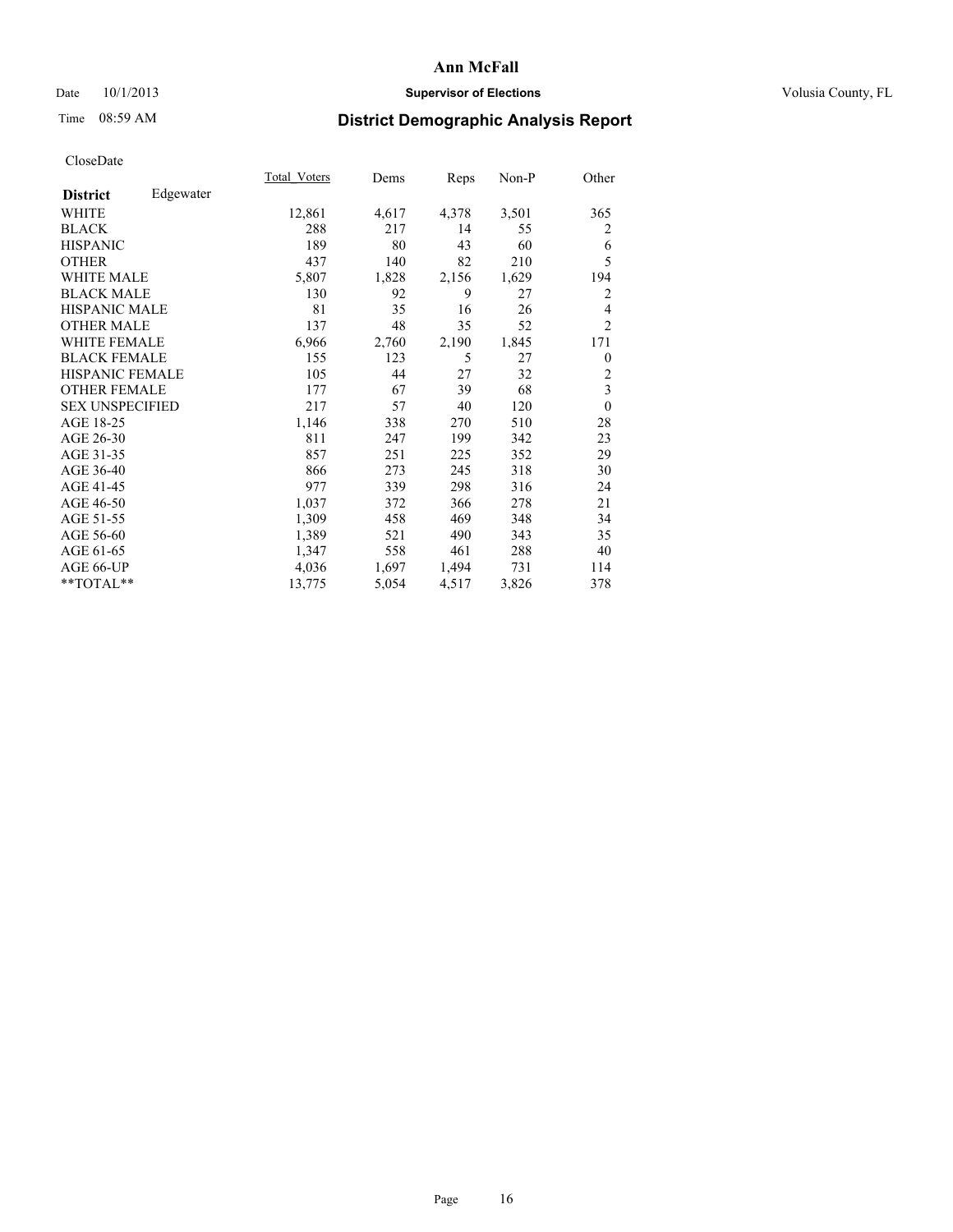# Ann McFall

Date 10/1/2013 **Supervisor of Elections** Volusia County, FL

Time 08:59 AM **District Demographic Analysis Report**

CloseDate

| **District** Edgewater | Total_Voters | Dems | Reps | Non-P | Other |
|---|---|---|---|---|---|
| WHITE | 12,861 | 4,617 | 4,378 | 3,501 | 365 |
| BLACK | 288 | 217 | 14 | 55 | 2 |
| HISPANIC | 189 | 80 | 43 | 60 | 6 |
| OTHER | 437 | 140 | 82 | 210 | 5 |
| WHITE MALE | 5,807 | 1,828 | 2,156 | 1,629 | 194 |
| BLACK MALE | 130 | 92 | 9 | 27 | 2 |
| HISPANIC MALE | 81 | 35 | 16 | 26 | 4 |
| OTHER MALE | 137 | 48 | 35 | 52 | 2 |
| WHITE FEMALE | 6,966 | 2,760 | 2,190 | 1,845 | 171 |
| BLACK FEMALE | 155 | 123 | 5 | 27 | 0 |
| HISPANIC FEMALE | 105 | 44 | 27 | 32 | 2 |
| OTHER FEMALE | 177 | 67 | 39 | 68 | 3 |
| SEX UNSPECIFIED | 217 | 57 | 40 | 120 | 0 |
| AGE 18-25 | 1,146 | 338 | 270 | 510 | 28 |
| AGE 26-30 | 811 | 247 | 199 | 342 | 23 |
| AGE 31-35 | 857 | 251 | 225 | 352 | 29 |
| AGE 36-40 | 866 | 273 | 245 | 318 | 30 |
| AGE 41-45 | 977 | 339 | 298 | 316 | 24 |
| AGE 46-50 | 1,037 | 372 | 366 | 278 | 21 |
| AGE 51-55 | 1,309 | 458 | 469 | 348 | 34 |
| AGE 56-60 | 1,389 | 521 | 490 | 343 | 35 |
| AGE 61-65 | 1,347 | 558 | 461 | 288 | 40 |
| AGE 66-UP | 4,036 | 1,697 | 1,494 | 731 | 114 |
| **TOTAL** | 13,775 | 5,054 | 4,517 | 3,826 | 378 |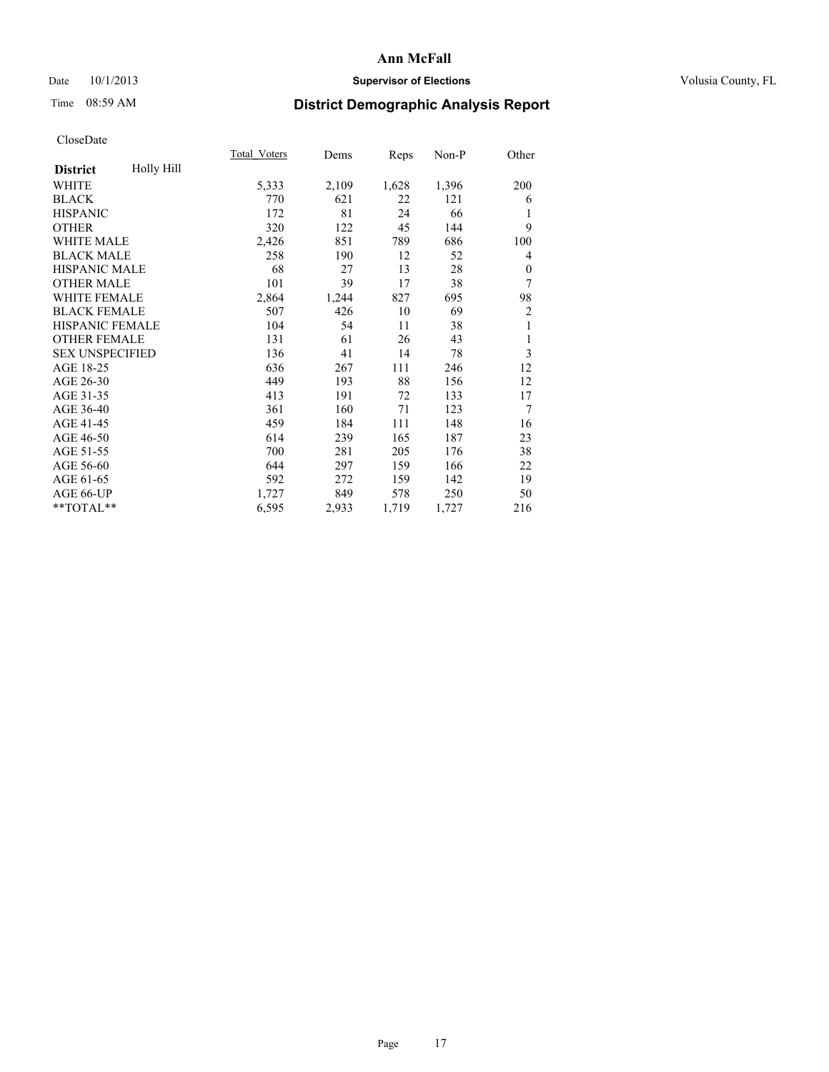# Ann McFall

Date 10/1/2013 **Supervisor of Elections** Volusia County, FL

Time 08:59 AM **District Demographic Analysis Report**

CloseDate

| **District** Holly Hill | Total_Voters | Dems | Reps | Non-P | Other |
|---|---|---|---|---|---|
| WHITE | 5,333 | 2,109 | 1,628 | 1,396 | 200 |
| BLACK | 770 | 621 | 22 | 121 | 6 |
| HISPANIC | 172 | 81 | 24 | 66 | 1 |
| OTHER | 320 | 122 | 45 | 144 | 9 |
| WHITE MALE | 2,426 | 851 | 789 | 686 | 100 |
| BLACK MALE | 258 | 190 | 12 | 52 | 4 |
| HISPANIC MALE | 68 | 27 | 13 | 28 | 0 |
| OTHER MALE | 101 | 39 | 17 | 38 | 7 |
| WHITE FEMALE | 2,864 | 1,244 | 827 | 695 | 98 |
| BLACK FEMALE | 507 | 426 | 10 | 69 | 2 |
| HISPANIC FEMALE | 104 | 54 | 11 | 38 | 1 |
| OTHER FEMALE | 131 | 61 | 26 | 43 | 1 |
| SEX UNSPECIFIED | 136 | 41 | 14 | 78 | 3 |
| AGE 18-25 | 636 | 267 | 111 | 246 | 12 |
| AGE 26-30 | 449 | 193 | 88 | 156 | 12 |
| AGE 31-35 | 413 | 191 | 72 | 133 | 17 |
| AGE 36-40 | 361 | 160 | 71 | 123 | 7 |
| AGE 41-45 | 459 | 184 | 111 | 148 | 16 |
| AGE 46-50 | 614 | 239 | 165 | 187 | 23 |
| AGE 51-55 | 700 | 281 | 205 | 176 | 38 |
| AGE 56-60 | 644 | 297 | 159 | 166 | 22 |
| AGE 61-65 | 592 | 272 | 159 | 142 | 19 |
| AGE 66-UP | 1,727 | 849 | 578 | 250 | 50 |
| **TOTAL** | 6,595 | 2,933 | 1,719 | 1,727 | 216 |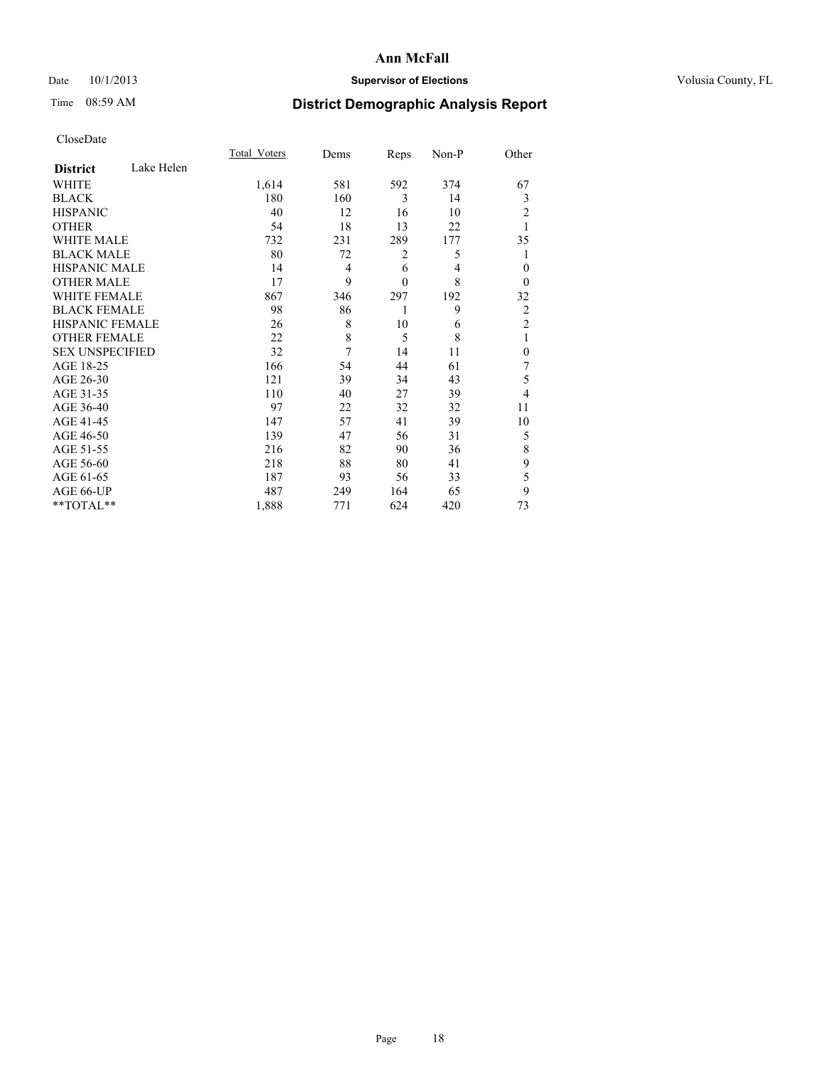# Ann McFall

Date 10/1/2013 **Supervisor of Elections** Volusia County, FL

Time 08:59 AM

## District Demographic Analysis Report

CloseDate

| **District** Lake Helen | Total_Voters | Dems | Reps | Non-P | Other |
|---|---|---|---|---|---|
| WHITE | 1,614 | 581 | 592 | 374 | 67 |
| BLACK | 180 | 160 | 3 | 14 | 3 |
| HISPANIC | 40 | 12 | 16 | 10 | 2 |
| OTHER | 54 | 18 | 13 | 22 | 1 |
| WHITE MALE | 732 | 231 | 289 | 177 | 35 |
| BLACK MALE | 80 | 72 | 2 | 5 | 1 |
| HISPANIC MALE | 14 | 4 | 6 | 4 | 0 |
| OTHER MALE | 17 | 9 | 0 | 8 | 0 |
| WHITE FEMALE | 867 | 346 | 297 | 192 | 32 |
| BLACK FEMALE | 98 | 86 | 1 | 9 | 2 |
| HISPANIC FEMALE | 26 | 8 | 10 | 6 | 2 |
| OTHER FEMALE | 22 | 8 | 5 | 8 | 1 |
| SEX UNSPECIFIED | 32 | 7 | 14 | 11 | 0 |
| AGE 18-25 | 166 | 54 | 44 | 61 | 7 |
| AGE 26-30 | 121 | 39 | 34 | 43 | 5 |
| AGE 31-35 | 110 | 40 | 27 | 39 | 4 |
| AGE 36-40 | 97 | 22 | 32 | 32 | 11 |
| AGE 41-45 | 147 | 57 | 41 | 39 | 10 |
| AGE 46-50 | 139 | 47 | 56 | 31 | 5 |
| AGE 51-55 | 216 | 82 | 90 | 36 | 8 |
| AGE 56-60 | 218 | 88 | 80 | 41 | 9 |
| AGE 61-65 | 187 | 93 | 56 | 33 | 5 |
| AGE 66-UP | 487 | 249 | 164 | 65 | 9 |
| **TOTAL** | 1,888 | 771 | 624 | 420 | 73 |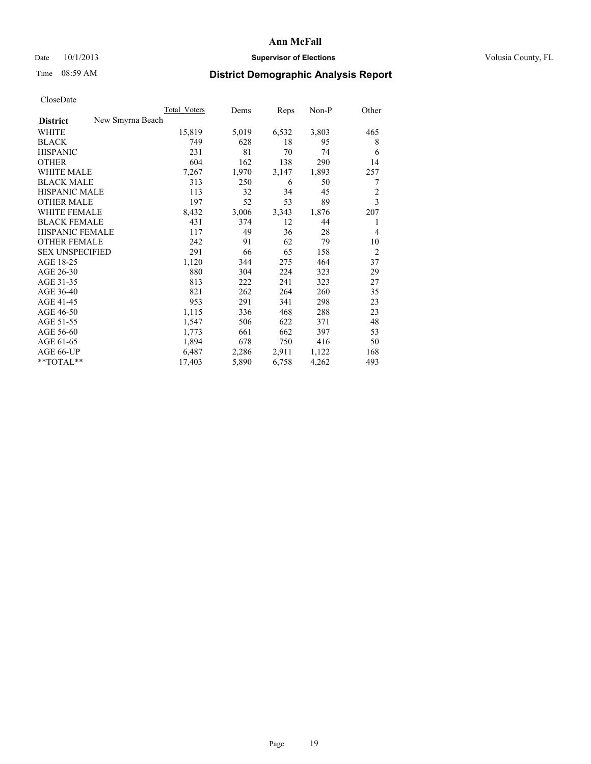# Ann McFall

Date 10/1/2013 **Supervisor of Elections** Volusia County, FL

Time 08:59 AM **District Demographic Analysis Report**

CloseDate

| | Total_Voters | Dems | Reps | Non-P | Other |
|---|---|---|---|---|---|
| **District** New Smyrna Beach | | | | | |
| WHITE | 15,819 | 5,019 | 6,532 | 3,803 | 465 |
| BLACK | 749 | 628 | 18 | 95 | 8 |
| HISPANIC | 231 | 81 | 70 | 74 | 6 |
| OTHER | 604 | 162 | 138 | 290 | 14 |
| WHITE MALE | 7,267 | 1,970 | 3,147 | 1,893 | 257 |
| BLACK MALE | 313 | 250 | 6 | 50 | 7 |
| HISPANIC MALE | 113 | 32 | 34 | 45 | 2 |
| OTHER MALE | 197 | 52 | 53 | 89 | 3 |
| WHITE FEMALE | 8,432 | 3,006 | 3,343 | 1,876 | 207 |
| BLACK FEMALE | 431 | 374 | 12 | 44 | 1 |
| HISPANIC FEMALE | 117 | 49 | 36 | 28 | 4 |
| OTHER FEMALE | 242 | 91 | 62 | 79 | 10 |
| SEX UNSPECIFIED | 291 | 66 | 65 | 158 | 2 |
| AGE 18-25 | 1,120 | 344 | 275 | 464 | 37 |
| AGE 26-30 | 880 | 304 | 224 | 323 | 29 |
| AGE 31-35 | 813 | 222 | 241 | 323 | 27 |
| AGE 36-40 | 821 | 262 | 264 | 260 | 35 |
| AGE 41-45 | 953 | 291 | 341 | 298 | 23 |
| AGE 46-50 | 1,115 | 336 | 468 | 288 | 23 |
| AGE 51-55 | 1,547 | 506 | 622 | 371 | 48 |
| AGE 56-60 | 1,773 | 661 | 662 | 397 | 53 |
| AGE 61-65 | 1,894 | 678 | 750 | 416 | 50 |
| AGE 66-UP | 6,487 | 2,286 | 2,911 | 1,122 | 168 |
| **TOTAL** | 17,403 | 5,890 | 6,758 | 4,262 | 493 |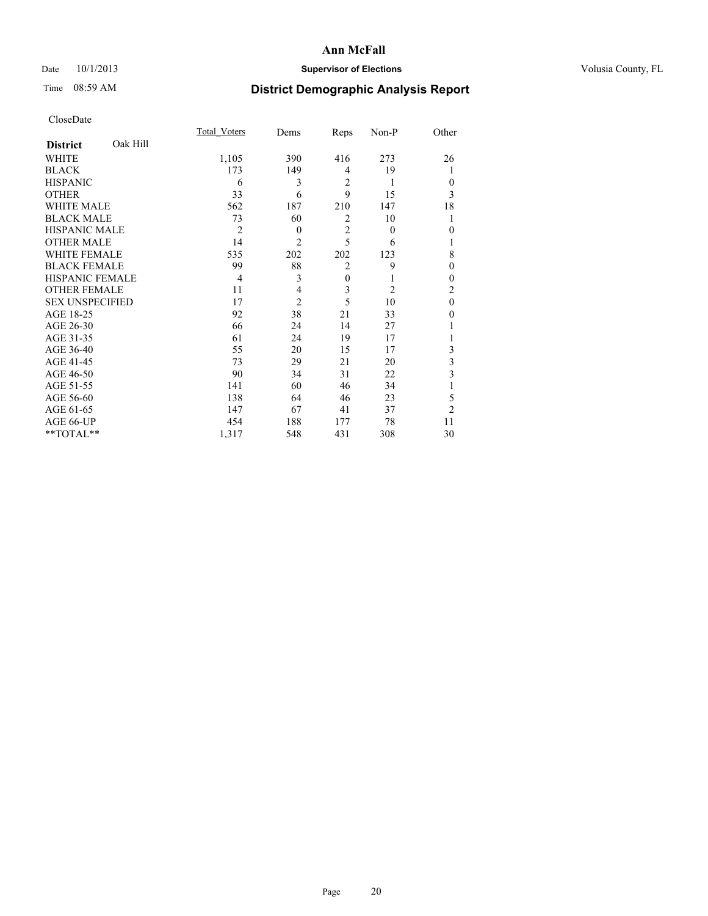# Ann McFall

Date 10/1/2013 **Supervisor of Elections** Volusia County, FL

Time 08:59 AM **District Demographic Analysis Report**

CloseDate

| **District** Oak Hill | Total_Voters | Dems | Reps | Non-P | Other |
|---|---|---|---|---|---|
| WHITE | 1,105 | 390 | 416 | 273 | 26 |
| BLACK | 173 | 149 | 4 | 19 | 1 |
| HISPANIC | 6 | 3 | 2 | 1 | 0 |
| OTHER | 33 | 6 | 9 | 15 | 3 |
| WHITE MALE | 562 | 187 | 210 | 147 | 18 |
| BLACK MALE | 73 | 60 | 2 | 10 | 1 |
| HISPANIC MALE | 2 | 0 | 2 | 0 | 0 |
| OTHER MALE | 14 | 2 | 5 | 6 | 1 |
| WHITE FEMALE | 535 | 202 | 202 | 123 | 8 |
| BLACK FEMALE | 99 | 88 | 2 | 9 | 0 |
| HISPANIC FEMALE | 4 | 3 | 0 | 1 | 0 |
| OTHER FEMALE | 11 | 4 | 3 | 2 | 2 |
| SEX UNSPECIFIED | 17 | 2 | 5 | 10 | 0 |
| AGE 18-25 | 92 | 38 | 21 | 33 | 0 |
| AGE 26-30 | 66 | 24 | 14 | 27 | 1 |
| AGE 31-35 | 61 | 24 | 19 | 17 | 1 |
| AGE 36-40 | 55 | 20 | 15 | 17 | 3 |
| AGE 41-45 | 73 | 29 | 21 | 20 | 3 |
| AGE 46-50 | 90 | 34 | 31 | 22 | 3 |
| AGE 51-55 | 141 | 60 | 46 | 34 | 1 |
| AGE 56-60 | 138 | 64 | 46 | 23 | 5 |
| AGE 61-65 | 147 | 67 | 41 | 37 | 2 |
| AGE 66-UP | 454 | 188 | 177 | 78 | 11 |
| **TOTAL** | 1,317 | 548 | 431 | 308 | 30 |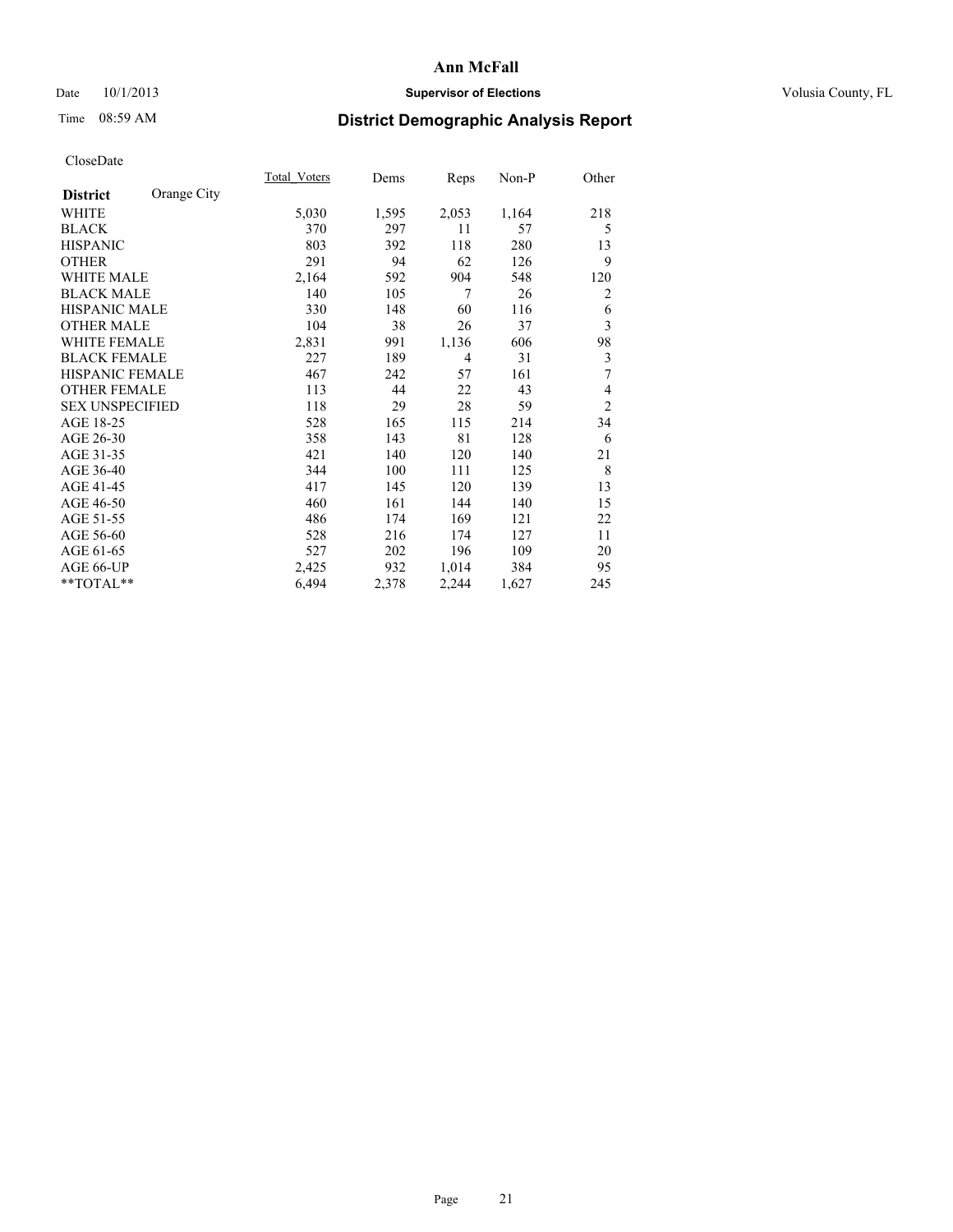# Ann McFall

Date 10/1/2013 **Supervisor of Elections** Volusia County, FL

Time 08:59 AM **District Demographic Analysis Report**

CloseDate

| **District** Orange City | Total Voters | Dems | Reps | Non-P | Other |
|---|---|---|---|---|---|
| WHITE | 5,030 | 1,595 | 2,053 | 1,164 | 218 |
| BLACK | 370 | 297 | 11 | 57 | 5 |
| HISPANIC | 803 | 392 | 118 | 280 | 13 |
| OTHER | 291 | 94 | 62 | 126 | 9 |
| WHITE MALE | 2,164 | 592 | 904 | 548 | 120 |
| BLACK MALE | 140 | 105 | 7 | 26 | 2 |
| HISPANIC MALE | 330 | 148 | 60 | 116 | 6 |
| OTHER MALE | 104 | 38 | 26 | 37 | 3 |
| WHITE FEMALE | 2,831 | 991 | 1,136 | 606 | 98 |
| BLACK FEMALE | 227 | 189 | 4 | 31 | 3 |
| HISPANIC FEMALE | 467 | 242 | 57 | 161 | 7 |
| OTHER FEMALE | 113 | 44 | 22 | 43 | 4 |
| SEX UNSPECIFIED | 118 | 29 | 28 | 59 | 2 |
| AGE 18-25 | 528 | 165 | 115 | 214 | 34 |
| AGE 26-30 | 358 | 143 | 81 | 128 | 6 |
| AGE 31-35 | 421 | 140 | 120 | 140 | 21 |
| AGE 36-40 | 344 | 100 | 111 | 125 | 8 |
| AGE 41-45 | 417 | 145 | 120 | 139 | 13 |
| AGE 46-50 | 460 | 161 | 144 | 140 | 15 |
| AGE 51-55 | 486 | 174 | 169 | 121 | 22 |
| AGE 56-60 | 528 | 216 | 174 | 127 | 11 |
| AGE 61-65 | 527 | 202 | 196 | 109 | 20 |
| AGE 66-UP | 2,425 | 932 | 1,014 | 384 | 95 |
| **TOTAL** | 6,494 | 2,378 | 2,244 | 1,627 | 245 |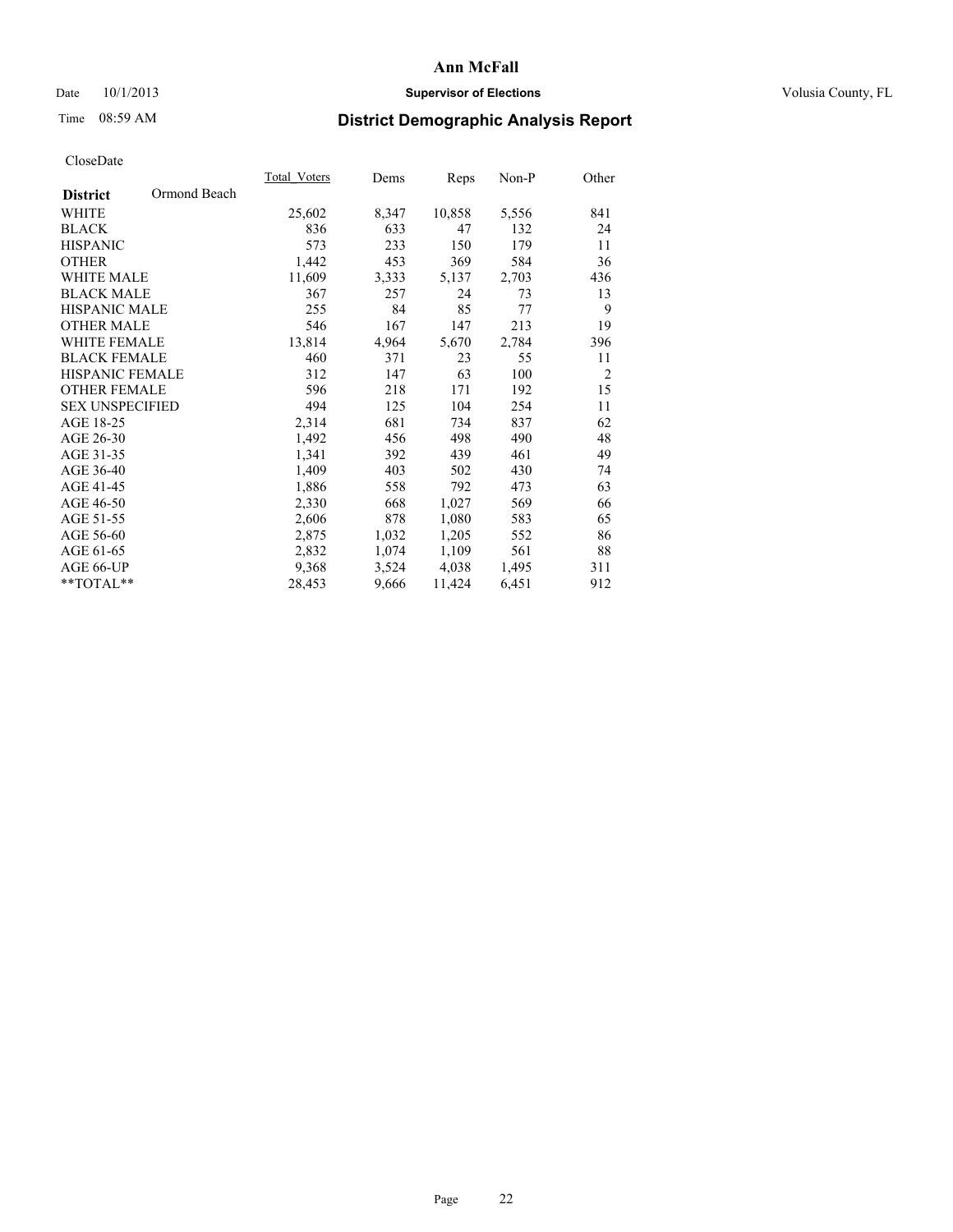# Ann McFall

Date 10/1/2013 **Supervisor of Elections** Volusia County, FL

Time 08:59 AM **District Demographic Analysis Report**

CloseDate

| **District** Ormond Beach | Total_Voters | Dems | Reps | Non-P | Other |
|---|---|---|---|---|---|
| WHITE | 25,602 | 8,347 | 10,858 | 5,556 | 841 |
| BLACK | 836 | 633 | 47 | 132 | 24 |
| HISPANIC | 573 | 233 | 150 | 179 | 11 |
| OTHER | 1,442 | 453 | 369 | 584 | 36 |
| WHITE MALE | 11,609 | 3,333 | 5,137 | 2,703 | 436 |
| BLACK MALE | 367 | 257 | 24 | 73 | 13 |
| HISPANIC MALE | 255 | 84 | 85 | 77 | 9 |
| OTHER MALE | 546 | 167 | 147 | 213 | 19 |
| WHITE FEMALE | 13,814 | 4,964 | 5,670 | 2,784 | 396 |
| BLACK FEMALE | 460 | 371 | 23 | 55 | 11 |
| HISPANIC FEMALE | 312 | 147 | 63 | 100 | 2 |
| OTHER FEMALE | 596 | 218 | 171 | 192 | 15 |
| SEX UNSPECIFIED | 494 | 125 | 104 | 254 | 11 |
| AGE 18-25 | 2,314 | 681 | 734 | 837 | 62 |
| AGE 26-30 | 1,492 | 456 | 498 | 490 | 48 |
| AGE 31-35 | 1,341 | 392 | 439 | 461 | 49 |
| AGE 36-40 | 1,409 | 403 | 502 | 430 | 74 |
| AGE 41-45 | 1,886 | 558 | 792 | 473 | 63 |
| AGE 46-50 | 2,330 | 668 | 1,027 | 569 | 66 |
| AGE 51-55 | 2,606 | 878 | 1,080 | 583 | 65 |
| AGE 56-60 | 2,875 | 1,032 | 1,205 | 552 | 86 |
| AGE 61-65 | 2,832 | 1,074 | 1,109 | 561 | 88 |
| AGE 66-UP | 9,368 | 3,524 | 4,038 | 1,495 | 311 |
| **TOTAL** | 28,453 | 9,666 | 11,424 | 6,451 | 912 |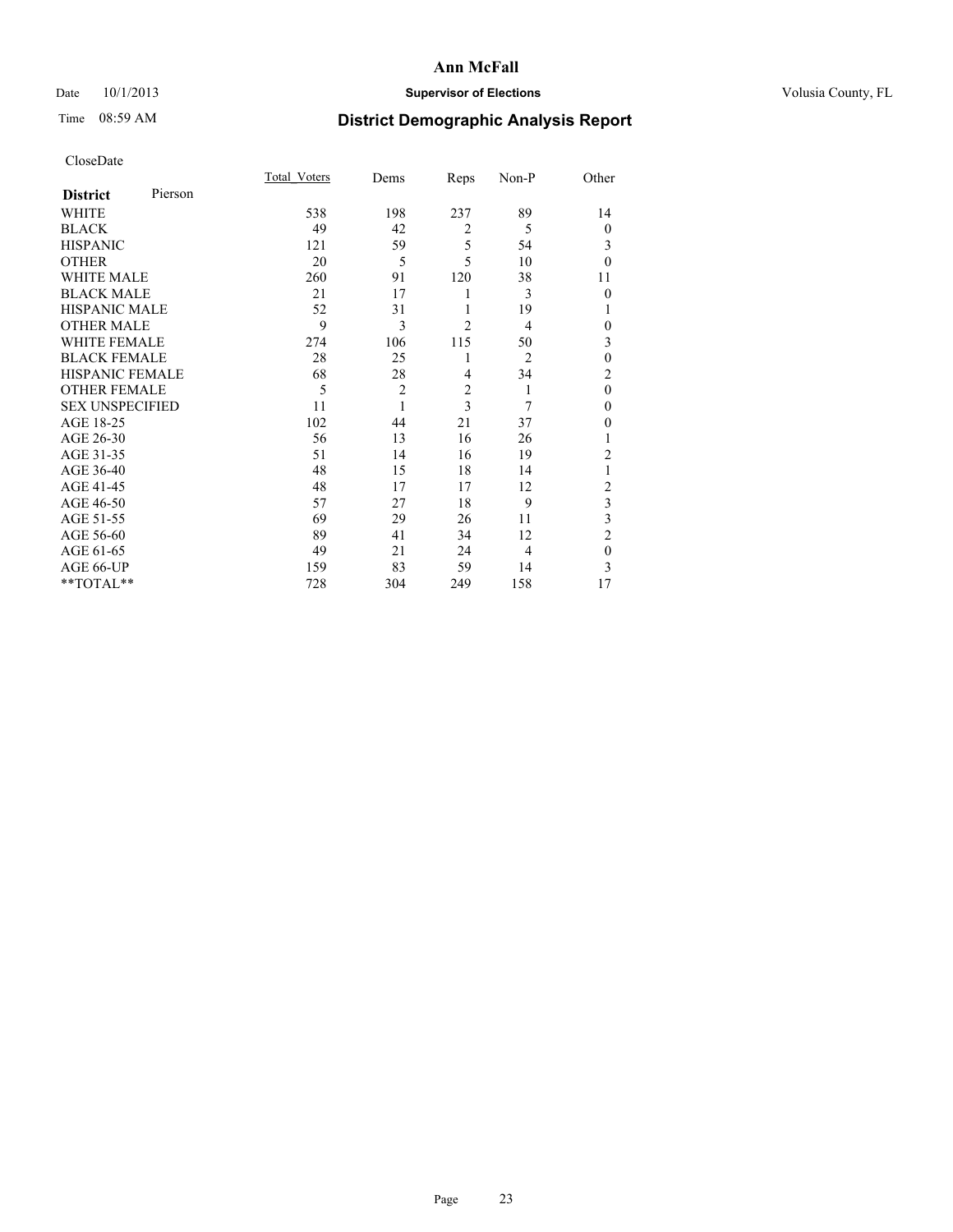# Ann McFall

Date 10/1/2013 **Supervisor of Elections** Volusia County, FL

Time 08:59 AM **District Demographic Analysis Report**

CloseDate

| **District** Pierson | Total_Voters | Dems | Reps | Non-P | Other |
|---|---|---|---|---|---|
| WHITE | 538 | 198 | 237 | 89 | 14 |
| BLACK | 49 | 42 | 2 | 5 | 0 |
| HISPANIC | 121 | 59 | 5 | 54 | 3 |
| OTHER | 20 | 5 | 5 | 10 | 0 |
| WHITE MALE | 260 | 91 | 120 | 38 | 11 |
| BLACK MALE | 21 | 17 | 1 | 3 | 0 |
| HISPANIC MALE | 52 | 31 | 1 | 19 | 1 |
| OTHER MALE | 9 | 3 | 2 | 4 | 0 |
| WHITE FEMALE | 274 | 106 | 115 | 50 | 3 |
| BLACK FEMALE | 28 | 25 | 1 | 2 | 0 |
| HISPANIC FEMALE | 68 | 28 | 4 | 34 | 2 |
| OTHER FEMALE | 5 | 2 | 2 | 1 | 0 |
| SEX UNSPECIFIED | 11 | 1 | 3 | 7 | 0 |
| AGE 18-25 | 102 | 44 | 21 | 37 | 0 |
| AGE 26-30 | 56 | 13 | 16 | 26 | 1 |
| AGE 31-35 | 51 | 14 | 16 | 19 | 2 |
| AGE 36-40 | 48 | 15 | 18 | 14 | 1 |
| AGE 41-45 | 48 | 17 | 17 | 12 | 2 |
| AGE 46-50 | 57 | 27 | 18 | 9 | 3 |
| AGE 51-55 | 69 | 29 | 26 | 11 | 3 |
| AGE 56-60 | 89 | 41 | 34 | 12 | 2 |
| AGE 61-65 | 49 | 21 | 24 | 4 | 0 |
| AGE 66-UP | 159 | 83 | 59 | 14 | 3 |
| **TOTAL** | 728 | 304 | 249 | 158 | 17 |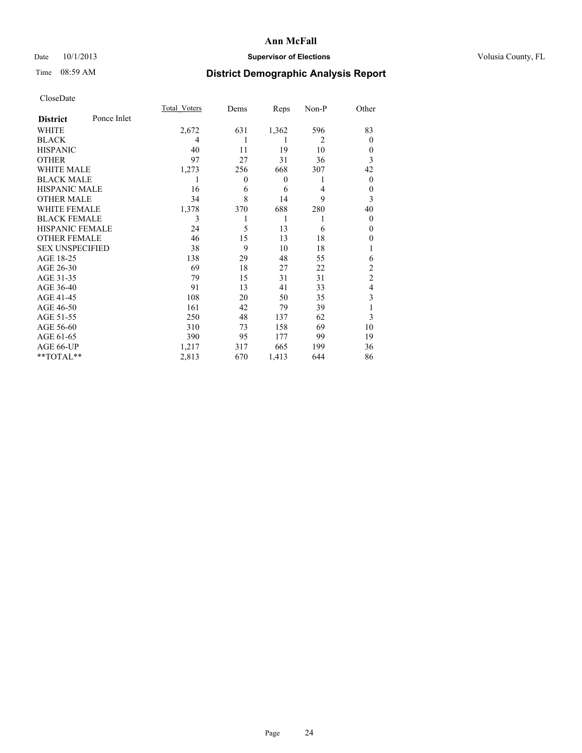# Ann McFall

Date 10/1/2013

**Supervisor of Elections**

Volusia County, FL

Time 08:59 AM

## District Demographic Analysis Report

CloseDate

| District | Ponce Inlet | Total_Voters | Dems | Reps | Non-P | Other |
|---|---|---|---|---|---|---|
| WHITE | | 2,672 | 631 | 1,362 | 596 | 83 |
| BLACK | | 4 | 1 | 1 | 2 | 0 |
| HISPANIC | | 40 | 11 | 19 | 10 | 0 |
| OTHER | | 97 | 27 | 31 | 36 | 3 |
| WHITE MALE | | 1,273 | 256 | 668 | 307 | 42 |
| BLACK MALE | | 1 | 0 | 0 | 1 | 0 |
| HISPANIC MALE | | 16 | 6 | 6 | 4 | 0 |
| OTHER MALE | | 34 | 8 | 14 | 9 | 3 |
| WHITE FEMALE | | 1,378 | 370 | 688 | 280 | 40 |
| BLACK FEMALE | | 3 | 1 | 1 | 1 | 0 |
| HISPANIC FEMALE | | 24 | 5 | 13 | 6 | 0 |
| OTHER FEMALE | | 46 | 15 | 13 | 18 | 0 |
| SEX UNSPECIFIED | | 38 | 9 | 10 | 18 | 1 |
| AGE 18-25 | | 138 | 29 | 48 | 55 | 6 |
| AGE 26-30 | | 69 | 18 | 27 | 22 | 2 |
| AGE 31-35 | | 79 | 15 | 31 | 31 | 2 |
| AGE 36-40 | | 91 | 13 | 41 | 33 | 4 |
| AGE 41-45 | | 108 | 20 | 50 | 35 | 3 |
| AGE 46-50 | | 161 | 42 | 79 | 39 | 1 |
| AGE 51-55 | | 250 | 48 | 137 | 62 | 3 |
| AGE 56-60 | | 310 | 73 | 158 | 69 | 10 |
| AGE 61-65 | | 390 | 95 | 177 | 99 | 19 |
| AGE 66-UP | | 1,217 | 317 | 665 | 199 | 36 |
| **TOTAL** | | 2,813 | 670 | 1,413 | 644 | 86 |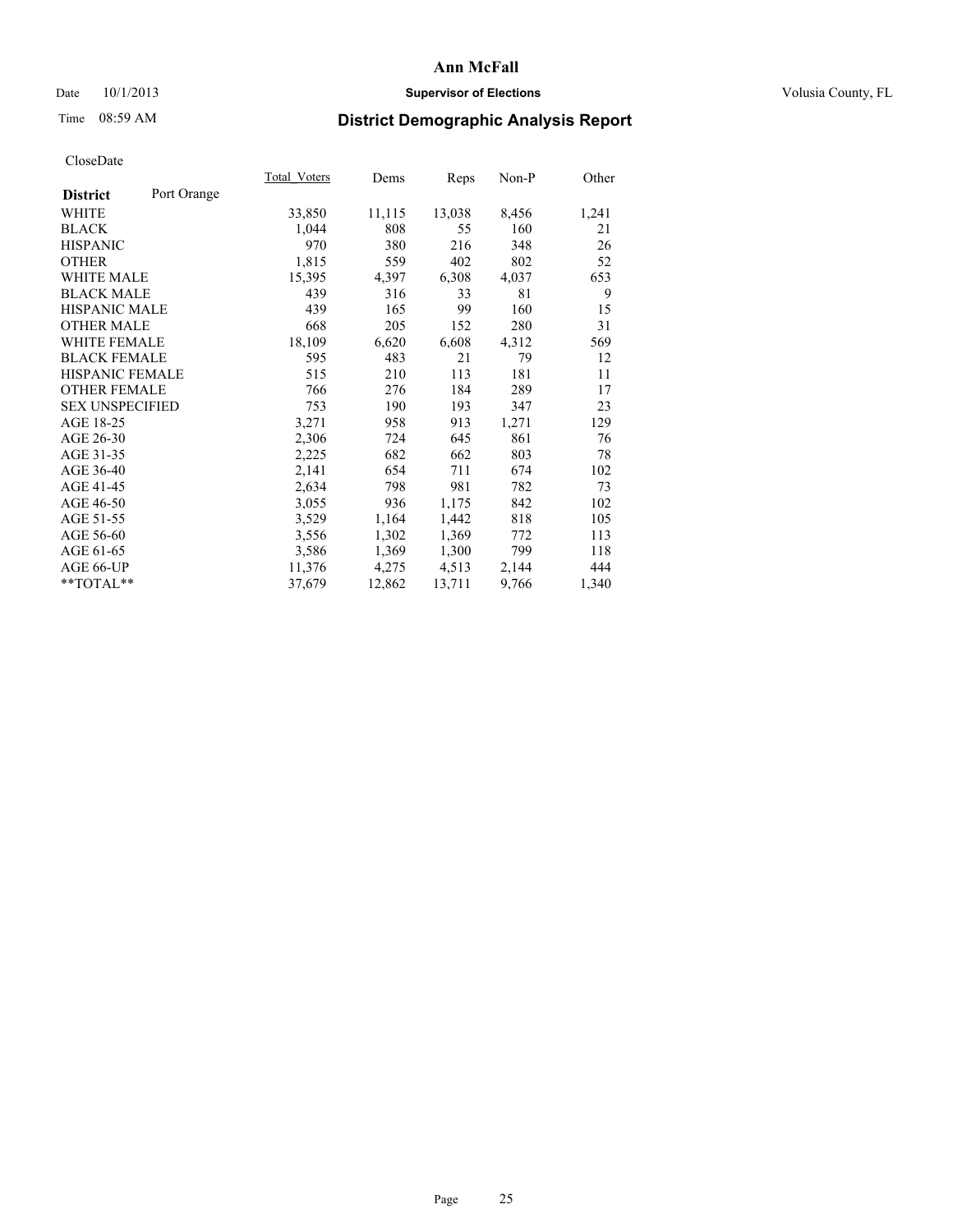# Ann McFall

Date 10/1/2013 **Supervisor of Elections** Volusia County, FL

Time 08:59 AM

## District Demographic Analysis Report

CloseDate

| **District** Port Orange | Total_Voters | Dems | Reps | Non-P | Other |
|---|---|---|---|---|---|
| WHITE | 33,850 | 11,115 | 13,038 | 8,456 | 1,241 |
| BLACK | 1,044 | 808 | 55 | 160 | 21 |
| HISPANIC | 970 | 380 | 216 | 348 | 26 |
| OTHER | 1,815 | 559 | 402 | 802 | 52 |
| WHITE MALE | 15,395 | 4,397 | 6,308 | 4,037 | 653 |
| BLACK MALE | 439 | 316 | 33 | 81 | 9 |
| HISPANIC MALE | 439 | 165 | 99 | 160 | 15 |
| OTHER MALE | 668 | 205 | 152 | 280 | 31 |
| WHITE FEMALE | 18,109 | 6,620 | 6,608 | 4,312 | 569 |
| BLACK FEMALE | 595 | 483 | 21 | 79 | 12 |
| HISPANIC FEMALE | 515 | 210 | 113 | 181 | 11 |
| OTHER FEMALE | 766 | 276 | 184 | 289 | 17 |
| SEX UNSPECIFIED | 753 | 190 | 193 | 347 | 23 |
| AGE 18-25 | 3,271 | 958 | 913 | 1,271 | 129 |
| AGE 26-30 | 2,306 | 724 | 645 | 861 | 76 |
| AGE 31-35 | 2,225 | 682 | 662 | 803 | 78 |
| AGE 36-40 | 2,141 | 654 | 711 | 674 | 102 |
| AGE 41-45 | 2,634 | 798 | 981 | 782 | 73 |
| AGE 46-50 | 3,055 | 936 | 1,175 | 842 | 102 |
| AGE 51-55 | 3,529 | 1,164 | 1,442 | 818 | 105 |
| AGE 56-60 | 3,556 | 1,302 | 1,369 | 772 | 113 |
| AGE 61-65 | 3,586 | 1,369 | 1,300 | 799 | 118 |
| AGE 66-UP | 11,376 | 4,275 | 4,513 | 2,144 | 444 |
| **TOTAL** | 37,679 | 12,862 | 13,711 | 9,766 | 1,340 |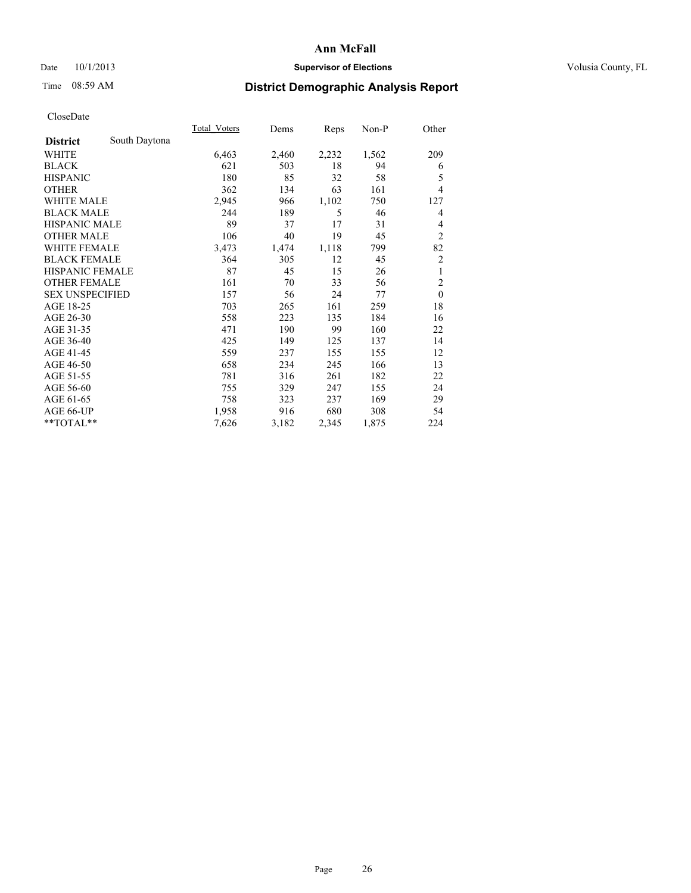# Ann McFall

Date 10/1/2013 **Supervisor of Elections** Volusia County, FL

Time 08:59 AM **District Demographic Analysis Report**

CloseDate

| **District** South Daytona | Total_Voters | Dems | Reps | Non-P | Other |
|---|---|---|---|---|---|
| WHITE | 6,463 | 2,460 | 2,232 | 1,562 | 209 |
| BLACK | 621 | 503 | 18 | 94 | 6 |
| HISPANIC | 180 | 85 | 32 | 58 | 5 |
| OTHER | 362 | 134 | 63 | 161 | 4 |
| WHITE MALE | 2,945 | 966 | 1,102 | 750 | 127 |
| BLACK MALE | 244 | 189 | 5 | 46 | 4 |
| HISPANIC MALE | 89 | 37 | 17 | 31 | 4 |
| OTHER MALE | 106 | 40 | 19 | 45 | 2 |
| WHITE FEMALE | 3,473 | 1,474 | 1,118 | 799 | 82 |
| BLACK FEMALE | 364 | 305 | 12 | 45 | 2 |
| HISPANIC FEMALE | 87 | 45 | 15 | 26 | 1 |
| OTHER FEMALE | 161 | 70 | 33 | 56 | 2 |
| SEX UNSPECIFIED | 157 | 56 | 24 | 77 | 0 |
| AGE 18-25 | 703 | 265 | 161 | 259 | 18 |
| AGE 26-30 | 558 | 223 | 135 | 184 | 16 |
| AGE 31-35 | 471 | 190 | 99 | 160 | 22 |
| AGE 36-40 | 425 | 149 | 125 | 137 | 14 |
| AGE 41-45 | 559 | 237 | 155 | 155 | 12 |
| AGE 46-50 | 658 | 234 | 245 | 166 | 13 |
| AGE 51-55 | 781 | 316 | 261 | 182 | 22 |
| AGE 56-60 | 755 | 329 | 247 | 155 | 24 |
| AGE 61-65 | 758 | 323 | 237 | 169 | 29 |
| AGE 66-UP | 1,958 | 916 | 680 | 308 | 54 |
| **TOTAL** | 7,626 | 3,182 | 2,345 | 1,875 | 224 |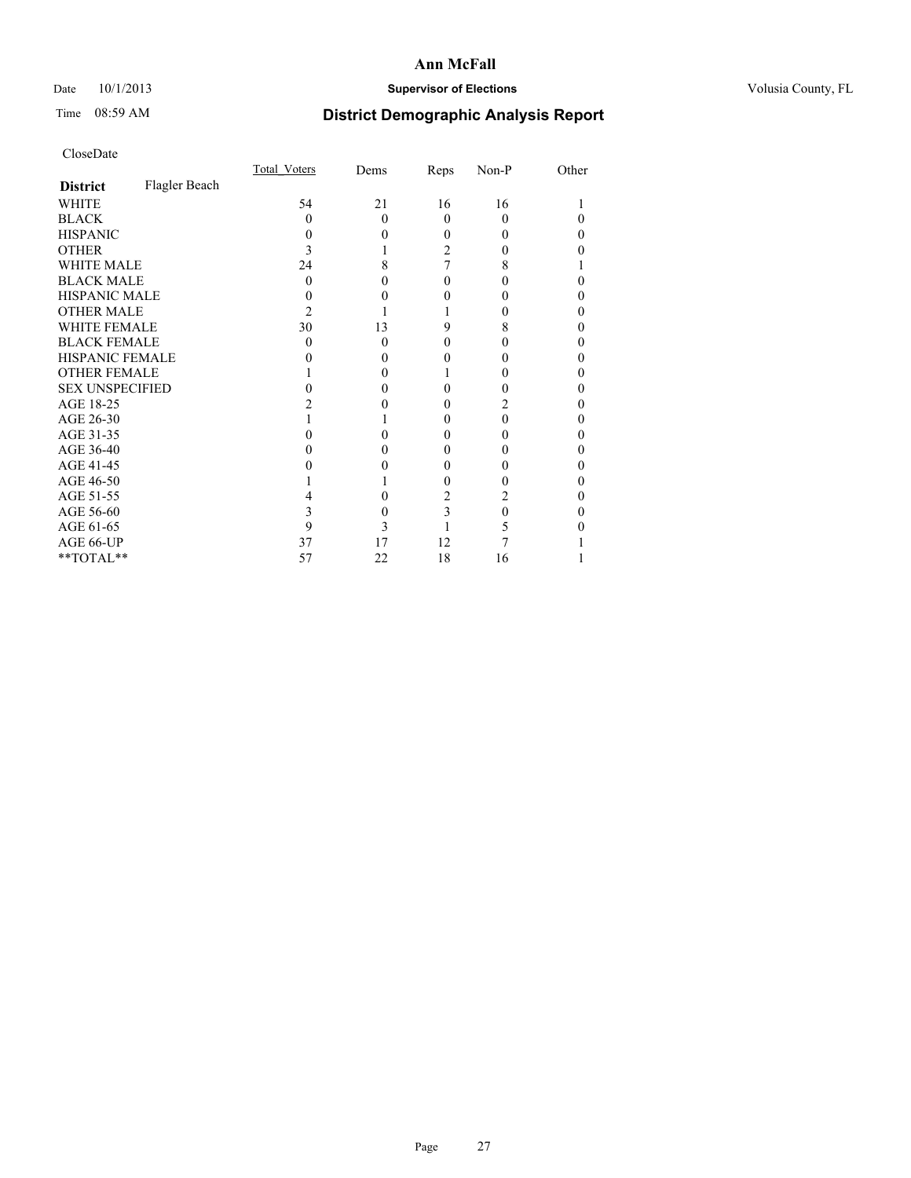# Ann McFall

Date 10/1/2013 **Supervisor of Elections** Volusia County, FL

Time 08:59 AM

## District Demographic Analysis Report

CloseDate

| | Total_Voters | Dems | Reps | Non-P | Other |
|---|---|---|---|---|---|
| **District** Flagler Beach | | | | | |
| WHITE | 54 | 21 | 16 | 16 | 1 |
| BLACK | 0 | 0 | 0 | 0 | 0 |
| HISPANIC | 0 | 0 | 0 | 0 | 0 |
| OTHER | 3 | 1 | 2 | 0 | 0 |
| WHITE MALE | 24 | 8 | 7 | 8 | 1 |
| BLACK MALE | 0 | 0 | 0 | 0 | 0 |
| HISPANIC MALE | 0 | 0 | 0 | 0 | 0 |
| OTHER MALE | 2 | 1 | 1 | 0 | 0 |
| WHITE FEMALE | 30 | 13 | 9 | 8 | 0 |
| BLACK FEMALE | 0 | 0 | 0 | 0 | 0 |
| HISPANIC FEMALE | 0 | 0 | 0 | 0 | 0 |
| OTHER FEMALE | 1 | 0 | 1 | 0 | 0 |
| SEX UNSPECIFIED | 0 | 0 | 0 | 0 | 0 |
| AGE 18-25 | 2 | 0 | 0 | 2 | 0 |
| AGE 26-30 | 1 | 1 | 0 | 0 | 0 |
| AGE 31-35 | 0 | 0 | 0 | 0 | 0 |
| AGE 36-40 | 0 | 0 | 0 | 0 | 0 |
| AGE 41-45 | 0 | 0 | 0 | 0 | 0 |
| AGE 46-50 | 1 | 1 | 0 | 0 | 0 |
| AGE 51-55 | 4 | 0 | 2 | 2 | 0 |
| AGE 56-60 | 3 | 0 | 3 | 0 | 0 |
| AGE 61-65 | 9 | 3 | 1 | 5 | 0 |
| AGE 66-UP | 37 | 17 | 12 | 7 | 1 |
| **TOTAL** | 57 | 22 | 18 | 16 | 1 |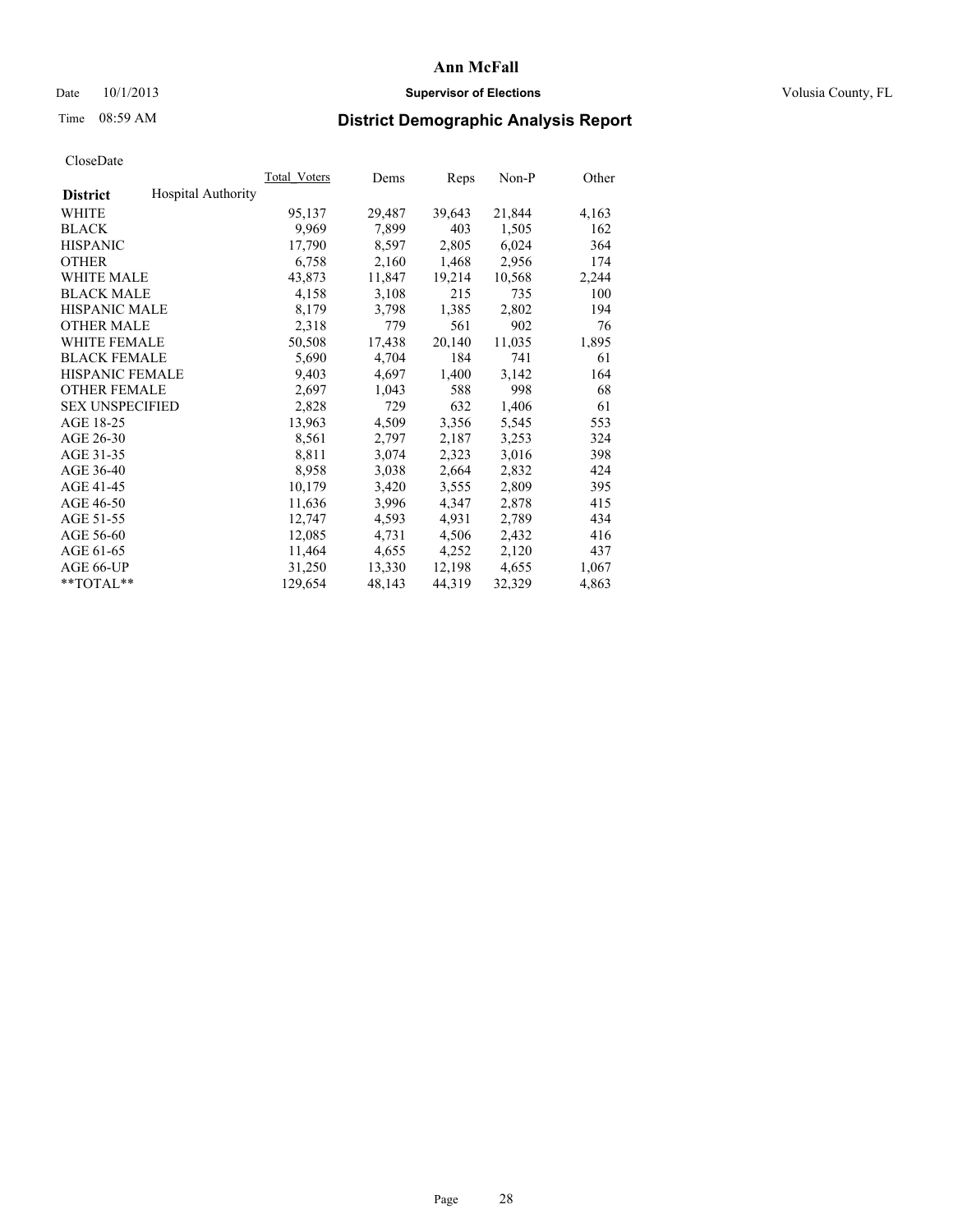# Ann McFall

Date 10/1/2013 **Supervisor of Elections** Volusia County, FL

Time 08:59 AM **District Demographic Analysis Report**

CloseDate

| **District** Hospital Authority | Total_Voters | Dems | Reps | Non-P | Other |
|---|---|---|---|---|---|
| WHITE | 95,137 | 29,487 | 39,643 | 21,844 | 4,163 |
| BLACK | 9,969 | 7,899 | 403 | 1,505 | 162 |
| HISPANIC | 17,790 | 8,597 | 2,805 | 6,024 | 364 |
| OTHER | 6,758 | 2,160 | 1,468 | 2,956 | 174 |
| WHITE MALE | 43,873 | 11,847 | 19,214 | 10,568 | 2,244 |
| BLACK MALE | 4,158 | 3,108 | 215 | 735 | 100 |
| HISPANIC MALE | 8,179 | 3,798 | 1,385 | 2,802 | 194 |
| OTHER MALE | 2,318 | 779 | 561 | 902 | 76 |
| WHITE FEMALE | 50,508 | 17,438 | 20,140 | 11,035 | 1,895 |
| BLACK FEMALE | 5,690 | 4,704 | 184 | 741 | 61 |
| HISPANIC FEMALE | 9,403 | 4,697 | 1,400 | 3,142 | 164 |
| OTHER FEMALE | 2,697 | 1,043 | 588 | 998 | 68 |
| SEX UNSPECIFIED | 2,828 | 729 | 632 | 1,406 | 61 |
| AGE 18-25 | 13,963 | 4,509 | 3,356 | 5,545 | 553 |
| AGE 26-30 | 8,561 | 2,797 | 2,187 | 3,253 | 324 |
| AGE 31-35 | 8,811 | 3,074 | 2,323 | 3,016 | 398 |
| AGE 36-40 | 8,958 | 3,038 | 2,664 | 2,832 | 424 |
| AGE 41-45 | 10,179 | 3,420 | 3,555 | 2,809 | 395 |
| AGE 46-50 | 11,636 | 3,996 | 4,347 | 2,878 | 415 |
| AGE 51-55 | 12,747 | 4,593 | 4,931 | 2,789 | 434 |
| AGE 56-60 | 12,085 | 4,731 | 4,506 | 2,432 | 416 |
| AGE 61-65 | 11,464 | 4,655 | 4,252 | 2,120 | 437 |
| AGE 66-UP | 31,250 | 13,330 | 12,198 | 4,655 | 1,067 |
| **TOTAL** | 129,654 | 48,143 | 44,319 | 32,329 | 4,863 |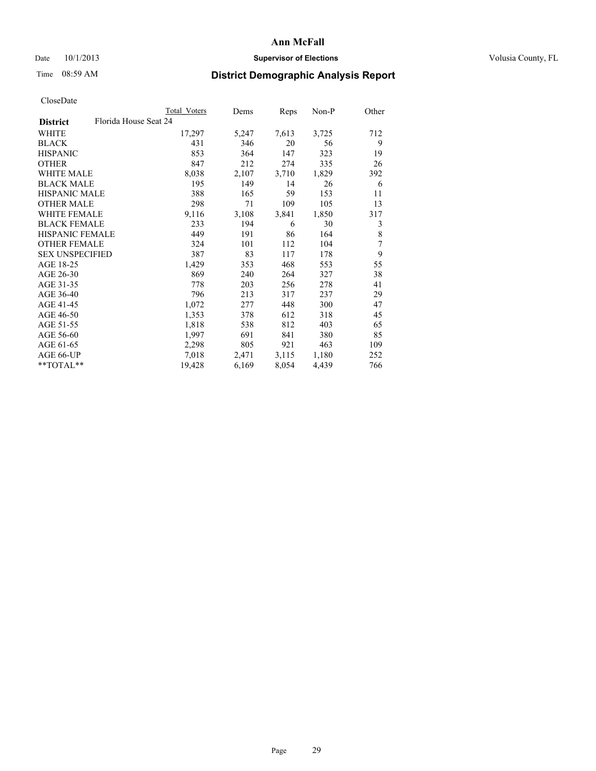# Ann McFall

Date 10/1/2013 **Supervisor of Elections** Volusia County, FL

Time 08:59 AM **District Demographic Analysis Report**

CloseDate

| | Total Voters | Dems | Reps | Non-P | Other |
|---|---|---|---|---|---|
| **District** Florida House Seat 24 | | | | | |
| WHITE | 17,297 | 5,247 | 7,613 | 3,725 | 712 |
| BLACK | 431 | 346 | 20 | 56 | 9 |
| HISPANIC | 853 | 364 | 147 | 323 | 19 |
| OTHER | 847 | 212 | 274 | 335 | 26 |
| WHITE MALE | 8,038 | 2,107 | 3,710 | 1,829 | 392 |
| BLACK MALE | 195 | 149 | 14 | 26 | 6 |
| HISPANIC MALE | 388 | 165 | 59 | 153 | 11 |
| OTHER MALE | 298 | 71 | 109 | 105 | 13 |
| WHITE FEMALE | 9,116 | 3,108 | 3,841 | 1,850 | 317 |
| BLACK FEMALE | 233 | 194 | 6 | 30 | 3 |
| HISPANIC FEMALE | 449 | 191 | 86 | 164 | 8 |
| OTHER FEMALE | 324 | 101 | 112 | 104 | 7 |
| SEX UNSPECIFIED | 387 | 83 | 117 | 178 | 9 |
| AGE 18-25 | 1,429 | 353 | 468 | 553 | 55 |
| AGE 26-30 | 869 | 240 | 264 | 327 | 38 |
| AGE 31-35 | 778 | 203 | 256 | 278 | 41 |
| AGE 36-40 | 796 | 213 | 317 | 237 | 29 |
| AGE 41-45 | 1,072 | 277 | 448 | 300 | 47 |
| AGE 46-50 | 1,353 | 378 | 612 | 318 | 45 |
| AGE 51-55 | 1,818 | 538 | 812 | 403 | 65 |
| AGE 56-60 | 1,997 | 691 | 841 | 380 | 85 |
| AGE 61-65 | 2,298 | 805 | 921 | 463 | 109 |
| AGE 66-UP | 7,018 | 2,471 | 3,115 | 1,180 | 252 |
| **TOTAL** | 19,428 | 6,169 | 8,054 | 4,439 | 766 |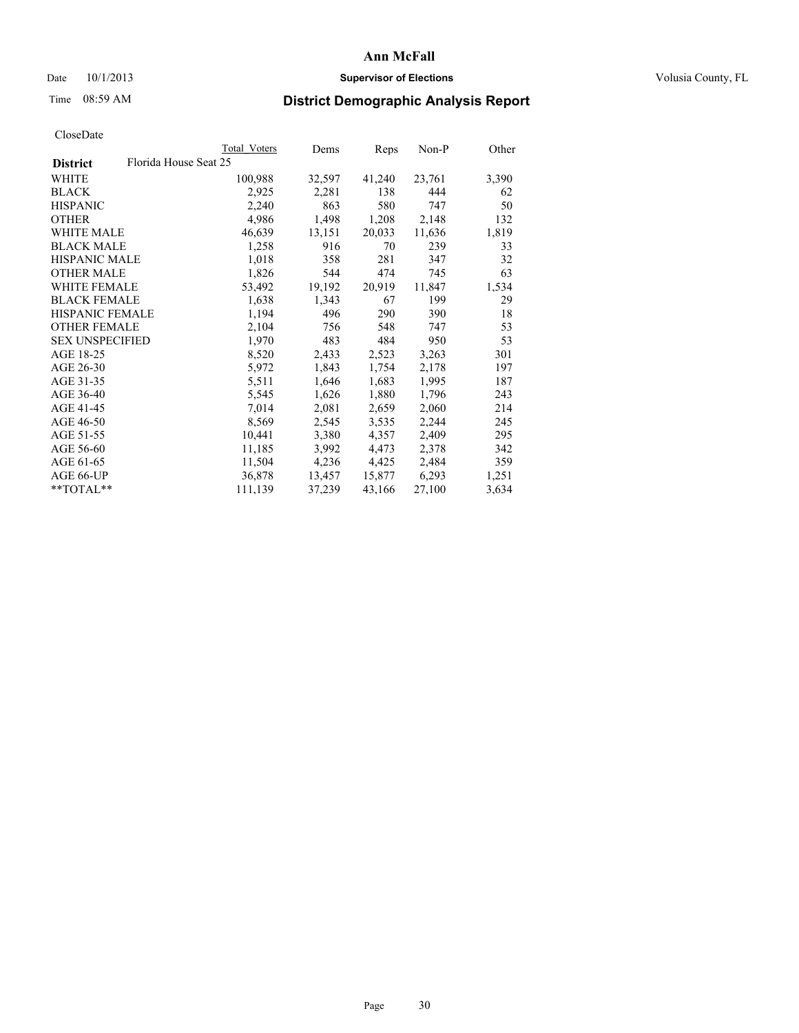# District Demographic Analysis Report

Ann McFall
Supervisor of Elections
Volusia County, FL

Date 10/1/2013
Time 08:59 AM

CloseDate

| District | Florida House Seat 25 | Total Voters | Dems | Reps | Non-P | Other |
|---|---|---|---|---|---|---|
| WHITE | | 100,988 | 32,597 | 41,240 | 23,761 | 3,390 |
| BLACK | | 2,925 | 2,281 | 138 | 444 | 62 |
| HISPANIC | | 2,240 | 863 | 580 | 747 | 50 |
| OTHER | | 4,986 | 1,498 | 1,208 | 2,148 | 132 |
| WHITE MALE | | 46,639 | 13,151 | 20,033 | 11,636 | 1,819 |
| BLACK MALE | | 1,258 | 916 | 70 | 239 | 33 |
| HISPANIC MALE | | 1,018 | 358 | 281 | 347 | 32 |
| OTHER MALE | | 1,826 | 544 | 474 | 745 | 63 |
| WHITE FEMALE | | 53,492 | 19,192 | 20,919 | 11,847 | 1,534 |
| BLACK FEMALE | | 1,638 | 1,343 | 67 | 199 | 29 |
| HISPANIC FEMALE | | 1,194 | 496 | 290 | 390 | 18 |
| OTHER FEMALE | | 2,104 | 756 | 548 | 747 | 53 |
| SEX UNSPECIFIED | | 1,970 | 483 | 484 | 950 | 53 |
| AGE 18-25 | | 8,520 | 2,433 | 2,523 | 3,263 | 301 |
| AGE 26-30 | | 5,972 | 1,843 | 1,754 | 2,178 | 197 |
| AGE 31-35 | | 5,511 | 1,646 | 1,683 | 1,995 | 187 |
| AGE 36-40 | | 5,545 | 1,626 | 1,880 | 1,796 | 243 |
| AGE 41-45 | | 7,014 | 2,081 | 2,659 | 2,060 | 214 |
| AGE 46-50 | | 8,569 | 2,545 | 3,535 | 2,244 | 245 |
| AGE 51-55 | | 10,441 | 3,380 | 4,357 | 2,409 | 295 |
| AGE 56-60 | | 11,185 | 3,992 | 4,473 | 2,378 | 342 |
| AGE 61-65 | | 11,504 | 4,236 | 4,425 | 2,484 | 359 |
| AGE 66-UP | | 36,878 | 13,457 | 15,877 | 6,293 | 1,251 |
| **TOTAL** | | 111,139 | 37,239 | 43,166 | 27,100 | 3,634 |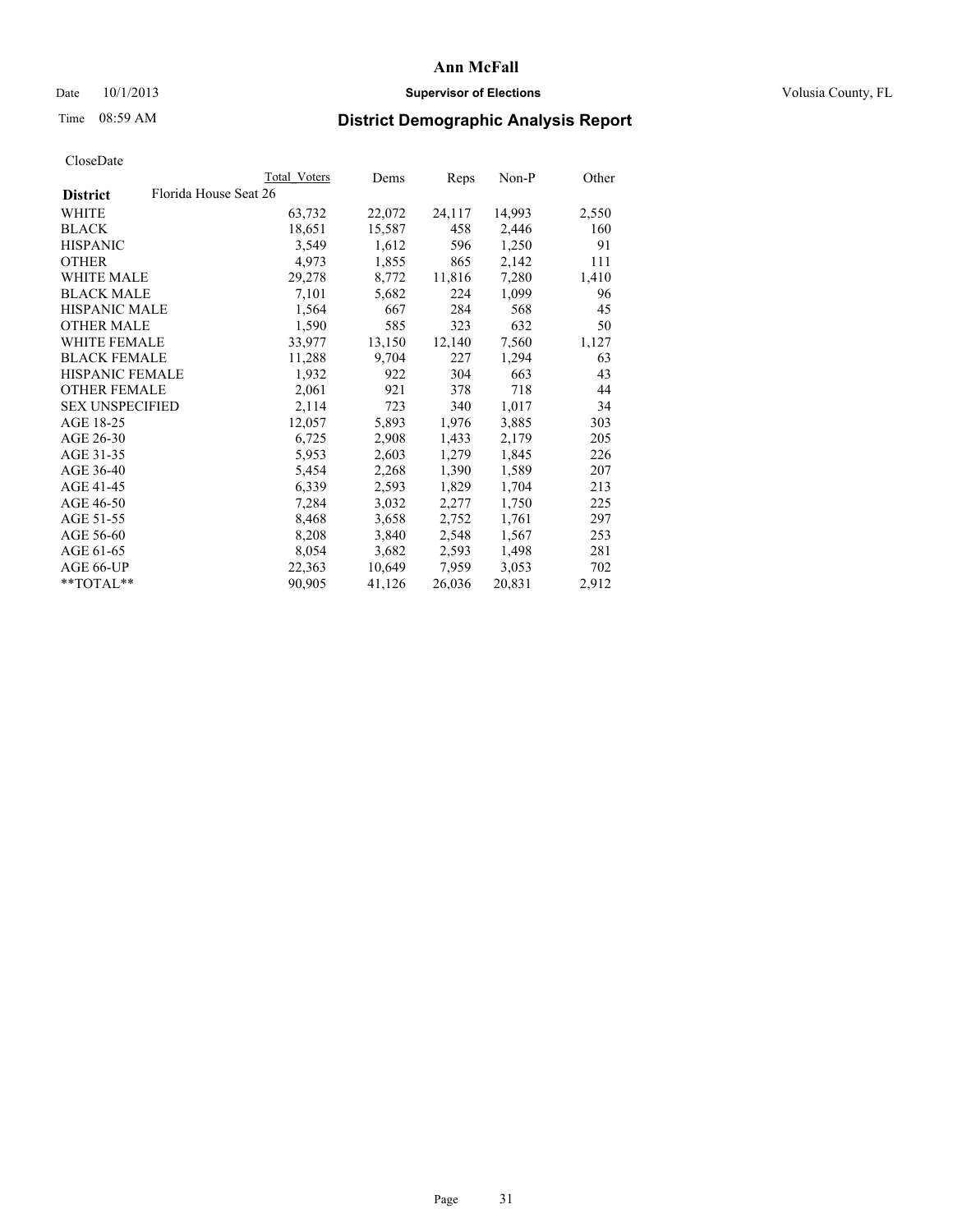# Ann McFall

Date 10/1/2013 **Supervisor of Elections** Volusia County, FL

Time 08:59 AM **District Demographic Analysis Report**

CloseDate

| | Total Voters | Dems | Reps | Non-P | Other |
|---|---|---|---|---|---|
| **District** Florida House Seat 26 | | | | | |
| WHITE | 63,732 | 22,072 | 24,117 | 14,993 | 2,550 |
| BLACK | 18,651 | 15,587 | 458 | 2,446 | 160 |
| HISPANIC | 3,549 | 1,612 | 596 | 1,250 | 91 |
| OTHER | 4,973 | 1,855 | 865 | 2,142 | 111 |
| WHITE MALE | 29,278 | 8,772 | 11,816 | 7,280 | 1,410 |
| BLACK MALE | 7,101 | 5,682 | 224 | 1,099 | 96 |
| HISPANIC MALE | 1,564 | 667 | 284 | 568 | 45 |
| OTHER MALE | 1,590 | 585 | 323 | 632 | 50 |
| WHITE FEMALE | 33,977 | 13,150 | 12,140 | 7,560 | 1,127 |
| BLACK FEMALE | 11,288 | 9,704 | 227 | 1,294 | 63 |
| HISPANIC FEMALE | 1,932 | 922 | 304 | 663 | 43 |
| OTHER FEMALE | 2,061 | 921 | 378 | 718 | 44 |
| SEX UNSPECIFIED | 2,114 | 723 | 340 | 1,017 | 34 |
| AGE 18-25 | 12,057 | 5,893 | 1,976 | 3,885 | 303 |
| AGE 26-30 | 6,725 | 2,908 | 1,433 | 2,179 | 205 |
| AGE 31-35 | 5,953 | 2,603 | 1,279 | 1,845 | 226 |
| AGE 36-40 | 5,454 | 2,268 | 1,390 | 1,589 | 207 |
| AGE 41-45 | 6,339 | 2,593 | 1,829 | 1,704 | 213 |
| AGE 46-50 | 7,284 | 3,032 | 2,277 | 1,750 | 225 |
| AGE 51-55 | 8,468 | 3,658 | 2,752 | 1,761 | 297 |
| AGE 56-60 | 8,208 | 3,840 | 2,548 | 1,567 | 253 |
| AGE 61-65 | 8,054 | 3,682 | 2,593 | 1,498 | 281 |
| AGE 66-UP | 22,363 | 10,649 | 7,959 | 3,053 | 702 |
| **TOTAL** | 90,905 | 41,126 | 26,036 | 20,831 | 2,912 |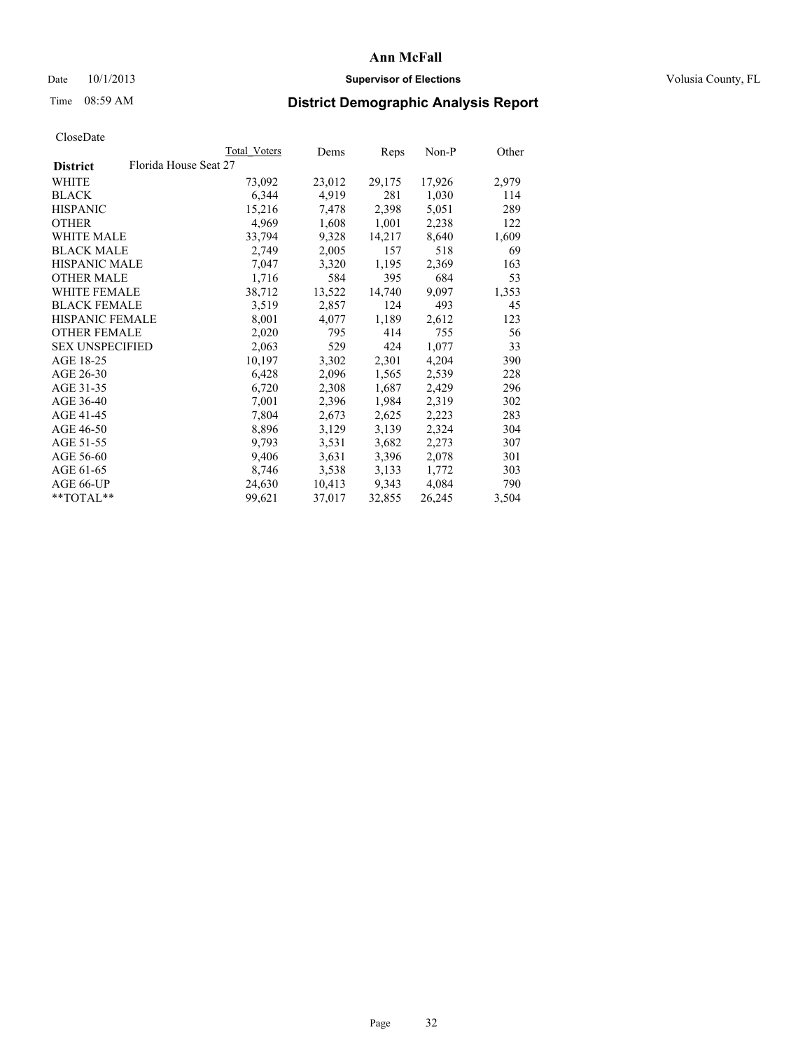**Ann McFall**

Date 10/1/2013 **Supervisor of Elections** Volusia County, FL

Time 08:59 AM

## District Demographic Analysis Report

CloseDate

| **District** Florida House Seat 27 | Total Voters | Dems | Reps | Non-P | Other |
|---|---|---|---|---|---|
| WHITE | 73,092 | 23,012 | 29,175 | 17,926 | 2,979 |
| BLACK | 6,344 | 4,919 | 281 | 1,030 | 114 |
| HISPANIC | 15,216 | 7,478 | 2,398 | 5,051 | 289 |
| OTHER | 4,969 | 1,608 | 1,001 | 2,238 | 122 |
| WHITE MALE | 33,794 | 9,328 | 14,217 | 8,640 | 1,609 |
| BLACK MALE | 2,749 | 2,005 | 157 | 518 | 69 |
| HISPANIC MALE | 7,047 | 3,320 | 1,195 | 2,369 | 163 |
| OTHER MALE | 1,716 | 584 | 395 | 684 | 53 |
| WHITE FEMALE | 38,712 | 13,522 | 14,740 | 9,097 | 1,353 |
| BLACK FEMALE | 3,519 | 2,857 | 124 | 493 | 45 |
| HISPANIC FEMALE | 8,001 | 4,077 | 1,189 | 2,612 | 123 |
| OTHER FEMALE | 2,020 | 795 | 414 | 755 | 56 |
| SEX UNSPECIFIED | 2,063 | 529 | 424 | 1,077 | 33 |
| AGE 18-25 | 10,197 | 3,302 | 2,301 | 4,204 | 390 |
| AGE 26-30 | 6,428 | 2,096 | 1,565 | 2,539 | 228 |
| AGE 31-35 | 6,720 | 2,308 | 1,687 | 2,429 | 296 |
| AGE 36-40 | 7,001 | 2,396 | 1,984 | 2,319 | 302 |
| AGE 41-45 | 7,804 | 2,673 | 2,625 | 2,223 | 283 |
| AGE 46-50 | 8,896 | 3,129 | 3,139 | 2,324 | 304 |
| AGE 51-55 | 9,793 | 3,531 | 3,682 | 2,273 | 307 |
| AGE 56-60 | 9,406 | 3,631 | 3,396 | 2,078 | 301 |
| AGE 61-65 | 8,746 | 3,538 | 3,133 | 1,772 | 303 |
| AGE 66-UP | 24,630 | 10,413 | 9,343 | 4,084 | 790 |
| **TOTAL** | 99,621 | 37,017 | 32,855 | 26,245 | 3,504 |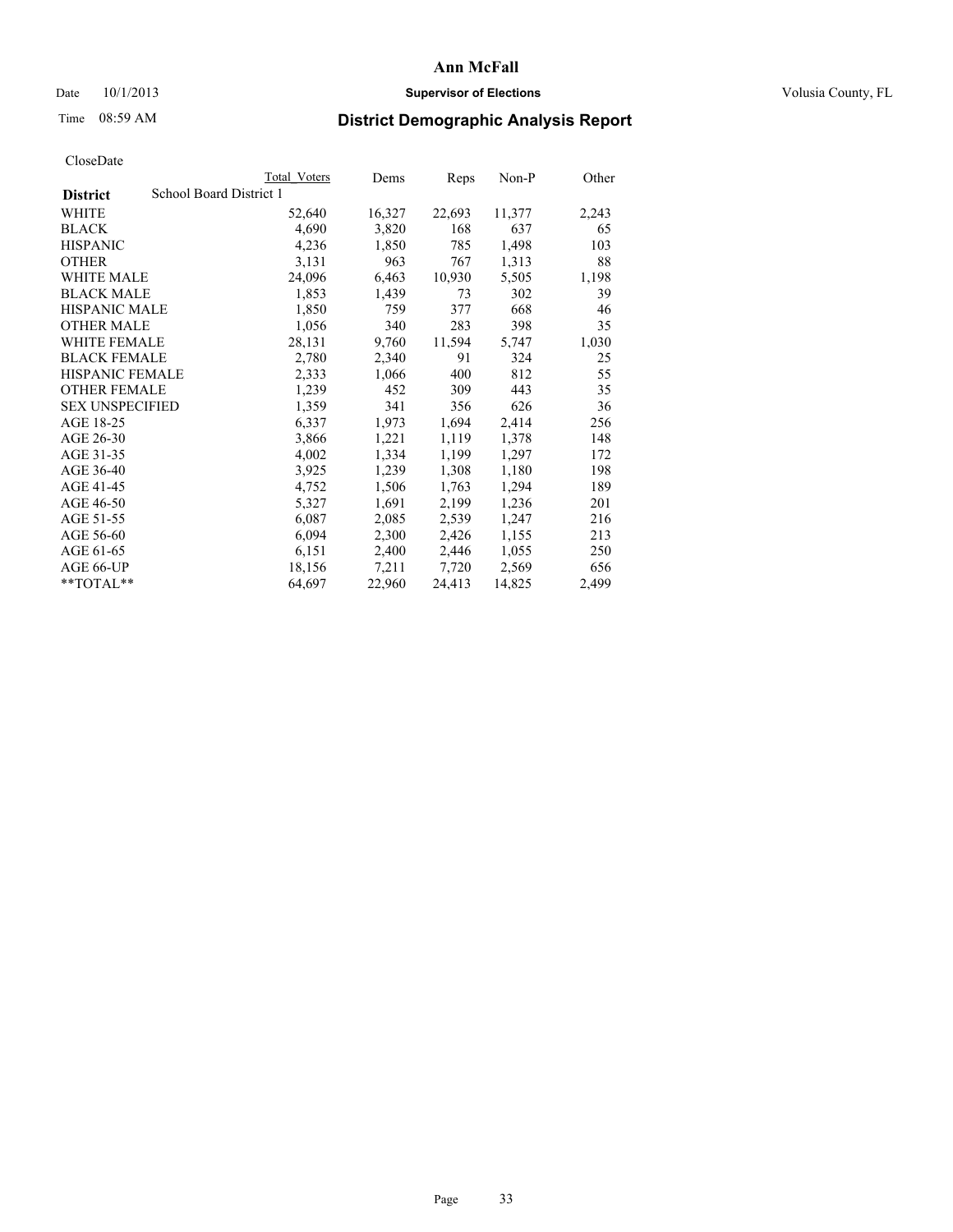# Ann McFall

Date 10/1/2013 **Supervisor of Elections** Volusia County, FL

Time 08:59 AM **District Demographic Analysis Report**

CloseDate

| | Total Voters | Dems | Reps | Non-P | Other |
|---|---|---|---|---|---|
| **District** School Board District 1 | | | | | |
| WHITE | 52,640 | 16,327 | 22,693 | 11,377 | 2,243 |
| BLACK | 4,690 | 3,820 | 168 | 637 | 65 |
| HISPANIC | 4,236 | 1,850 | 785 | 1,498 | 103 |
| OTHER | 3,131 | 963 | 767 | 1,313 | 88 |
| WHITE MALE | 24,096 | 6,463 | 10,930 | 5,505 | 1,198 |
| BLACK MALE | 1,853 | 1,439 | 73 | 302 | 39 |
| HISPANIC MALE | 1,850 | 759 | 377 | 668 | 46 |
| OTHER MALE | 1,056 | 340 | 283 | 398 | 35 |
| WHITE FEMALE | 28,131 | 9,760 | 11,594 | 5,747 | 1,030 |
| BLACK FEMALE | 2,780 | 2,340 | 91 | 324 | 25 |
| HISPANIC FEMALE | 2,333 | 1,066 | 400 | 812 | 55 |
| OTHER FEMALE | 1,239 | 452 | 309 | 443 | 35 |
| SEX UNSPECIFIED | 1,359 | 341 | 356 | 626 | 36 |
| AGE 18-25 | 6,337 | 1,973 | 1,694 | 2,414 | 256 |
| AGE 26-30 | 3,866 | 1,221 | 1,119 | 1,378 | 148 |
| AGE 31-35 | 4,002 | 1,334 | 1,199 | 1,297 | 172 |
| AGE 36-40 | 3,925 | 1,239 | 1,308 | 1,180 | 198 |
| AGE 41-45 | 4,752 | 1,506 | 1,763 | 1,294 | 189 |
| AGE 46-50 | 5,327 | 1,691 | 2,199 | 1,236 | 201 |
| AGE 51-55 | 6,087 | 2,085 | 2,539 | 1,247 | 216 |
| AGE 56-60 | 6,094 | 2,300 | 2,426 | 1,155 | 213 |
| AGE 61-65 | 6,151 | 2,400 | 2,446 | 1,055 | 250 |
| AGE 66-UP | 18,156 | 7,211 | 7,720 | 2,569 | 656 |
| **TOTAL** | 64,697 | 22,960 | 24,413 | 14,825 | 2,499 |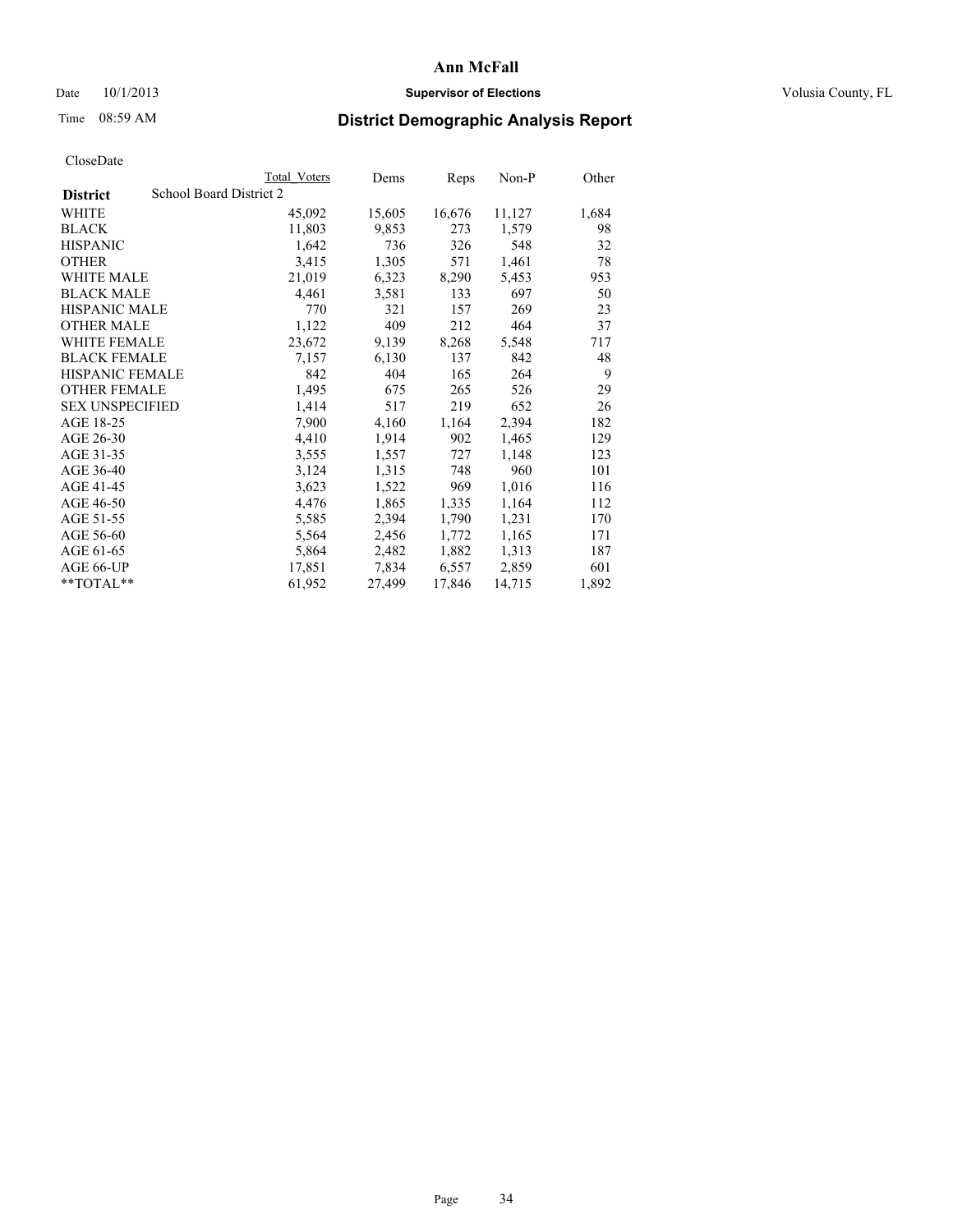# Ann McFall

Date 10/1/2013 **Supervisor of Elections** Volusia County, FL

Time 08:59 AM **District Demographic Analysis Report**

CloseDate

| **District** | School Board District 2 | Total Voters | Dems | Reps | Non-P | Other |
|---|---|---|---|---|---|---|
| WHITE | | 45,092 | 15,605 | 16,676 | 11,127 | 1,684 |
| BLACK | | 11,803 | 9,853 | 273 | 1,579 | 98 |
| HISPANIC | | 1,642 | 736 | 326 | 548 | 32 |
| OTHER | | 3,415 | 1,305 | 571 | 1,461 | 78 |
| WHITE MALE | | 21,019 | 6,323 | 8,290 | 5,453 | 953 |
| BLACK MALE | | 4,461 | 3,581 | 133 | 697 | 50 |
| HISPANIC MALE | | 770 | 321 | 157 | 269 | 23 |
| OTHER MALE | | 1,122 | 409 | 212 | 464 | 37 |
| WHITE FEMALE | | 23,672 | 9,139 | 8,268 | 5,548 | 717 |
| BLACK FEMALE | | 7,157 | 6,130 | 137 | 842 | 48 |
| HISPANIC FEMALE | | 842 | 404 | 165 | 264 | 9 |
| OTHER FEMALE | | 1,495 | 675 | 265 | 526 | 29 |
| SEX UNSPECIFIED | | 1,414 | 517 | 219 | 652 | 26 |
| AGE 18-25 | | 7,900 | 4,160 | 1,164 | 2,394 | 182 |
| AGE 26-30 | | 4,410 | 1,914 | 902 | 1,465 | 129 |
| AGE 31-35 | | 3,555 | 1,557 | 727 | 1,148 | 123 |
| AGE 36-40 | | 3,124 | 1,315 | 748 | 960 | 101 |
| AGE 41-45 | | 3,623 | 1,522 | 969 | 1,016 | 116 |
| AGE 46-50 | | 4,476 | 1,865 | 1,335 | 1,164 | 112 |
| AGE 51-55 | | 5,585 | 2,394 | 1,790 | 1,231 | 170 |
| AGE 56-60 | | 5,564 | 2,456 | 1,772 | 1,165 | 171 |
| AGE 61-65 | | 5,864 | 2,482 | 1,882 | 1,313 | 187 |
| AGE 66-UP | | 17,851 | 7,834 | 6,557 | 2,859 | 601 |
| **TOTAL** | | 61,952 | 27,499 | 17,846 | 14,715 | 1,892 |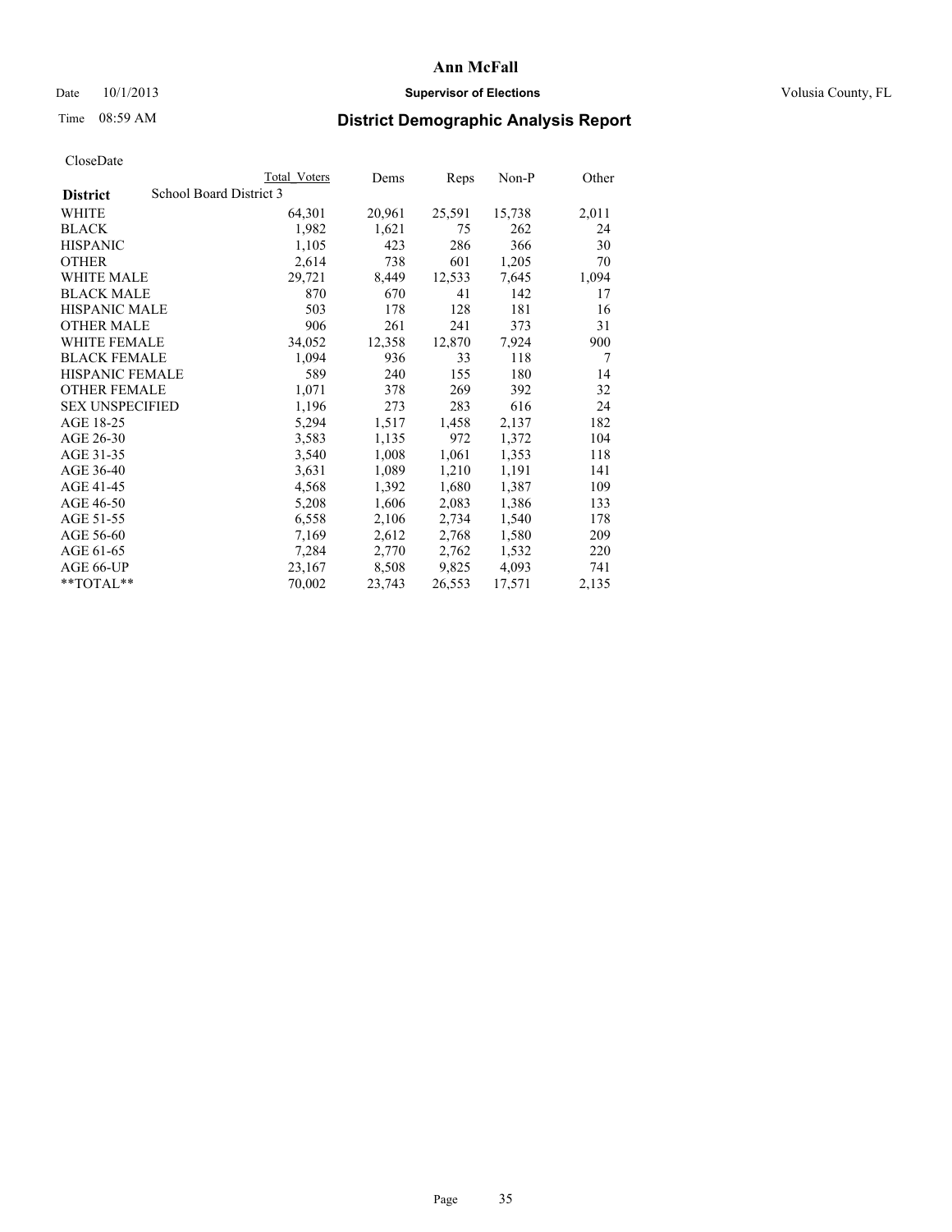# Ann McFall

Date 10/1/2013 **Supervisor of Elections** Volusia County, FL

Time 08:59 AM

## District Demographic Analysis Report

CloseDate

| | Total Voters | Dems | Reps | Non-P | Other |
|---|---|---|---|---|---|
| **District** School Board District 3 | | | | | |
| WHITE | 64,301 | 20,961 | 25,591 | 15,738 | 2,011 |
| BLACK | 1,982 | 1,621 | 75 | 262 | 24 |
| HISPANIC | 1,105 | 423 | 286 | 366 | 30 |
| OTHER | 2,614 | 738 | 601 | 1,205 | 70 |
| WHITE MALE | 29,721 | 8,449 | 12,533 | 7,645 | 1,094 |
| BLACK MALE | 870 | 670 | 41 | 142 | 17 |
| HISPANIC MALE | 503 | 178 | 128 | 181 | 16 |
| OTHER MALE | 906 | 261 | 241 | 373 | 31 |
| WHITE FEMALE | 34,052 | 12,358 | 12,870 | 7,924 | 900 |
| BLACK FEMALE | 1,094 | 936 | 33 | 118 | 7 |
| HISPANIC FEMALE | 589 | 240 | 155 | 180 | 14 |
| OTHER FEMALE | 1,071 | 378 | 269 | 392 | 32 |
| SEX UNSPECIFIED | 1,196 | 273 | 283 | 616 | 24 |
| AGE 18-25 | 5,294 | 1,517 | 1,458 | 2,137 | 182 |
| AGE 26-30 | 3,583 | 1,135 | 972 | 1,372 | 104 |
| AGE 31-35 | 3,540 | 1,008 | 1,061 | 1,353 | 118 |
| AGE 36-40 | 3,631 | 1,089 | 1,210 | 1,191 | 141 |
| AGE 41-45 | 4,568 | 1,392 | 1,680 | 1,387 | 109 |
| AGE 46-50 | 5,208 | 1,606 | 2,083 | 1,386 | 133 |
| AGE 51-55 | 6,558 | 2,106 | 2,734 | 1,540 | 178 |
| AGE 56-60 | 7,169 | 2,612 | 2,768 | 1,580 | 209 |
| AGE 61-65 | 7,284 | 2,770 | 2,762 | 1,532 | 220 |
| AGE 66-UP | 23,167 | 8,508 | 9,825 | 4,093 | 741 |
| **TOTAL** | 70,002 | 23,743 | 26,553 | 17,571 | 2,135 |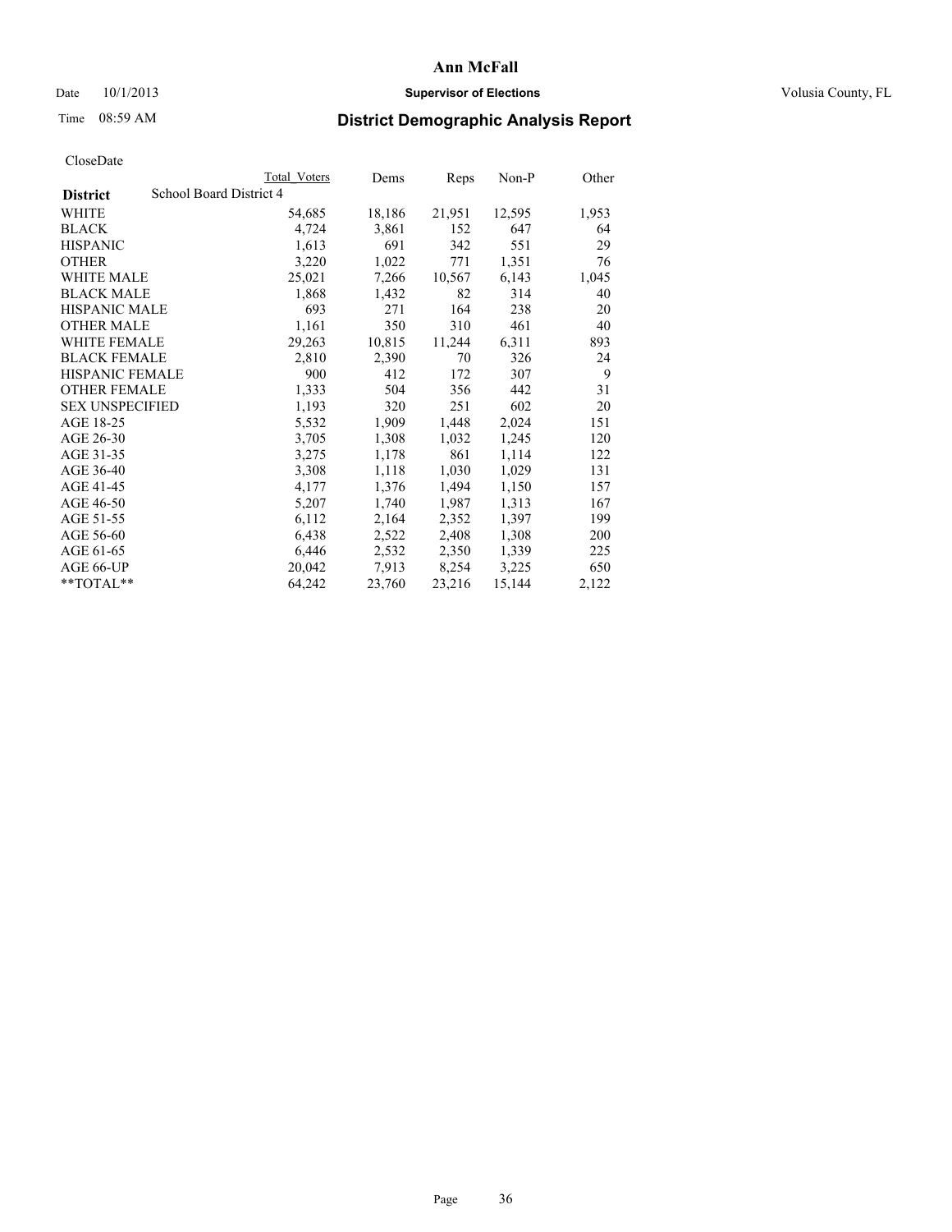# Ann McFall

Date 10/1/2013 **Supervisor of Elections** Volusia County, FL

Time 08:59 AM **District Demographic Analysis Report**

CloseDate

| | Total Voters | Dems | Reps | Non-P | Other |
|---|---|---|---|---|---|
| **District** School Board District 4 | | | | | |
| WHITE | 54,685 | 18,186 | 21,951 | 12,595 | 1,953 |
| BLACK | 4,724 | 3,861 | 152 | 647 | 64 |
| HISPANIC | 1,613 | 691 | 342 | 551 | 29 |
| OTHER | 3,220 | 1,022 | 771 | 1,351 | 76 |
| WHITE MALE | 25,021 | 7,266 | 10,567 | 6,143 | 1,045 |
| BLACK MALE | 1,868 | 1,432 | 82 | 314 | 40 |
| HISPANIC MALE | 693 | 271 | 164 | 238 | 20 |
| OTHER MALE | 1,161 | 350 | 310 | 461 | 40 |
| WHITE FEMALE | 29,263 | 10,815 | 11,244 | 6,311 | 893 |
| BLACK FEMALE | 2,810 | 2,390 | 70 | 326 | 24 |
| HISPANIC FEMALE | 900 | 412 | 172 | 307 | 9 |
| OTHER FEMALE | 1,333 | 504 | 356 | 442 | 31 |
| SEX UNSPECIFIED | 1,193 | 320 | 251 | 602 | 20 |
| AGE 18-25 | 5,532 | 1,909 | 1,448 | 2,024 | 151 |
| AGE 26-30 | 3,705 | 1,308 | 1,032 | 1,245 | 120 |
| AGE 31-35 | 3,275 | 1,178 | 861 | 1,114 | 122 |
| AGE 36-40 | 3,308 | 1,118 | 1,030 | 1,029 | 131 |
| AGE 41-45 | 4,177 | 1,376 | 1,494 | 1,150 | 157 |
| AGE 46-50 | 5,207 | 1,740 | 1,987 | 1,313 | 167 |
| AGE 51-55 | 6,112 | 2,164 | 2,352 | 1,397 | 199 |
| AGE 56-60 | 6,438 | 2,522 | 2,408 | 1,308 | 200 |
| AGE 61-65 | 6,446 | 2,532 | 2,350 | 1,339 | 225 |
| AGE 66-UP | 20,042 | 7,913 | 8,254 | 3,225 | 650 |
| **TOTAL** | 64,242 | 23,760 | 23,216 | 15,144 | 2,122 |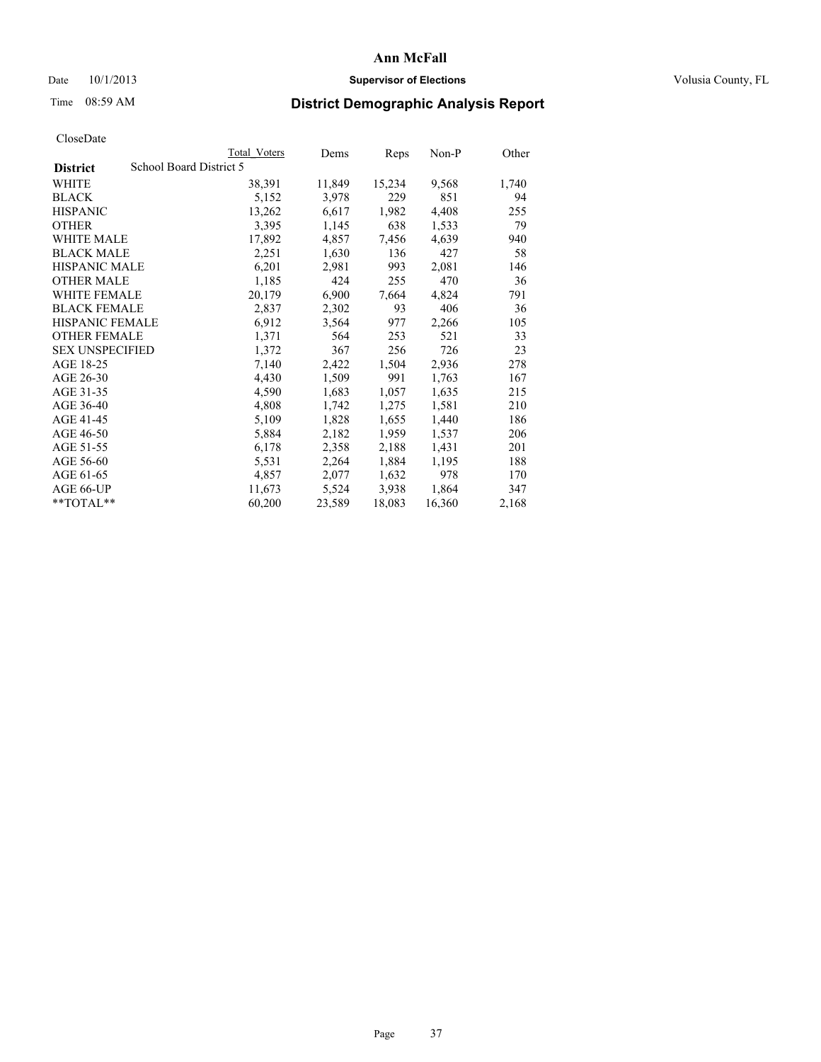# Ann McFall

Date 10/1/2013 **Supervisor of Elections** Volusia County, FL

Time 08:59 AM **District Demographic Analysis Report**

CloseDate

| **District** | Total Voters | Dems | Reps | Non-P | Other |
|---|---|---|---|---|---|
| School Board District 5 | | | | | |
| WHITE | 38,391 | 11,849 | 15,234 | 9,568 | 1,740 |
| BLACK | 5,152 | 3,978 | 229 | 851 | 94 |
| HISPANIC | 13,262 | 6,617 | 1,982 | 4,408 | 255 |
| OTHER | 3,395 | 1,145 | 638 | 1,533 | 79 |
| WHITE MALE | 17,892 | 4,857 | 7,456 | 4,639 | 940 |
| BLACK MALE | 2,251 | 1,630 | 136 | 427 | 58 |
| HISPANIC MALE | 6,201 | 2,981 | 993 | 2,081 | 146 |
| OTHER MALE | 1,185 | 424 | 255 | 470 | 36 |
| WHITE FEMALE | 20,179 | 6,900 | 7,664 | 4,824 | 791 |
| BLACK FEMALE | 2,837 | 2,302 | 93 | 406 | 36 |
| HISPANIC FEMALE | 6,912 | 3,564 | 977 | 2,266 | 105 |
| OTHER FEMALE | 1,371 | 564 | 253 | 521 | 33 |
| SEX UNSPECIFIED | 1,372 | 367 | 256 | 726 | 23 |
| AGE 18-25 | 7,140 | 2,422 | 1,504 | 2,936 | 278 |
| AGE 26-30 | 4,430 | 1,509 | 991 | 1,763 | 167 |
| AGE 31-35 | 4,590 | 1,683 | 1,057 | 1,635 | 215 |
| AGE 36-40 | 4,808 | 1,742 | 1,275 | 1,581 | 210 |
| AGE 41-45 | 5,109 | 1,828 | 1,655 | 1,440 | 186 |
| AGE 46-50 | 5,884 | 2,182 | 1,959 | 1,537 | 206 |
| AGE 51-55 | 6,178 | 2,358 | 2,188 | 1,431 | 201 |
| AGE 56-60 | 5,531 | 2,264 | 1,884 | 1,195 | 188 |
| AGE 61-65 | 4,857 | 2,077 | 1,632 | 978 | 170 |
| AGE 66-UP | 11,673 | 5,524 | 3,938 | 1,864 | 347 |
| **TOTAL** | 60,200 | 23,589 | 18,083 | 16,360 | 2,168 |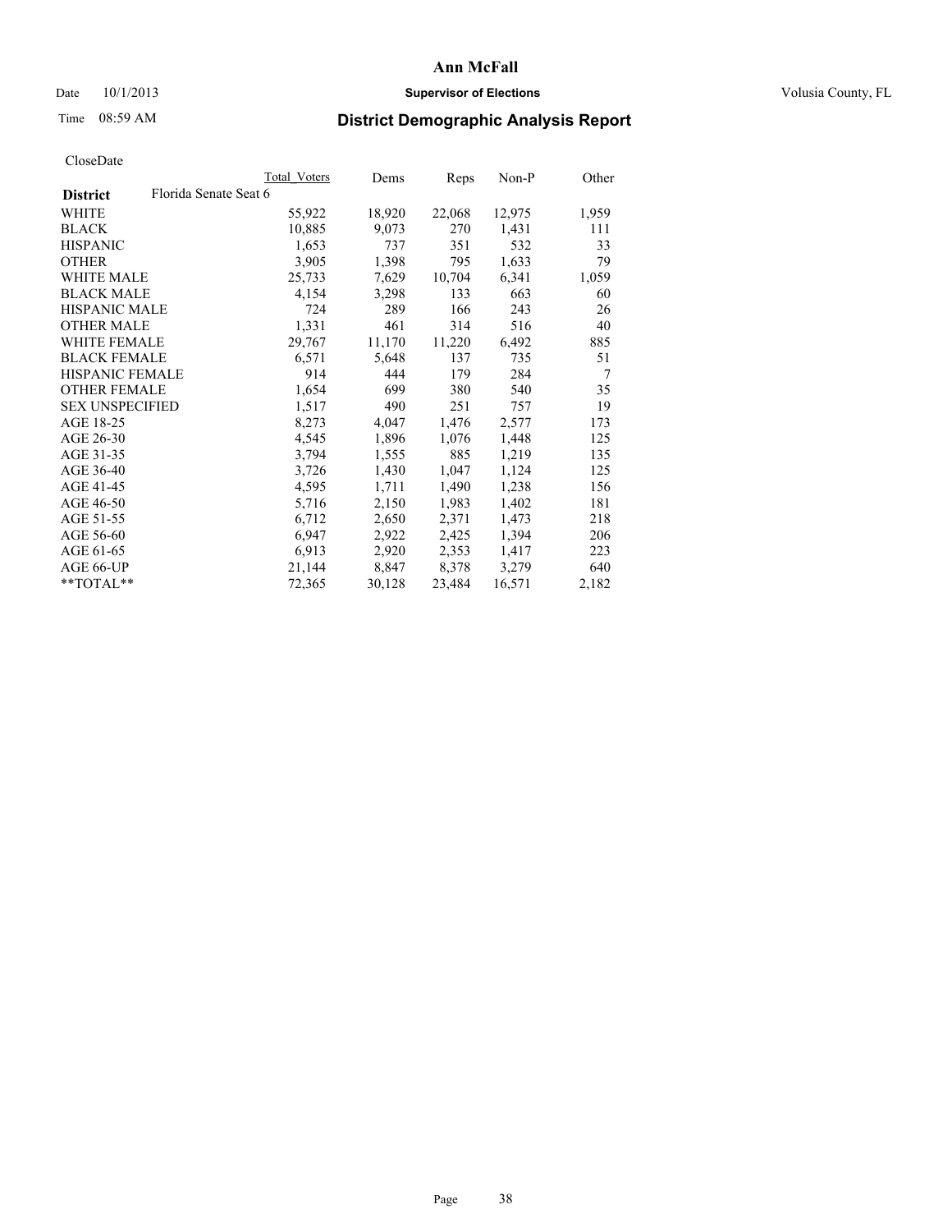# Ann McFall

Date 10/1/2013 **Supervisor of Elections** Volusia County, FL

Time 08:59 AM

## District Demographic Analysis Report

CloseDate

| **District** | Florida Senate Seat 6 | Total Voters | Dems | Reps | Non-P | Other |
|---|---|---|---|---|---|---|
| WHITE | | 55,922 | 18,920 | 22,068 | 12,975 | 1,959 |
| BLACK | | 10,885 | 9,073 | 270 | 1,431 | 111 |
| HISPANIC | | 1,653 | 737 | 351 | 532 | 33 |
| OTHER | | 3,905 | 1,398 | 795 | 1,633 | 79 |
| WHITE MALE | | 25,733 | 7,629 | 10,704 | 6,341 | 1,059 |
| BLACK MALE | | 4,154 | 3,298 | 133 | 663 | 60 |
| HISPANIC MALE | | 724 | 289 | 166 | 243 | 26 |
| OTHER MALE | | 1,331 | 461 | 314 | 516 | 40 |
| WHITE FEMALE | | 29,767 | 11,170 | 11,220 | 6,492 | 885 |
| BLACK FEMALE | | 6,571 | 5,648 | 137 | 735 | 51 |
| HISPANIC FEMALE | | 914 | 444 | 179 | 284 | 7 |
| OTHER FEMALE | | 1,654 | 699 | 380 | 540 | 35 |
| SEX UNSPECIFIED | | 1,517 | 490 | 251 | 757 | 19 |
| AGE 18-25 | | 8,273 | 4,047 | 1,476 | 2,577 | 173 |
| AGE 26-30 | | 4,545 | 1,896 | 1,076 | 1,448 | 125 |
| AGE 31-35 | | 3,794 | 1,555 | 885 | 1,219 | 135 |
| AGE 36-40 | | 3,726 | 1,430 | 1,047 | 1,124 | 125 |
| AGE 41-45 | | 4,595 | 1,711 | 1,490 | 1,238 | 156 |
| AGE 46-50 | | 5,716 | 2,150 | 1,983 | 1,402 | 181 |
| AGE 51-55 | | 6,712 | 2,650 | 2,371 | 1,473 | 218 |
| AGE 56-60 | | 6,947 | 2,922 | 2,425 | 1,394 | 206 |
| AGE 61-65 | | 6,913 | 2,920 | 2,353 | 1,417 | 223 |
| AGE 66-UP | | 21,144 | 8,847 | 8,378 | 3,279 | 640 |
| **TOTAL** | | 72,365 | 30,128 | 23,484 | 16,571 | 2,182 |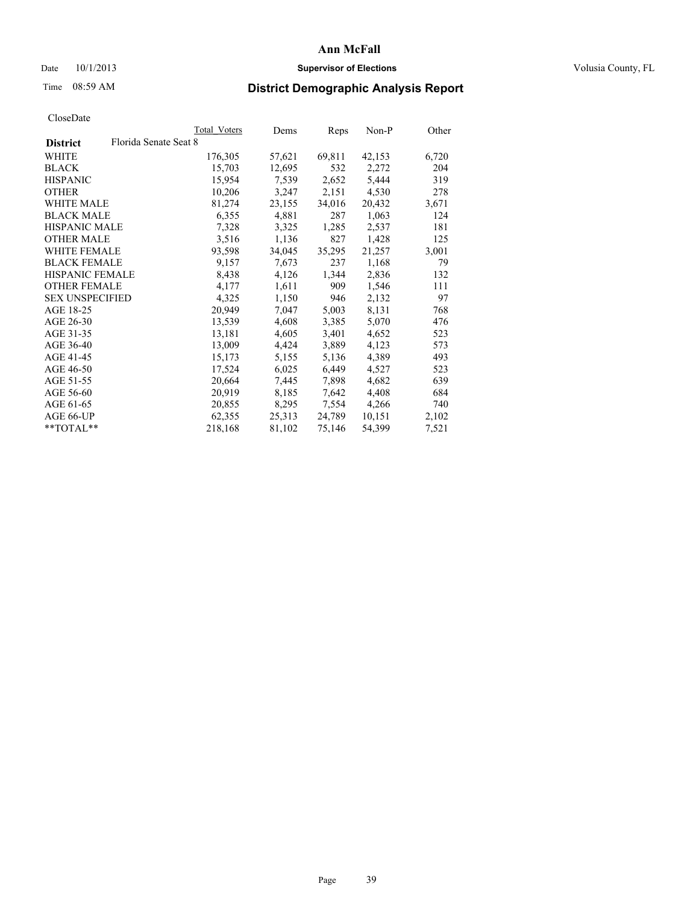# Ann McFall

Date 10/1/2013 **Supervisor of Elections** Volusia County, FL

Time 08:59 AM

## District Demographic Analysis Report

CloseDate

| **District** Florida Senate Seat 8 | Total Voters | Dems | Reps | Non-P | Other |
|---|---|---|---|---|---|
| WHITE | 176,305 | 57,621 | 69,811 | 42,153 | 6,720 |
| BLACK | 15,703 | 12,695 | 532 | 2,272 | 204 |
| HISPANIC | 15,954 | 7,539 | 2,652 | 5,444 | 319 |
| OTHER | 10,206 | 3,247 | 2,151 | 4,530 | 278 |
| WHITE MALE | 81,274 | 23,155 | 34,016 | 20,432 | 3,671 |
| BLACK MALE | 6,355 | 4,881 | 287 | 1,063 | 124 |
| HISPANIC MALE | 7,328 | 3,325 | 1,285 | 2,537 | 181 |
| OTHER MALE | 3,516 | 1,136 | 827 | 1,428 | 125 |
| WHITE FEMALE | 93,598 | 34,045 | 35,295 | 21,257 | 3,001 |
| BLACK FEMALE | 9,157 | 7,673 | 237 | 1,168 | 79 |
| HISPANIC FEMALE | 8,438 | 4,126 | 1,344 | 2,836 | 132 |
| OTHER FEMALE | 4,177 | 1,611 | 909 | 1,546 | 111 |
| SEX UNSPECIFIED | 4,325 | 1,150 | 946 | 2,132 | 97 |
| AGE 18-25 | 20,949 | 7,047 | 5,003 | 8,131 | 768 |
| AGE 26-30 | 13,539 | 4,608 | 3,385 | 5,070 | 476 |
| AGE 31-35 | 13,181 | 4,605 | 3,401 | 4,652 | 523 |
| AGE 36-40 | 13,009 | 4,424 | 3,889 | 4,123 | 573 |
| AGE 41-45 | 15,173 | 5,155 | 5,136 | 4,389 | 493 |
| AGE 46-50 | 17,524 | 6,025 | 6,449 | 4,527 | 523 |
| AGE 51-55 | 20,664 | 7,445 | 7,898 | 4,682 | 639 |
| AGE 56-60 | 20,919 | 8,185 | 7,642 | 4,408 | 684 |
| AGE 61-65 | 20,855 | 8,295 | 7,554 | 4,266 | 740 |
| AGE 66-UP | 62,355 | 25,313 | 24,789 | 10,151 | 2,102 |
| **TOTAL** | 218,168 | 81,102 | 75,146 | 54,399 | 7,521 |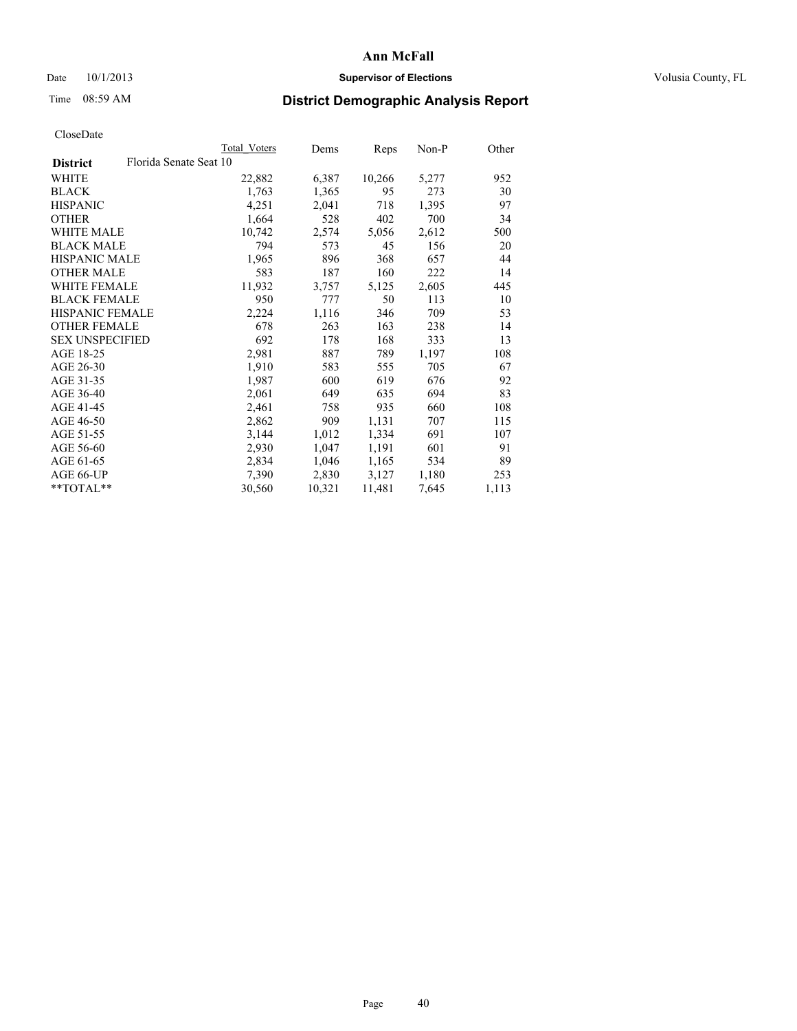**Ann McFall**

Date 10/1/2013 **Supervisor of Elections** Volusia County, FL

Time 08:59 AM

## District Demographic Analysis Report

CloseDate

| | Total Voters | Dems | Reps | Non-P | Other |
|---|---|---|---|---|---|
| **District** Florida Senate Seat 10 | | | | | |
| WHITE | 22,882 | 6,387 | 10,266 | 5,277 | 952 |
| BLACK | 1,763 | 1,365 | 95 | 273 | 30 |
| HISPANIC | 4,251 | 2,041 | 718 | 1,395 | 97 |
| OTHER | 1,664 | 528 | 402 | 700 | 34 |
| WHITE MALE | 10,742 | 2,574 | 5,056 | 2,612 | 500 |
| BLACK MALE | 794 | 573 | 45 | 156 | 20 |
| HISPANIC MALE | 1,965 | 896 | 368 | 657 | 44 |
| OTHER MALE | 583 | 187 | 160 | 222 | 14 |
| WHITE FEMALE | 11,932 | 3,757 | 5,125 | 2,605 | 445 |
| BLACK FEMALE | 950 | 777 | 50 | 113 | 10 |
| HISPANIC FEMALE | 2,224 | 1,116 | 346 | 709 | 53 |
| OTHER FEMALE | 678 | 263 | 163 | 238 | 14 |
| SEX UNSPECIFIED | 692 | 178 | 168 | 333 | 13 |
| AGE 18-25 | 2,981 | 887 | 789 | 1,197 | 108 |
| AGE 26-30 | 1,910 | 583 | 555 | 705 | 67 |
| AGE 31-35 | 1,987 | 600 | 619 | 676 | 92 |
| AGE 36-40 | 2,061 | 649 | 635 | 694 | 83 |
| AGE 41-45 | 2,461 | 758 | 935 | 660 | 108 |
| AGE 46-50 | 2,862 | 909 | 1,131 | 707 | 115 |
| AGE 51-55 | 3,144 | 1,012 | 1,334 | 691 | 107 |
| AGE 56-60 | 2,930 | 1,047 | 1,191 | 601 | 91 |
| AGE 61-65 | 2,834 | 1,046 | 1,165 | 534 | 89 |
| AGE 66-UP | 7,390 | 2,830 | 3,127 | 1,180 | 253 |
| **TOTAL** | 30,560 | 10,321 | 11,481 | 7,645 | 1,113 |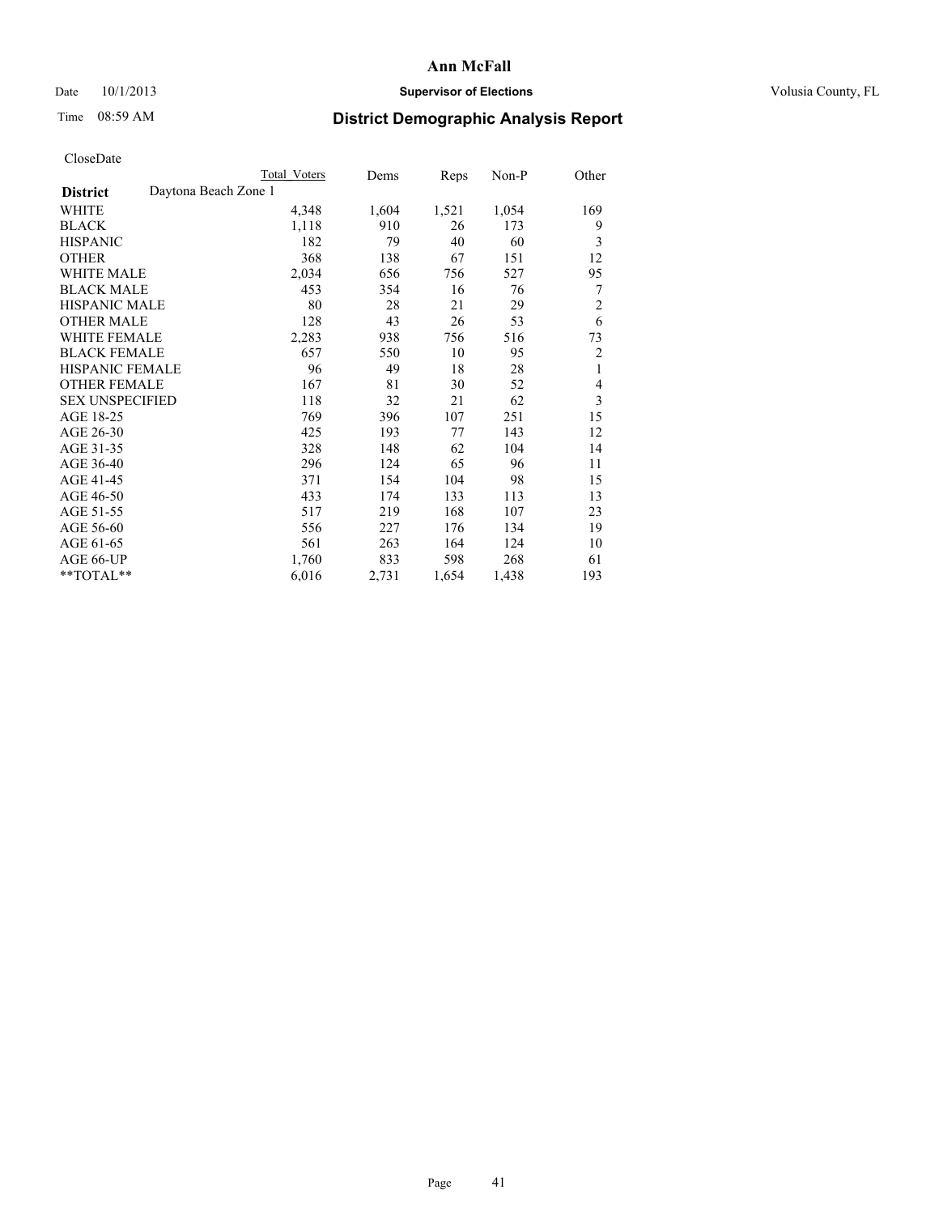# Ann McFall

Date 10/1/2013 **Supervisor of Elections** Volusia County, FL

Time 08:59 AM

## District Demographic Analysis Report

CloseDate

| **District** Daytona Beach Zone 1 | Total Voters | Dems | Reps | Non-P | Other |
|---|---|---|---|---|---|
| WHITE | 4,348 | 1,604 | 1,521 | 1,054 | 169 |
| BLACK | 1,118 | 910 | 26 | 173 | 9 |
| HISPANIC | 182 | 79 | 40 | 60 | 3 |
| OTHER | 368 | 138 | 67 | 151 | 12 |
| WHITE MALE | 2,034 | 656 | 756 | 527 | 95 |
| BLACK MALE | 453 | 354 | 16 | 76 | 7 |
| HISPANIC MALE | 80 | 28 | 21 | 29 | 2 |
| OTHER MALE | 128 | 43 | 26 | 53 | 6 |
| WHITE FEMALE | 2,283 | 938 | 756 | 516 | 73 |
| BLACK FEMALE | 657 | 550 | 10 | 95 | 2 |
| HISPANIC FEMALE | 96 | 49 | 18 | 28 | 1 |
| OTHER FEMALE | 167 | 81 | 30 | 52 | 4 |
| SEX UNSPECIFIED | 118 | 32 | 21 | 62 | 3 |
| AGE 18-25 | 769 | 396 | 107 | 251 | 15 |
| AGE 26-30 | 425 | 193 | 77 | 143 | 12 |
| AGE 31-35 | 328 | 148 | 62 | 104 | 14 |
| AGE 36-40 | 296 | 124 | 65 | 96 | 11 |
| AGE 41-45 | 371 | 154 | 104 | 98 | 15 |
| AGE 46-50 | 433 | 174 | 133 | 113 | 13 |
| AGE 51-55 | 517 | 219 | 168 | 107 | 23 |
| AGE 56-60 | 556 | 227 | 176 | 134 | 19 |
| AGE 61-65 | 561 | 263 | 164 | 124 | 10 |
| AGE 66-UP | 1,760 | 833 | 598 | 268 | 61 |
| **TOTAL** | 6,016 | 2,731 | 1,654 | 1,438 | 193 |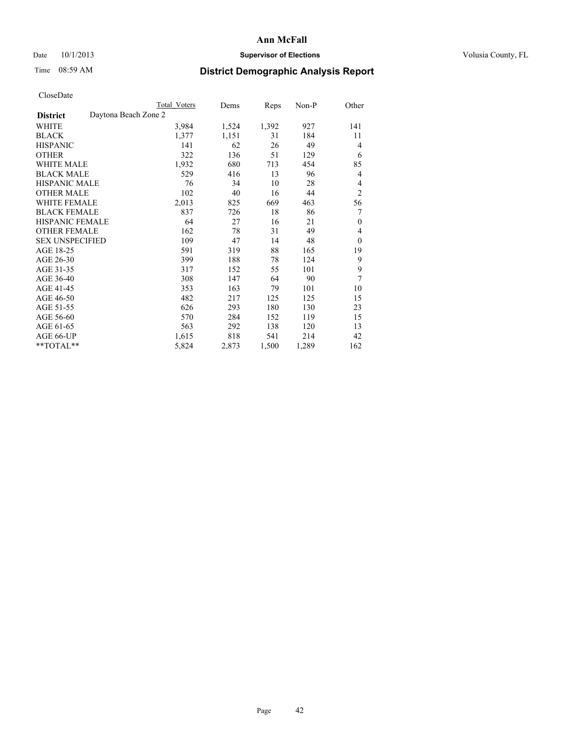# Ann McFall

Date 10/1/2013

**Supervisor of Elections**

Volusia County, FL

Time 08:59 AM

## District Demographic Analysis Report

CloseDate

| | Total Voters | Dems | Reps | Non-P | Other |
|---|---|---|---|---|---|
| **District** Daytona Beach Zone 2 | | | | | |
| WHITE | 3,984 | 1,524 | 1,392 | 927 | 141 |
| BLACK | 1,377 | 1,151 | 31 | 184 | 11 |
| HISPANIC | 141 | 62 | 26 | 49 | 4 |
| OTHER | 322 | 136 | 51 | 129 | 6 |
| WHITE MALE | 1,932 | 680 | 713 | 454 | 85 |
| BLACK MALE | 529 | 416 | 13 | 96 | 4 |
| HISPANIC MALE | 76 | 34 | 10 | 28 | 4 |
| OTHER MALE | 102 | 40 | 16 | 44 | 2 |
| WHITE FEMALE | 2,013 | 825 | 669 | 463 | 56 |
| BLACK FEMALE | 837 | 726 | 18 | 86 | 7 |
| HISPANIC FEMALE | 64 | 27 | 16 | 21 | 0 |
| OTHER FEMALE | 162 | 78 | 31 | 49 | 4 |
| SEX UNSPECIFIED | 109 | 47 | 14 | 48 | 0 |
| AGE 18-25 | 591 | 319 | 88 | 165 | 19 |
| AGE 26-30 | 399 | 188 | 78 | 124 | 9 |
| AGE 31-35 | 317 | 152 | 55 | 101 | 9 |
| AGE 36-40 | 308 | 147 | 64 | 90 | 7 |
| AGE 41-45 | 353 | 163 | 79 | 101 | 10 |
| AGE 46-50 | 482 | 217 | 125 | 125 | 15 |
| AGE 51-55 | 626 | 293 | 180 | 130 | 23 |
| AGE 56-60 | 570 | 284 | 152 | 119 | 15 |
| AGE 61-65 | 563 | 292 | 138 | 120 | 13 |
| AGE 66-UP | 1,615 | 818 | 541 | 214 | 42 |
| **TOTAL** | 5,824 | 2,873 | 1,500 | 1,289 | 162 |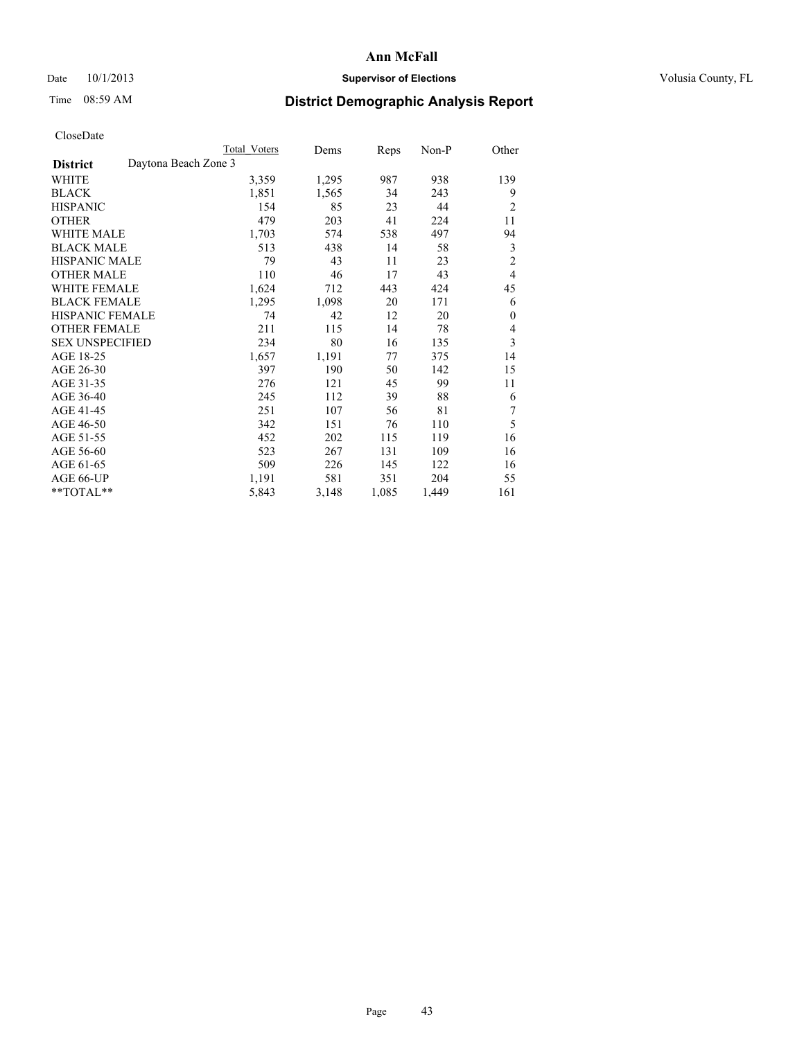# Ann McFall

Date 10/1/2013 **Supervisor of Elections** Volusia County, FL

Time 08:59 AM **District Demographic Analysis Report**

CloseDate

| | Total Voters | Dems | Reps | Non-P | Other |
|---|---|---|---|---|---|
| **District** Daytona Beach Zone 3 | | | | | |
| WHITE | 3,359 | 1,295 | 987 | 938 | 139 |
| BLACK | 1,851 | 1,565 | 34 | 243 | 9 |
| HISPANIC | 154 | 85 | 23 | 44 | 2 |
| OTHER | 479 | 203 | 41 | 224 | 11 |
| WHITE MALE | 1,703 | 574 | 538 | 497 | 94 |
| BLACK MALE | 513 | 438 | 14 | 58 | 3 |
| HISPANIC MALE | 79 | 43 | 11 | 23 | 2 |
| OTHER MALE | 110 | 46 | 17 | 43 | 4 |
| WHITE FEMALE | 1,624 | 712 | 443 | 424 | 45 |
| BLACK FEMALE | 1,295 | 1,098 | 20 | 171 | 6 |
| HISPANIC FEMALE | 74 | 42 | 12 | 20 | 0 |
| OTHER FEMALE | 211 | 115 | 14 | 78 | 4 |
| SEX UNSPECIFIED | 234 | 80 | 16 | 135 | 3 |
| AGE 18-25 | 1,657 | 1,191 | 77 | 375 | 14 |
| AGE 26-30 | 397 | 190 | 50 | 142 | 15 |
| AGE 31-35 | 276 | 121 | 45 | 99 | 11 |
| AGE 36-40 | 245 | 112 | 39 | 88 | 6 |
| AGE 41-45 | 251 | 107 | 56 | 81 | 7 |
| AGE 46-50 | 342 | 151 | 76 | 110 | 5 |
| AGE 51-55 | 452 | 202 | 115 | 119 | 16 |
| AGE 56-60 | 523 | 267 | 131 | 109 | 16 |
| AGE 61-65 | 509 | 226 | 145 | 122 | 16 |
| AGE 66-UP | 1,191 | 581 | 351 | 204 | 55 |
| **TOTAL** | 5,843 | 3,148 | 1,085 | 1,449 | 161 |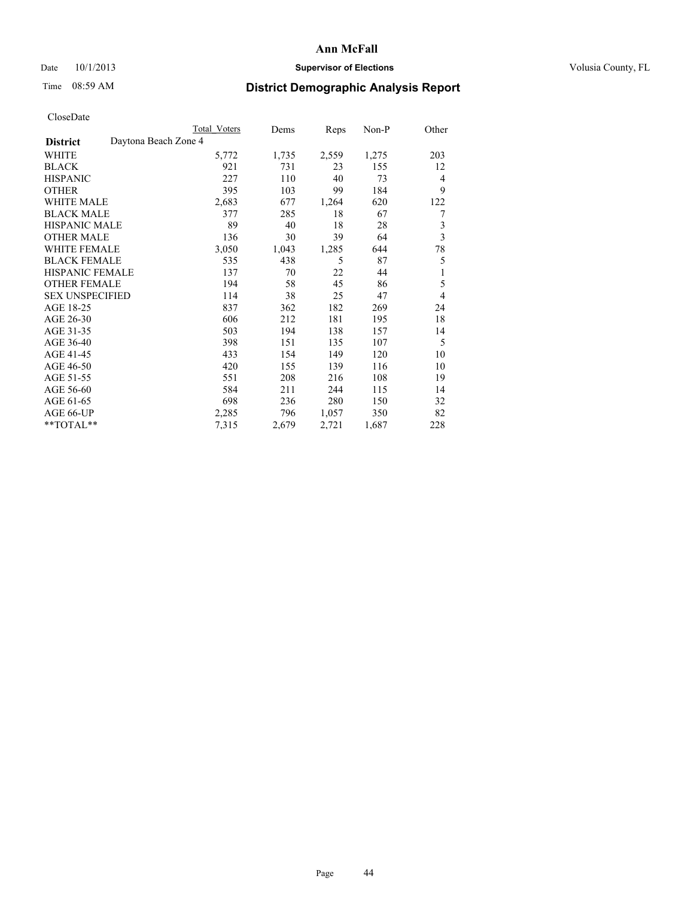# Ann McFall

Date 10/1/2013 **Supervisor of Elections** Volusia County, FL

Time 08:59 AM

## District Demographic Analysis Report

CloseDate

| | Total Voters | Dems | Reps | Non-P | Other |
|---|---|---|---|---|---|
| **District** Daytona Beach Zone 4 | | | | | |
| WHITE | 5,772 | 1,735 | 2,559 | 1,275 | 203 |
| BLACK | 921 | 731 | 23 | 155 | 12 |
| HISPANIC | 227 | 110 | 40 | 73 | 4 |
| OTHER | 395 | 103 | 99 | 184 | 9 |
| WHITE MALE | 2,683 | 677 | 1,264 | 620 | 122 |
| BLACK MALE | 377 | 285 | 18 | 67 | 7 |
| HISPANIC MALE | 89 | 40 | 18 | 28 | 3 |
| OTHER MALE | 136 | 30 | 39 | 64 | 3 |
| WHITE FEMALE | 3,050 | 1,043 | 1,285 | 644 | 78 |
| BLACK FEMALE | 535 | 438 | 5 | 87 | 5 |
| HISPANIC FEMALE | 137 | 70 | 22 | 44 | 1 |
| OTHER FEMALE | 194 | 58 | 45 | 86 | 5 |
| SEX UNSPECIFIED | 114 | 38 | 25 | 47 | 4 |
| AGE 18-25 | 837 | 362 | 182 | 269 | 24 |
| AGE 26-30 | 606 | 212 | 181 | 195 | 18 |
| AGE 31-35 | 503 | 194 | 138 | 157 | 14 |
| AGE 36-40 | 398 | 151 | 135 | 107 | 5 |
| AGE 41-45 | 433 | 154 | 149 | 120 | 10 |
| AGE 46-50 | 420 | 155 | 139 | 116 | 10 |
| AGE 51-55 | 551 | 208 | 216 | 108 | 19 |
| AGE 56-60 | 584 | 211 | 244 | 115 | 14 |
| AGE 61-65 | 698 | 236 | 280 | 150 | 32 |
| AGE 66-UP | 2,285 | 796 | 1,057 | 350 | 82 |
| **TOTAL** | 7,315 | 2,679 | 2,721 | 1,687 | 228 |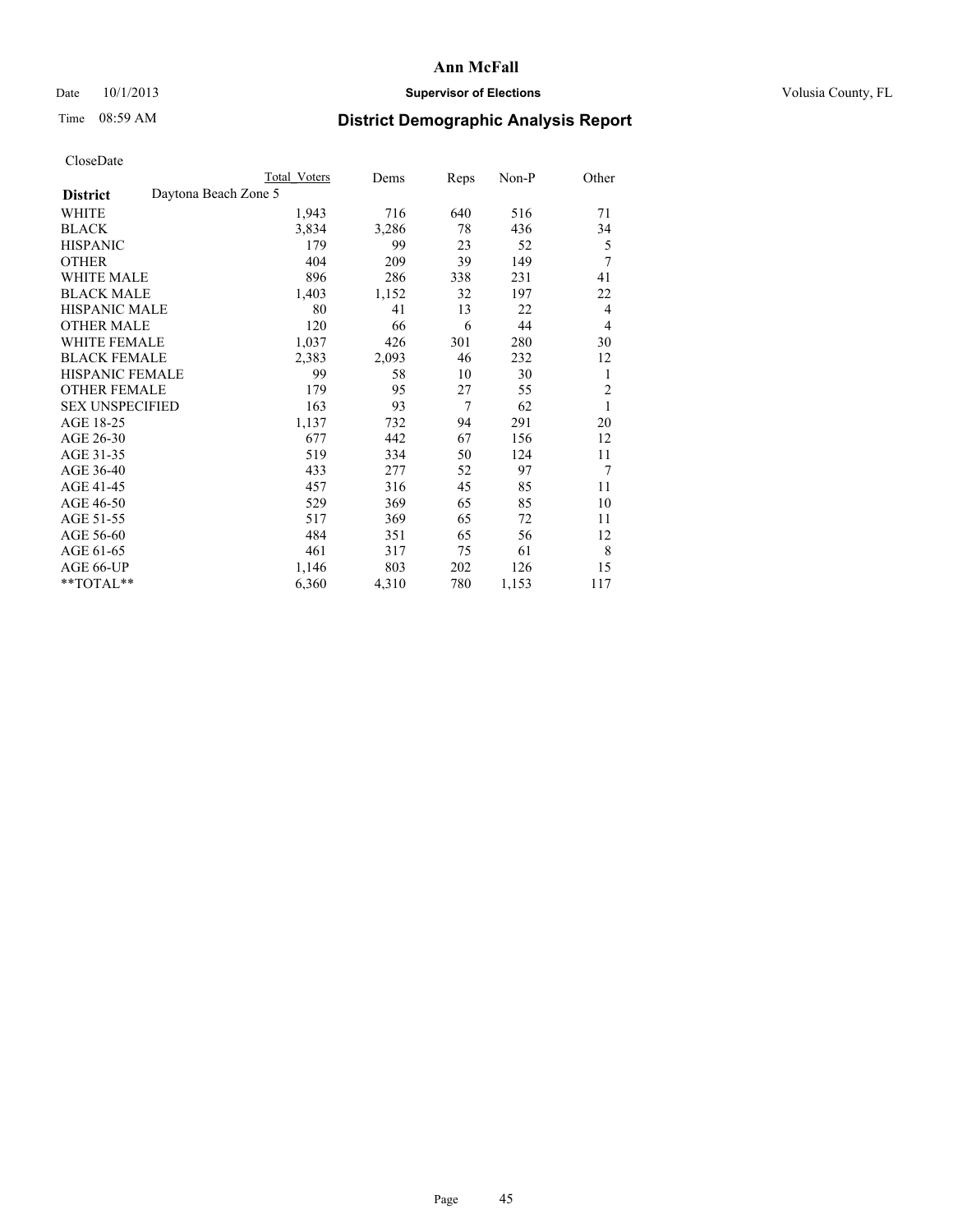# Ann McFall

Date 10/1/2013 **Supervisor of Elections** Volusia County, FL

Time 08:59 AM

## District Demographic Analysis Report

CloseDate

| | Total Voters | Dems | Reps | Non-P | Other |
|---|---|---|---|---|---|
| **District** Daytona Beach Zone 5 | | | | | |
| WHITE | 1,943 | 716 | 640 | 516 | 71 |
| BLACK | 3,834 | 3,286 | 78 | 436 | 34 |
| HISPANIC | 179 | 99 | 23 | 52 | 5 |
| OTHER | 404 | 209 | 39 | 149 | 7 |
| WHITE MALE | 896 | 286 | 338 | 231 | 41 |
| BLACK MALE | 1,403 | 1,152 | 32 | 197 | 22 |
| HISPANIC MALE | 80 | 41 | 13 | 22 | 4 |
| OTHER MALE | 120 | 66 | 6 | 44 | 4 |
| WHITE FEMALE | 1,037 | 426 | 301 | 280 | 30 |
| BLACK FEMALE | 2,383 | 2,093 | 46 | 232 | 12 |
| HISPANIC FEMALE | 99 | 58 | 10 | 30 | 1 |
| OTHER FEMALE | 179 | 95 | 27 | 55 | 2 |
| SEX UNSPECIFIED | 163 | 93 | 7 | 62 | 1 |
| AGE 18-25 | 1,137 | 732 | 94 | 291 | 20 |
| AGE 26-30 | 677 | 442 | 67 | 156 | 12 |
| AGE 31-35 | 519 | 334 | 50 | 124 | 11 |
| AGE 36-40 | 433 | 277 | 52 | 97 | 7 |
| AGE 41-45 | 457 | 316 | 45 | 85 | 11 |
| AGE 46-50 | 529 | 369 | 65 | 85 | 10 |
| AGE 51-55 | 517 | 369 | 65 | 72 | 11 |
| AGE 56-60 | 484 | 351 | 65 | 56 | 12 |
| AGE 61-65 | 461 | 317 | 75 | 61 | 8 |
| AGE 66-UP | 1,146 | 803 | 202 | 126 | 15 |
| **TOTAL** | 6,360 | 4,310 | 780 | 1,153 | 117 |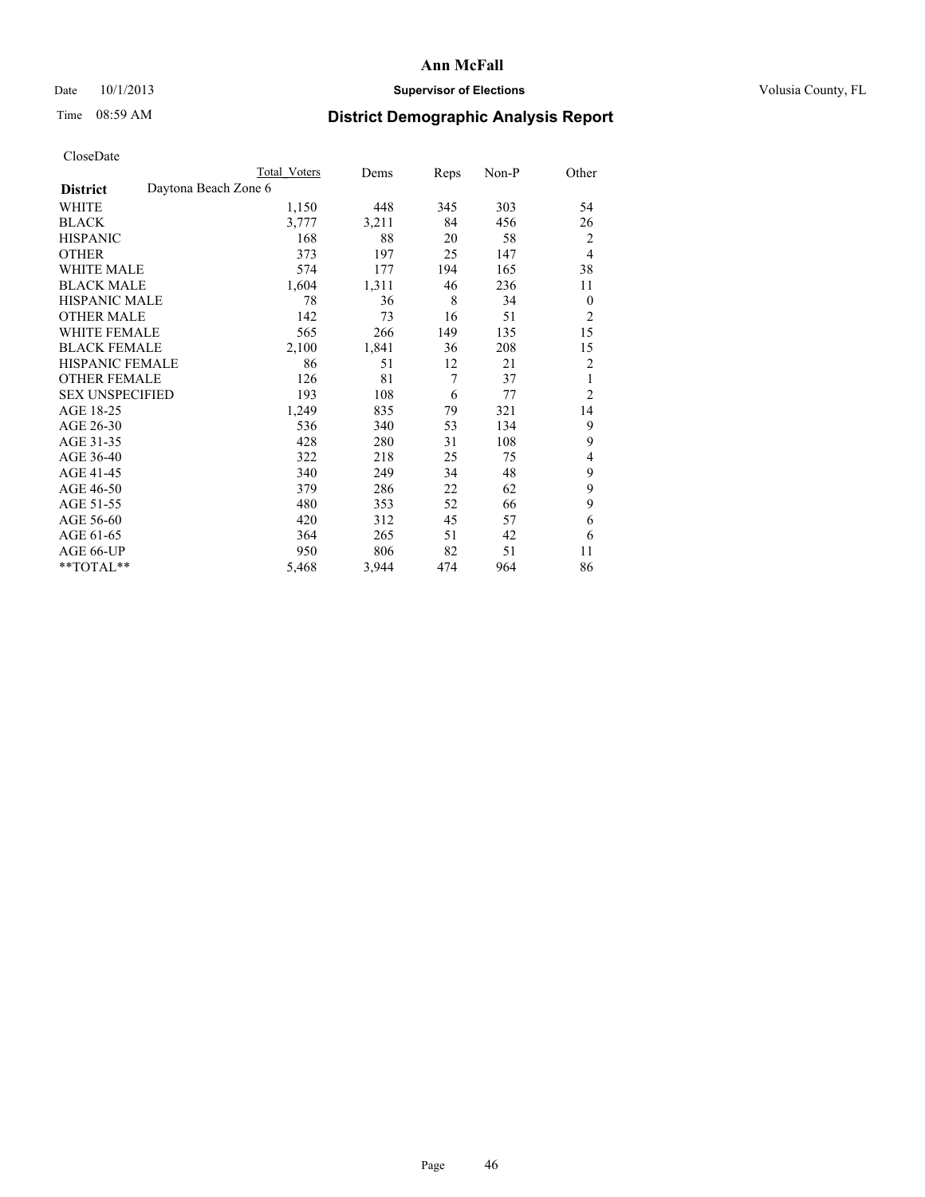# Ann McFall

Date 10/1/2013 **Supervisor of Elections** Volusia County, FL

Time 08:59 AM **District Demographic Analysis Report**

CloseDate

| District | Daytona Beach Zone 6 | Total Voters | Dems | Reps | Non-P | Other |
|---|---|---|---|---|---|---|
| WHITE | | 1,150 | 448 | 345 | 303 | 54 |
| BLACK | | 3,777 | 3,211 | 84 | 456 | 26 |
| HISPANIC | | 168 | 88 | 20 | 58 | 2 |
| OTHER | | 373 | 197 | 25 | 147 | 4 |
| WHITE MALE | | 574 | 177 | 194 | 165 | 38 |
| BLACK MALE | | 1,604 | 1,311 | 46 | 236 | 11 |
| HISPANIC MALE | | 78 | 36 | 8 | 34 | 0 |
| OTHER MALE | | 142 | 73 | 16 | 51 | 2 |
| WHITE FEMALE | | 565 | 266 | 149 | 135 | 15 |
| BLACK FEMALE | | 2,100 | 1,841 | 36 | 208 | 15 |
| HISPANIC FEMALE | | 86 | 51 | 12 | 21 | 2 |
| OTHER FEMALE | | 126 | 81 | 7 | 37 | 1 |
| SEX UNSPECIFIED | | 193 | 108 | 6 | 77 | 2 |
| AGE 18-25 | | 1,249 | 835 | 79 | 321 | 14 |
| AGE 26-30 | | 536 | 340 | 53 | 134 | 9 |
| AGE 31-35 | | 428 | 280 | 31 | 108 | 9 |
| AGE 36-40 | | 322 | 218 | 25 | 75 | 4 |
| AGE 41-45 | | 340 | 249 | 34 | 48 | 9 |
| AGE 46-50 | | 379 | 286 | 22 | 62 | 9 |
| AGE 51-55 | | 480 | 353 | 52 | 66 | 9 |
| AGE 56-60 | | 420 | 312 | 45 | 57 | 6 |
| AGE 61-65 | | 364 | 265 | 51 | 42 | 6 |
| AGE 66-UP | | 950 | 806 | 82 | 51 | 11 |
| **TOTAL** | | 5,468 | 3,944 | 474 | 964 | 86 |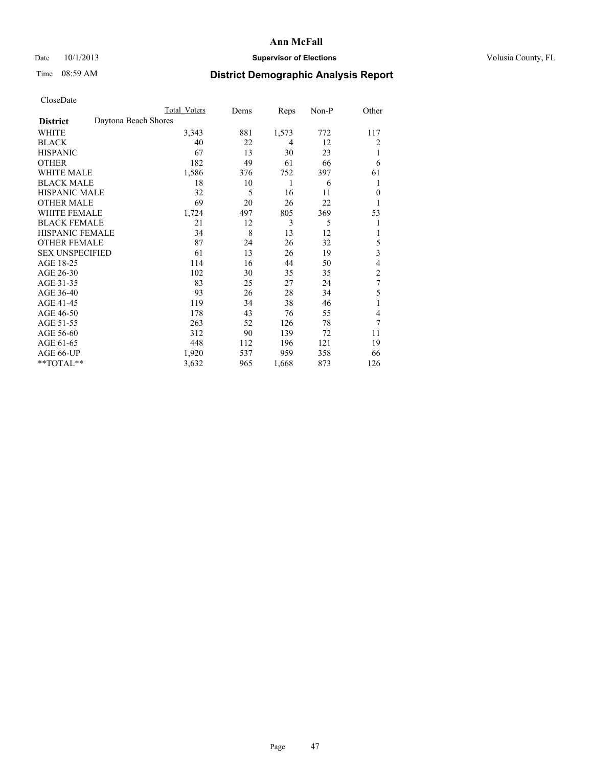CloseDate

| | Total Voters | Dems | Reps | Non-P | Other |
|---|---|---|---|---|---|
| **District** Daytona Beach Shores | | | | | |
| WHITE | 3,343 | 881 | 1,573 | 772 | 117 |
| BLACK | 40 | 22 | 4 | 12 | 2 |
| HISPANIC | 67 | 13 | 30 | 23 | 1 |
| OTHER | 182 | 49 | 61 | 66 | 6 |
| WHITE MALE | 1,586 | 376 | 752 | 397 | 61 |
| BLACK MALE | 18 | 10 | 1 | 6 | 1 |
| HISPANIC MALE | 32 | 5 | 16 | 11 | 0 |
| OTHER MALE | 69 | 20 | 26 | 22 | 1 |
| WHITE FEMALE | 1,724 | 497 | 805 | 369 | 53 |
| BLACK FEMALE | 21 | 12 | 3 | 5 | 1 |
| HISPANIC FEMALE | 34 | 8 | 13 | 12 | 1 |
| OTHER FEMALE | 87 | 24 | 26 | 32 | 5 |
| SEX UNSPECIFIED | 61 | 13 | 26 | 19 | 3 |
| AGE 18-25 | 114 | 16 | 44 | 50 | 4 |
| AGE 26-30 | 102 | 30 | 35 | 35 | 2 |
| AGE 31-35 | 83 | 25 | 27 | 24 | 7 |
| AGE 36-40 | 93 | 26 | 28 | 34 | 5 |
| AGE 41-45 | 119 | 34 | 38 | 46 | 1 |
| AGE 46-50 | 178 | 43 | 76 | 55 | 4 |
| AGE 51-55 | 263 | 52 | 126 | 78 | 7 |
| AGE 56-60 | 312 | 90 | 139 | 72 | 11 |
| AGE 61-65 | 448 | 112 | 196 | 121 | 19 |
| AGE 66-UP | 1,920 | 537 | 959 | 358 | 66 |
| **TOTAL** | 3,632 | 965 | 1,668 | 873 | 126 |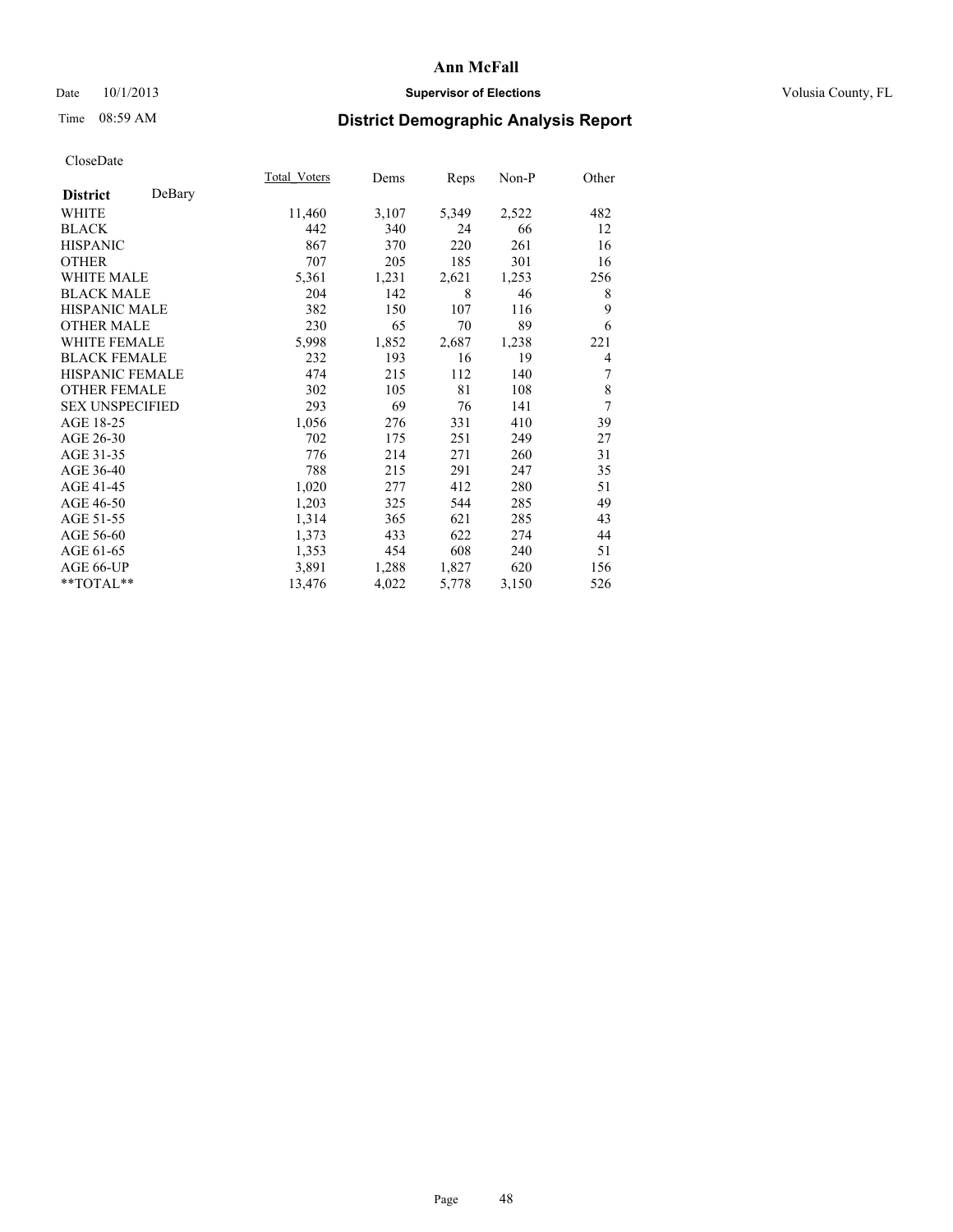# Ann McFall

Date 10/1/2013 **Supervisor of Elections** Volusia County, FL

Time 08:59 AM **District Demographic Analysis Report**

CloseDate

| | Total_Voters | Dems | Reps | Non-P | Other |
|---|---|---|---|---|---|
| **District** DeBary | | | | | |
| WHITE | 11,460 | 3,107 | 5,349 | 2,522 | 482 |
| BLACK | 442 | 340 | 24 | 66 | 12 |
| HISPANIC | 867 | 370 | 220 | 261 | 16 |
| OTHER | 707 | 205 | 185 | 301 | 16 |
| WHITE MALE | 5,361 | 1,231 | 2,621 | 1,253 | 256 |
| BLACK MALE | 204 | 142 | 8 | 46 | 8 |
| HISPANIC MALE | 382 | 150 | 107 | 116 | 9 |
| OTHER MALE | 230 | 65 | 70 | 89 | 6 |
| WHITE FEMALE | 5,998 | 1,852 | 2,687 | 1,238 | 221 |
| BLACK FEMALE | 232 | 193 | 16 | 19 | 4 |
| HISPANIC FEMALE | 474 | 215 | 112 | 140 | 7 |
| OTHER FEMALE | 302 | 105 | 81 | 108 | 8 |
| SEX UNSPECIFIED | 293 | 69 | 76 | 141 | 7 |
| AGE 18-25 | 1,056 | 276 | 331 | 410 | 39 |
| AGE 26-30 | 702 | 175 | 251 | 249 | 27 |
| AGE 31-35 | 776 | 214 | 271 | 260 | 31 |
| AGE 36-40 | 788 | 215 | 291 | 247 | 35 |
| AGE 41-45 | 1,020 | 277 | 412 | 280 | 51 |
| AGE 46-50 | 1,203 | 325 | 544 | 285 | 49 |
| AGE 51-55 | 1,314 | 365 | 621 | 285 | 43 |
| AGE 56-60 | 1,373 | 433 | 622 | 274 | 44 |
| AGE 61-65 | 1,353 | 454 | 608 | 240 | 51 |
| AGE 66-UP | 3,891 | 1,288 | 1,827 | 620 | 156 |
| **TOTAL** | 13,476 | 4,022 | 5,778 | 3,150 | 526 |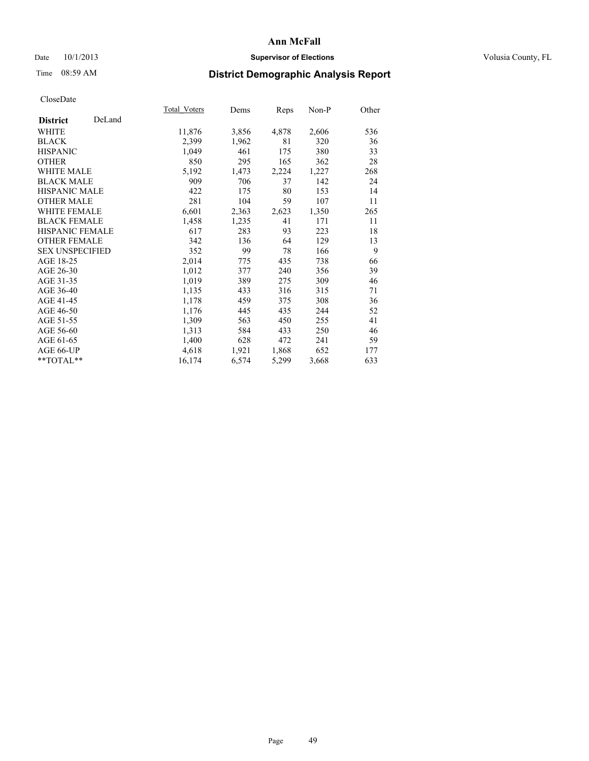CloseDate

| District DeLand | Total_Voters | Dems | Reps | Non-P | Other |
|---|---|---|---|---|---|
| WHITE | 11,876 | 3,856 | 4,878 | 2,606 | 536 |
| BLACK | 2,399 | 1,962 | 81 | 320 | 36 |
| HISPANIC | 1,049 | 461 | 175 | 380 | 33 |
| OTHER | 850 | 295 | 165 | 362 | 28 |
| WHITE MALE | 5,192 | 1,473 | 2,224 | 1,227 | 268 |
| BLACK MALE | 909 | 706 | 37 | 142 | 24 |
| HISPANIC MALE | 422 | 175 | 80 | 153 | 14 |
| OTHER MALE | 281 | 104 | 59 | 107 | 11 |
| WHITE FEMALE | 6,601 | 2,363 | 2,623 | 1,350 | 265 |
| BLACK FEMALE | 1,458 | 1,235 | 41 | 171 | 11 |
| HISPANIC FEMALE | 617 | 283 | 93 | 223 | 18 |
| OTHER FEMALE | 342 | 136 | 64 | 129 | 13 |
| SEX UNSPECIFIED | 352 | 99 | 78 | 166 | 9 |
| AGE 18-25 | 2,014 | 775 | 435 | 738 | 66 |
| AGE 26-30 | 1,012 | 377 | 240 | 356 | 39 |
| AGE 31-35 | 1,019 | 389 | 275 | 309 | 46 |
| AGE 36-40 | 1,135 | 433 | 316 | 315 | 71 |
| AGE 41-45 | 1,178 | 459 | 375 | 308 | 36 |
| AGE 46-50 | 1,176 | 445 | 435 | 244 | 52 |
| AGE 51-55 | 1,309 | 563 | 450 | 255 | 41 |
| AGE 56-60 | 1,313 | 584 | 433 | 250 | 46 |
| AGE 61-65 | 1,400 | 628 | 472 | 241 | 59 |
| AGE 66-UP | 4,618 | 1,921 | 1,868 | 652 | 177 |
| **TOTAL** | 16,174 | 6,574 | 5,299 | 3,668 | 633 |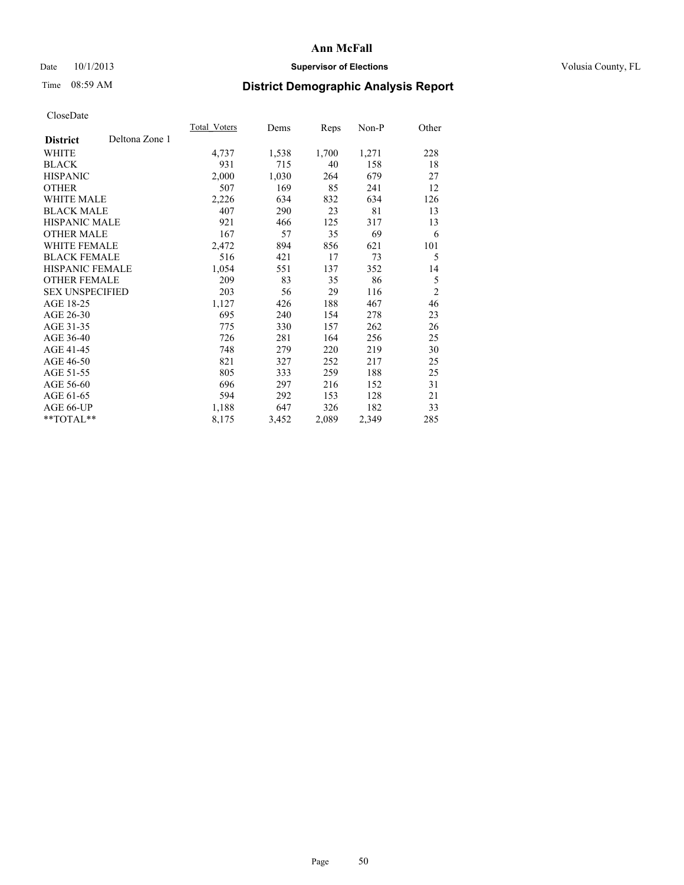# Ann McFall

Date 10/1/2013 **Supervisor of Elections** Volusia County, FL

Time 08:59 AM **District Demographic Analysis Report**

CloseDate

| **District** Deltona Zone 1 | Total_Voters | Dems | Reps | Non-P | Other |
|---|---|---|---|---|---|
| WHITE | 4,737 | 1,538 | 1,700 | 1,271 | 228 |
| BLACK | 931 | 715 | 40 | 158 | 18 |
| HISPANIC | 2,000 | 1,030 | 264 | 679 | 27 |
| OTHER | 507 | 169 | 85 | 241 | 12 |
| WHITE MALE | 2,226 | 634 | 832 | 634 | 126 |
| BLACK MALE | 407 | 290 | 23 | 81 | 13 |
| HISPANIC MALE | 921 | 466 | 125 | 317 | 13 |
| OTHER MALE | 167 | 57 | 35 | 69 | 6 |
| WHITE FEMALE | 2,472 | 894 | 856 | 621 | 101 |
| BLACK FEMALE | 516 | 421 | 17 | 73 | 5 |
| HISPANIC FEMALE | 1,054 | 551 | 137 | 352 | 14 |
| OTHER FEMALE | 209 | 83 | 35 | 86 | 5 |
| SEX UNSPECIFIED | 203 | 56 | 29 | 116 | 2 |
| AGE 18-25 | 1,127 | 426 | 188 | 467 | 46 |
| AGE 26-30 | 695 | 240 | 154 | 278 | 23 |
| AGE 31-35 | 775 | 330 | 157 | 262 | 26 |
| AGE 36-40 | 726 | 281 | 164 | 256 | 25 |
| AGE 41-45 | 748 | 279 | 220 | 219 | 30 |
| AGE 46-50 | 821 | 327 | 252 | 217 | 25 |
| AGE 51-55 | 805 | 333 | 259 | 188 | 25 |
| AGE 56-60 | 696 | 297 | 216 | 152 | 31 |
| AGE 61-65 | 594 | 292 | 153 | 128 | 21 |
| AGE 66-UP | 1,188 | 647 | 326 | 182 | 33 |
| **TOTAL** | 8,175 | 3,452 | 2,089 | 2,349 | 285 |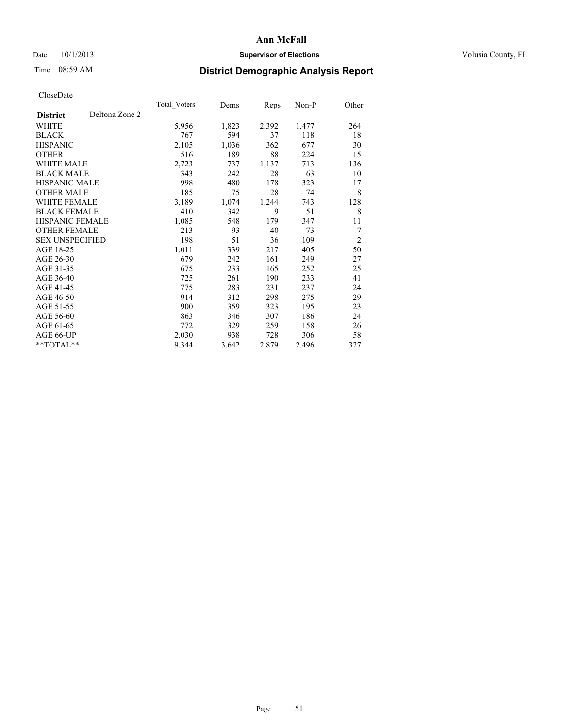# Ann McFall

Date 10/1/2013 **Supervisor of Elections** Volusia County, FL

Time 08:59 AM **District Demographic Analysis Report**

CloseDate

| **District** Deltona Zone 2 | Total_Voters | Dems | Reps | Non-P | Other |
|---|---|---|---|---|---|
| WHITE | 5,956 | 1,823 | 2,392 | 1,477 | 264 |
| BLACK | 767 | 594 | 37 | 118 | 18 |
| HISPANIC | 2,105 | 1,036 | 362 | 677 | 30 |
| OTHER | 516 | 189 | 88 | 224 | 15 |
| WHITE MALE | 2,723 | 737 | 1,137 | 713 | 136 |
| BLACK MALE | 343 | 242 | 28 | 63 | 10 |
| HISPANIC MALE | 998 | 480 | 178 | 323 | 17 |
| OTHER MALE | 185 | 75 | 28 | 74 | 8 |
| WHITE FEMALE | 3,189 | 1,074 | 1,244 | 743 | 128 |
| BLACK FEMALE | 410 | 342 | 9 | 51 | 8 |
| HISPANIC FEMALE | 1,085 | 548 | 179 | 347 | 11 |
| OTHER FEMALE | 213 | 93 | 40 | 73 | 7 |
| SEX UNSPECIFIED | 198 | 51 | 36 | 109 | 2 |
| AGE 18-25 | 1,011 | 339 | 217 | 405 | 50 |
| AGE 26-30 | 679 | 242 | 161 | 249 | 27 |
| AGE 31-35 | 675 | 233 | 165 | 252 | 25 |
| AGE 36-40 | 725 | 261 | 190 | 233 | 41 |
| AGE 41-45 | 775 | 283 | 231 | 237 | 24 |
| AGE 46-50 | 914 | 312 | 298 | 275 | 29 |
| AGE 51-55 | 900 | 359 | 323 | 195 | 23 |
| AGE 56-60 | 863 | 346 | 307 | 186 | 24 |
| AGE 61-65 | 772 | 329 | 259 | 158 | 26 |
| AGE 66-UP | 2,030 | 938 | 728 | 306 | 58 |
| **TOTAL** | 9,344 | 3,642 | 2,879 | 2,496 | 327 |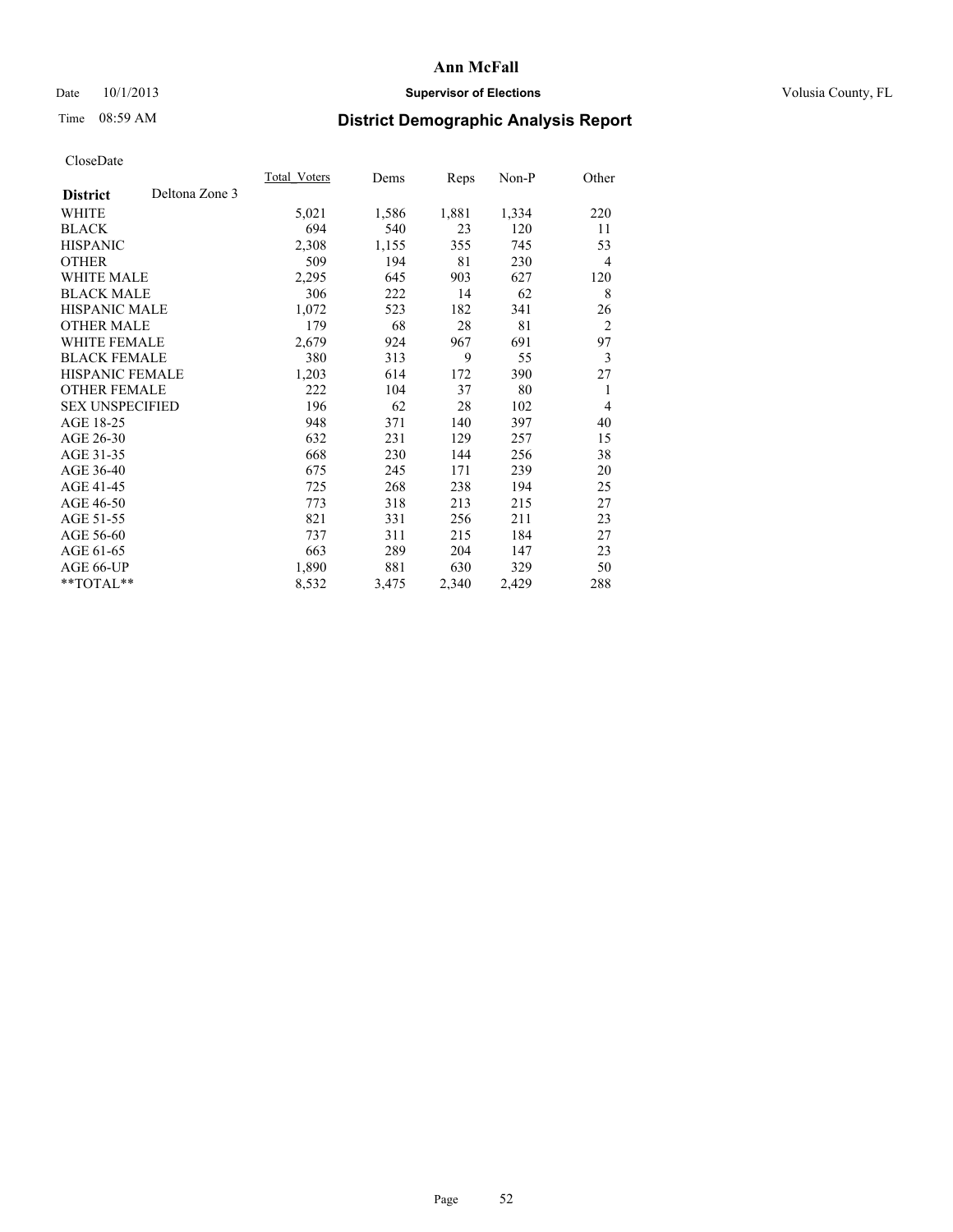# Ann McFall

Date 10/1/2013 **Supervisor of Elections** Volusia County, FL

Time 08:59 AM **District Demographic Analysis Report**

CloseDate

| **District** Deltona Zone 3 | Total_Voters | Dems | Reps | Non-P | Other |
|---|---|---|---|---|---|
| WHITE | 5,021 | 1,586 | 1,881 | 1,334 | 220 |
| BLACK | 694 | 540 | 23 | 120 | 11 |
| HISPANIC | 2,308 | 1,155 | 355 | 745 | 53 |
| OTHER | 509 | 194 | 81 | 230 | 4 |
| WHITE MALE | 2,295 | 645 | 903 | 627 | 120 |
| BLACK MALE | 306 | 222 | 14 | 62 | 8 |
| HISPANIC MALE | 1,072 | 523 | 182 | 341 | 26 |
| OTHER MALE | 179 | 68 | 28 | 81 | 2 |
| WHITE FEMALE | 2,679 | 924 | 967 | 691 | 97 |
| BLACK FEMALE | 380 | 313 | 9 | 55 | 3 |
| HISPANIC FEMALE | 1,203 | 614 | 172 | 390 | 27 |
| OTHER FEMALE | 222 | 104 | 37 | 80 | 1 |
| SEX UNSPECIFIED | 196 | 62 | 28 | 102 | 4 |
| AGE 18-25 | 948 | 371 | 140 | 397 | 40 |
| AGE 26-30 | 632 | 231 | 129 | 257 | 15 |
| AGE 31-35 | 668 | 230 | 144 | 256 | 38 |
| AGE 36-40 | 675 | 245 | 171 | 239 | 20 |
| AGE 41-45 | 725 | 268 | 238 | 194 | 25 |
| AGE 46-50 | 773 | 318 | 213 | 215 | 27 |
| AGE 51-55 | 821 | 331 | 256 | 211 | 23 |
| AGE 56-60 | 737 | 311 | 215 | 184 | 27 |
| AGE 61-65 | 663 | 289 | 204 | 147 | 23 |
| AGE 66-UP | 1,890 | 881 | 630 | 329 | 50 |
| **TOTAL** | 8,532 | 3,475 | 2,340 | 2,429 | 288 |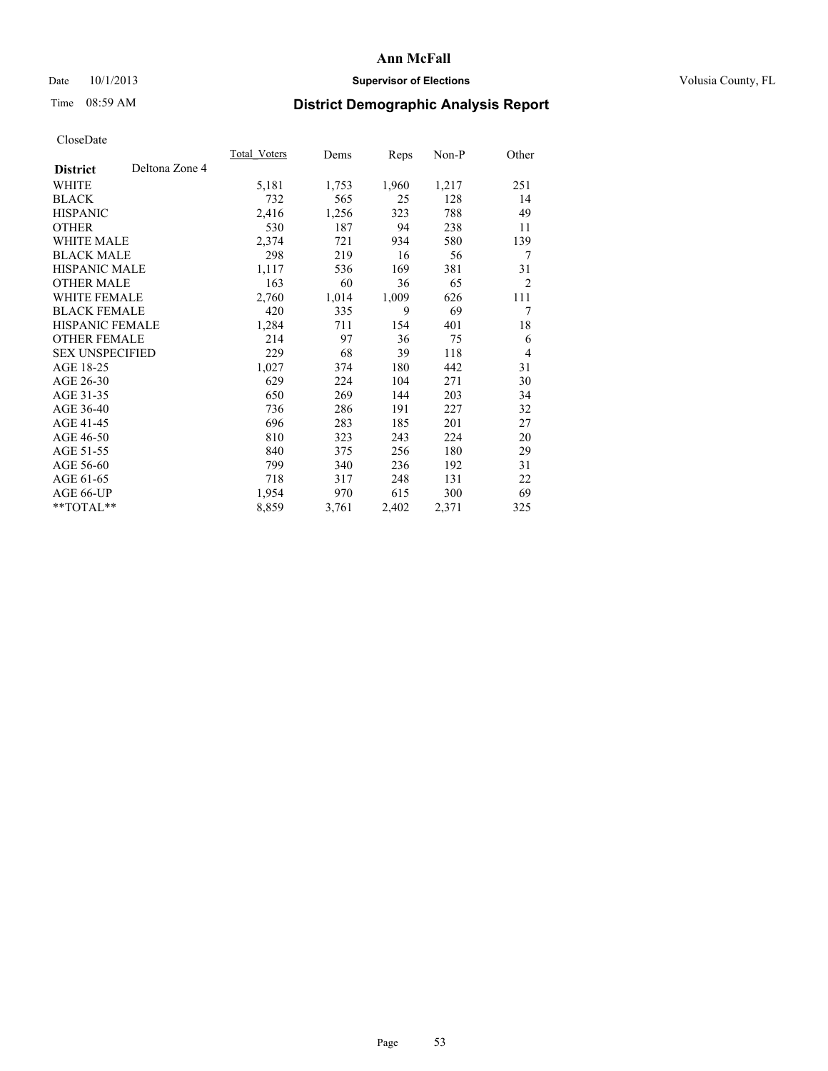# Ann McFall

Date 10/1/2013 **Supervisor of Elections** Volusia County, FL

Time 08:59 AM

## District Demographic Analysis Report

CloseDate

| **District** Deltona Zone 4 | Total_Voters | Dems | Reps | Non-P | Other |
|---|---|---|---|---|---|
| WHITE | 5,181 | 1,753 | 1,960 | 1,217 | 251 |
| BLACK | 732 | 565 | 25 | 128 | 14 |
| HISPANIC | 2,416 | 1,256 | 323 | 788 | 49 |
| OTHER | 530 | 187 | 94 | 238 | 11 |
| WHITE MALE | 2,374 | 721 | 934 | 580 | 139 |
| BLACK MALE | 298 | 219 | 16 | 56 | 7 |
| HISPANIC MALE | 1,117 | 536 | 169 | 381 | 31 |
| OTHER MALE | 163 | 60 | 36 | 65 | 2 |
| WHITE FEMALE | 2,760 | 1,014 | 1,009 | 626 | 111 |
| BLACK FEMALE | 420 | 335 | 9 | 69 | 7 |
| HISPANIC FEMALE | 1,284 | 711 | 154 | 401 | 18 |
| OTHER FEMALE | 214 | 97 | 36 | 75 | 6 |
| SEX UNSPECIFIED | 229 | 68 | 39 | 118 | 4 |
| AGE 18-25 | 1,027 | 374 | 180 | 442 | 31 |
| AGE 26-30 | 629 | 224 | 104 | 271 | 30 |
| AGE 31-35 | 650 | 269 | 144 | 203 | 34 |
| AGE 36-40 | 736 | 286 | 191 | 227 | 32 |
| AGE 41-45 | 696 | 283 | 185 | 201 | 27 |
| AGE 46-50 | 810 | 323 | 243 | 224 | 20 |
| AGE 51-55 | 840 | 375 | 256 | 180 | 29 |
| AGE 56-60 | 799 | 340 | 236 | 192 | 31 |
| AGE 61-65 | 718 | 317 | 248 | 131 | 22 |
| AGE 66-UP | 1,954 | 970 | 615 | 300 | 69 |
| **TOTAL** | 8,859 | 3,761 | 2,402 | 2,371 | 325 |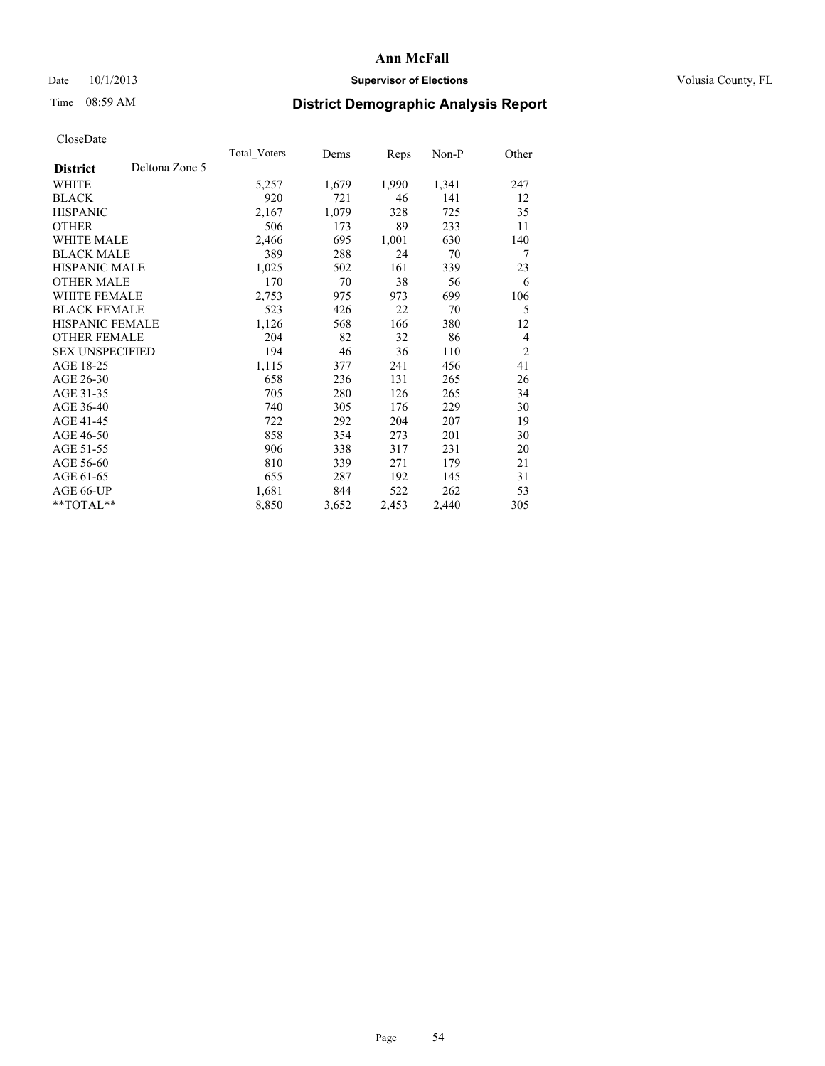**Ann McFall**

Date 10/1/2013 **Supervisor of Elections** Volusia County, FL

Time 08:59 AM **District Demographic Analysis Report**

CloseDate

| **District** Deltona Zone 5 | Total_Voters | Dems | Reps | Non-P | Other |
|---|---|---|---|---|---|
| WHITE | 5,257 | 1,679 | 1,990 | 1,341 | 247 |
| BLACK | 920 | 721 | 46 | 141 | 12 |
| HISPANIC | 2,167 | 1,079 | 328 | 725 | 35 |
| OTHER | 506 | 173 | 89 | 233 | 11 |
| WHITE MALE | 2,466 | 695 | 1,001 | 630 | 140 |
| BLACK MALE | 389 | 288 | 24 | 70 | 7 |
| HISPANIC MALE | 1,025 | 502 | 161 | 339 | 23 |
| OTHER MALE | 170 | 70 | 38 | 56 | 6 |
| WHITE FEMALE | 2,753 | 975 | 973 | 699 | 106 |
| BLACK FEMALE | 523 | 426 | 22 | 70 | 5 |
| HISPANIC FEMALE | 1,126 | 568 | 166 | 380 | 12 |
| OTHER FEMALE | 204 | 82 | 32 | 86 | 4 |
| SEX UNSPECIFIED | 194 | 46 | 36 | 110 | 2 |
| AGE 18-25 | 1,115 | 377 | 241 | 456 | 41 |
| AGE 26-30 | 658 | 236 | 131 | 265 | 26 |
| AGE 31-35 | 705 | 280 | 126 | 265 | 34 |
| AGE 36-40 | 740 | 305 | 176 | 229 | 30 |
| AGE 41-45 | 722 | 292 | 204 | 207 | 19 |
| AGE 46-50 | 858 | 354 | 273 | 201 | 30 |
| AGE 51-55 | 906 | 338 | 317 | 231 | 20 |
| AGE 56-60 | 810 | 339 | 271 | 179 | 21 |
| AGE 61-65 | 655 | 287 | 192 | 145 | 31 |
| AGE 66-UP | 1,681 | 844 | 522 | 262 | 53 |
| **TOTAL** | 8,850 | 3,652 | 2,453 | 2,440 | 305 |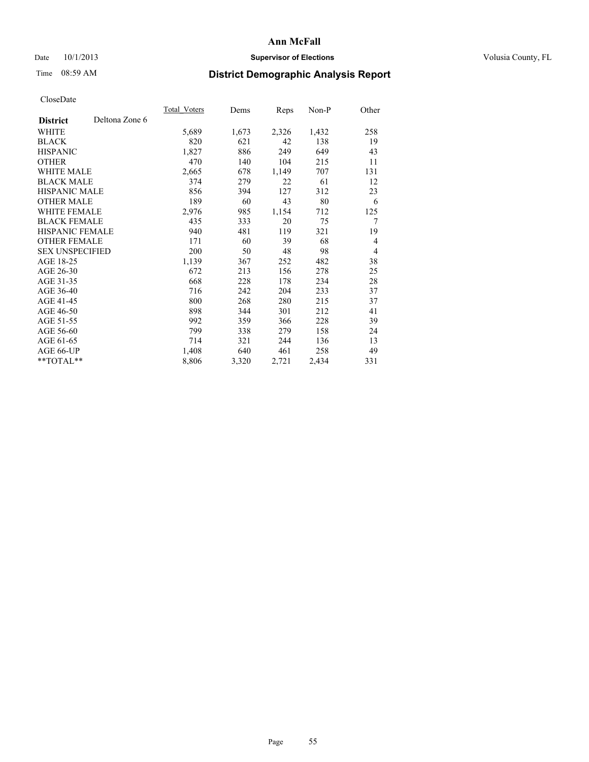# Ann McFall

Date 10/1/2013 **Supervisor of Elections** Volusia County, FL

Time 08:59 AM **District Demographic Analysis Report**

CloseDate

| **District** Deltona Zone 6 | Total_Voters | Dems | Reps | Non-P | Other |
|---|---|---|---|---|---|
| WHITE | 5,689 | 1,673 | 2,326 | 1,432 | 258 |
| BLACK | 820 | 621 | 42 | 138 | 19 |
| HISPANIC | 1,827 | 886 | 249 | 649 | 43 |
| OTHER | 470 | 140 | 104 | 215 | 11 |
| WHITE MALE | 2,665 | 678 | 1,149 | 707 | 131 |
| BLACK MALE | 374 | 279 | 22 | 61 | 12 |
| HISPANIC MALE | 856 | 394 | 127 | 312 | 23 |
| OTHER MALE | 189 | 60 | 43 | 80 | 6 |
| WHITE FEMALE | 2,976 | 985 | 1,154 | 712 | 125 |
| BLACK FEMALE | 435 | 333 | 20 | 75 | 7 |
| HISPANIC FEMALE | 940 | 481 | 119 | 321 | 19 |
| OTHER FEMALE | 171 | 60 | 39 | 68 | 4 |
| SEX UNSPECIFIED | 200 | 50 | 48 | 98 | 4 |
| AGE 18-25 | 1,139 | 367 | 252 | 482 | 38 |
| AGE 26-30 | 672 | 213 | 156 | 278 | 25 |
| AGE 31-35 | 668 | 228 | 178 | 234 | 28 |
| AGE 36-40 | 716 | 242 | 204 | 233 | 37 |
| AGE 41-45 | 800 | 268 | 280 | 215 | 37 |
| AGE 46-50 | 898 | 344 | 301 | 212 | 41 |
| AGE 51-55 | 992 | 359 | 366 | 228 | 39 |
| AGE 56-60 | 799 | 338 | 279 | 158 | 24 |
| AGE 61-65 | 714 | 321 | 244 | 136 | 13 |
| AGE 66-UP | 1,408 | 640 | 461 | 258 | 49 |
| **TOTAL** | 8,806 | 3,320 | 2,721 | 2,434 | 331 |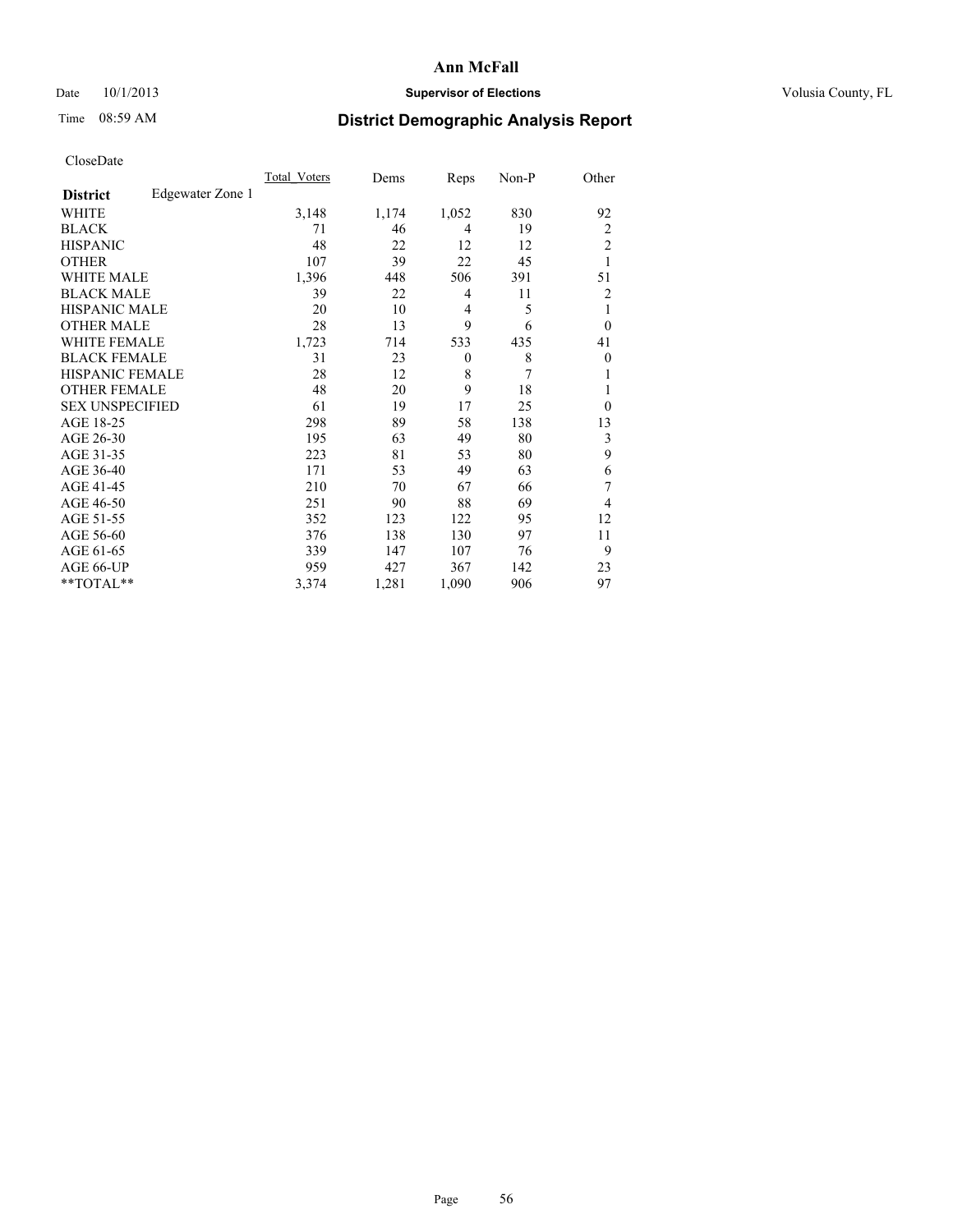# Ann McFall

Date 10/1/2013

**Supervisor of Elections**

Volusia County, FL

Time 08:59 AM

## District Demographic Analysis Report

CloseDate

| District | Edgewater Zone 1 | Total_Voters | Dems | Reps | Non-P | Other |
|---|---|---|---|---|---|---|
| WHITE | | 3,148 | 1,174 | 1,052 | 830 | 92 |
| BLACK | | 71 | 46 | 4 | 19 | 2 |
| HISPANIC | | 48 | 22 | 12 | 12 | 2 |
| OTHER | | 107 | 39 | 22 | 45 | 1 |
| WHITE MALE | | 1,396 | 448 | 506 | 391 | 51 |
| BLACK MALE | | 39 | 22 | 4 | 11 | 2 |
| HISPANIC MALE | | 20 | 10 | 4 | 5 | 1 |
| OTHER MALE | | 28 | 13 | 9 | 6 | 0 |
| WHITE FEMALE | | 1,723 | 714 | 533 | 435 | 41 |
| BLACK FEMALE | | 31 | 23 | 0 | 8 | 0 |
| HISPANIC FEMALE | | 28 | 12 | 8 | 7 | 1 |
| OTHER FEMALE | | 48 | 20 | 9 | 18 | 1 |
| SEX UNSPECIFIED | | 61 | 19 | 17 | 25 | 0 |
| AGE 18-25 | | 298 | 89 | 58 | 138 | 13 |
| AGE 26-30 | | 195 | 63 | 49 | 80 | 3 |
| AGE 31-35 | | 223 | 81 | 53 | 80 | 9 |
| AGE 36-40 | | 171 | 53 | 49 | 63 | 6 |
| AGE 41-45 | | 210 | 70 | 67 | 66 | 7 |
| AGE 46-50 | | 251 | 90 | 88 | 69 | 4 |
| AGE 51-55 | | 352 | 123 | 122 | 95 | 12 |
| AGE 56-60 | | 376 | 138 | 130 | 97 | 11 |
| AGE 61-65 | | 339 | 147 | 107 | 76 | 9 |
| AGE 66-UP | | 959 | 427 | 367 | 142 | 23 |
| **TOTAL** | | 3,374 | 1,281 | 1,090 | 906 | 97 |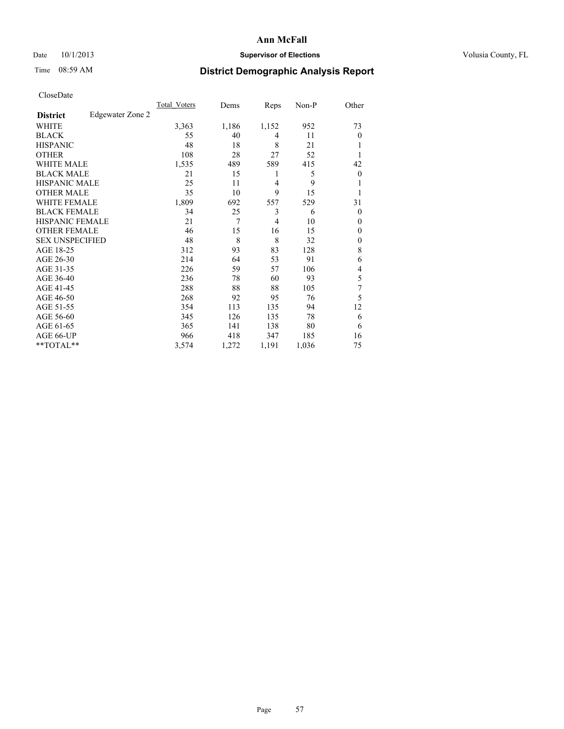# Ann McFall

Date 10/1/2013 **Supervisor of Elections** Volusia County, FL

Time 08:59 AM **District Demographic Analysis Report**

CloseDate

| **District** Edgewater Zone 2 | Total_Voters | Dems | Reps | Non-P | Other |
|---|---|---|---|---|---|
| WHITE | 3,363 | 1,186 | 1,152 | 952 | 73 |
| BLACK | 55 | 40 | 4 | 11 | 0 |
| HISPANIC | 48 | 18 | 8 | 21 | 1 |
| OTHER | 108 | 28 | 27 | 52 | 1 |
| WHITE MALE | 1,535 | 489 | 589 | 415 | 42 |
| BLACK MALE | 21 | 15 | 1 | 5 | 0 |
| HISPANIC MALE | 25 | 11 | 4 | 9 | 1 |
| OTHER MALE | 35 | 10 | 9 | 15 | 1 |
| WHITE FEMALE | 1,809 | 692 | 557 | 529 | 31 |
| BLACK FEMALE | 34 | 25 | 3 | 6 | 0 |
| HISPANIC FEMALE | 21 | 7 | 4 | 10 | 0 |
| OTHER FEMALE | 46 | 15 | 16 | 15 | 0 |
| SEX UNSPECIFIED | 48 | 8 | 8 | 32 | 0 |
| AGE 18-25 | 312 | 93 | 83 | 128 | 8 |
| AGE 26-30 | 214 | 64 | 53 | 91 | 6 |
| AGE 31-35 | 226 | 59 | 57 | 106 | 4 |
| AGE 36-40 | 236 | 78 | 60 | 93 | 5 |
| AGE 41-45 | 288 | 88 | 88 | 105 | 7 |
| AGE 46-50 | 268 | 92 | 95 | 76 | 5 |
| AGE 51-55 | 354 | 113 | 135 | 94 | 12 |
| AGE 56-60 | 345 | 126 | 135 | 78 | 6 |
| AGE 61-65 | 365 | 141 | 138 | 80 | 6 |
| AGE 66-UP | 966 | 418 | 347 | 185 | 16 |
| **TOTAL** | 3,574 | 1,272 | 1,191 | 1,036 | 75 |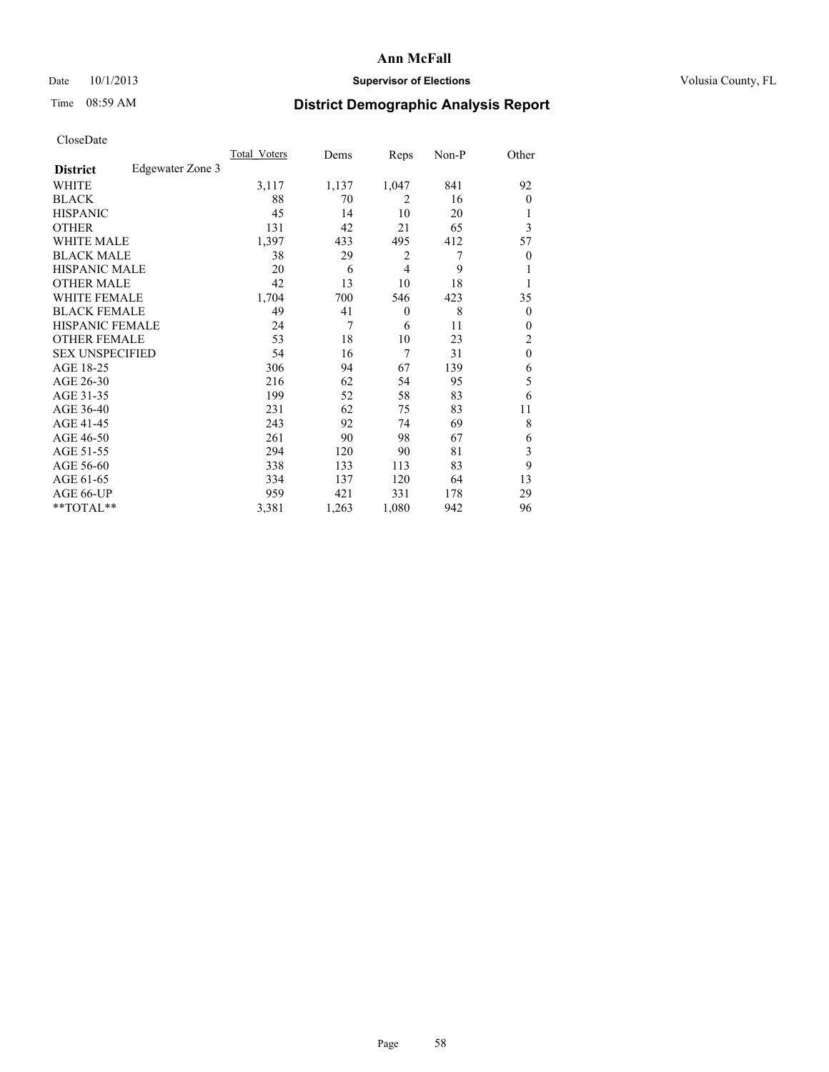# Ann McFall

Date 10/1/2013 **Supervisor of Elections** Volusia County, FL

Time 08:59 AM **District Demographic Analysis Report**

CloseDate

| **District** Edgewater Zone 3 | Total_Voters | Dems | Reps | Non-P | Other |
|---|---|---|---|---|---|
| WHITE | 3,117 | 1,137 | 1,047 | 841 | 92 |
| BLACK | 88 | 70 | 2 | 16 | 0 |
| HISPANIC | 45 | 14 | 10 | 20 | 1 |
| OTHER | 131 | 42 | 21 | 65 | 3 |
| WHITE MALE | 1,397 | 433 | 495 | 412 | 57 |
| BLACK MALE | 38 | 29 | 2 | 7 | 0 |
| HISPANIC MALE | 20 | 6 | 4 | 9 | 1 |
| OTHER MALE | 42 | 13 | 10 | 18 | 1 |
| WHITE FEMALE | 1,704 | 700 | 546 | 423 | 35 |
| BLACK FEMALE | 49 | 41 | 0 | 8 | 0 |
| HISPANIC FEMALE | 24 | 7 | 6 | 11 | 0 |
| OTHER FEMALE | 53 | 18 | 10 | 23 | 2 |
| SEX UNSPECIFIED | 54 | 16 | 7 | 31 | 0 |
| AGE 18-25 | 306 | 94 | 67 | 139 | 6 |
| AGE 26-30 | 216 | 62 | 54 | 95 | 5 |
| AGE 31-35 | 199 | 52 | 58 | 83 | 6 |
| AGE 36-40 | 231 | 62 | 75 | 83 | 11 |
| AGE 41-45 | 243 | 92 | 74 | 69 | 8 |
| AGE 46-50 | 261 | 90 | 98 | 67 | 6 |
| AGE 51-55 | 294 | 120 | 90 | 81 | 3 |
| AGE 56-60 | 338 | 133 | 113 | 83 | 9 |
| AGE 61-65 | 334 | 137 | 120 | 64 | 13 |
| AGE 66-UP | 959 | 421 | 331 | 178 | 29 |
| **TOTAL** | 3,381 | 1,263 | 1,080 | 942 | 96 |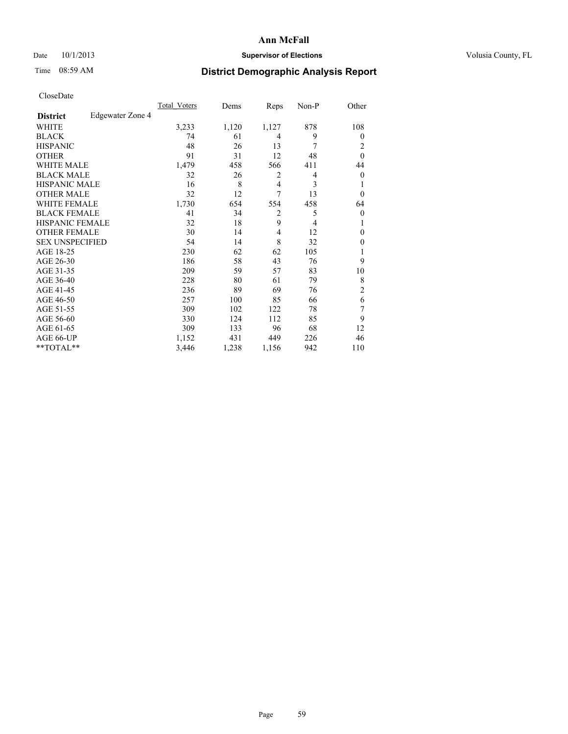**Ann McFall**

Date 10/1/2013 **Supervisor of Elections** Volusia County, FL

Time 08:59 AM **District Demographic Analysis Report**

CloseDate

| **District** Edgewater Zone 4 | Total Voters | Dems | Reps | Non-P | Other |
|---|---|---|---|---|---|
| WHITE | 3,233 | 1,120 | 1,127 | 878 | 108 |
| BLACK | 74 | 61 | 4 | 9 | 0 |
| HISPANIC | 48 | 26 | 13 | 7 | 2 |
| OTHER | 91 | 31 | 12 | 48 | 0 |
| WHITE MALE | 1,479 | 458 | 566 | 411 | 44 |
| BLACK MALE | 32 | 26 | 2 | 4 | 0 |
| HISPANIC MALE | 16 | 8 | 4 | 3 | 1 |
| OTHER MALE | 32 | 12 | 7 | 13 | 0 |
| WHITE FEMALE | 1,730 | 654 | 554 | 458 | 64 |
| BLACK FEMALE | 41 | 34 | 2 | 5 | 0 |
| HISPANIC FEMALE | 32 | 18 | 9 | 4 | 1 |
| OTHER FEMALE | 30 | 14 | 4 | 12 | 0 |
| SEX UNSPECIFIED | 54 | 14 | 8 | 32 | 0 |
| AGE 18-25 | 230 | 62 | 62 | 105 | 1 |
| AGE 26-30 | 186 | 58 | 43 | 76 | 9 |
| AGE 31-35 | 209 | 59 | 57 | 83 | 10 |
| AGE 36-40 | 228 | 80 | 61 | 79 | 8 |
| AGE 41-45 | 236 | 89 | 69 | 76 | 2 |
| AGE 46-50 | 257 | 100 | 85 | 66 | 6 |
| AGE 51-55 | 309 | 102 | 122 | 78 | 7 |
| AGE 56-60 | 330 | 124 | 112 | 85 | 9 |
| AGE 61-65 | 309 | 133 | 96 | 68 | 12 |
| AGE 66-UP | 1,152 | 431 | 449 | 226 | 46 |
| **TOTAL** | 3,446 | 1,238 | 1,156 | 942 | 110 |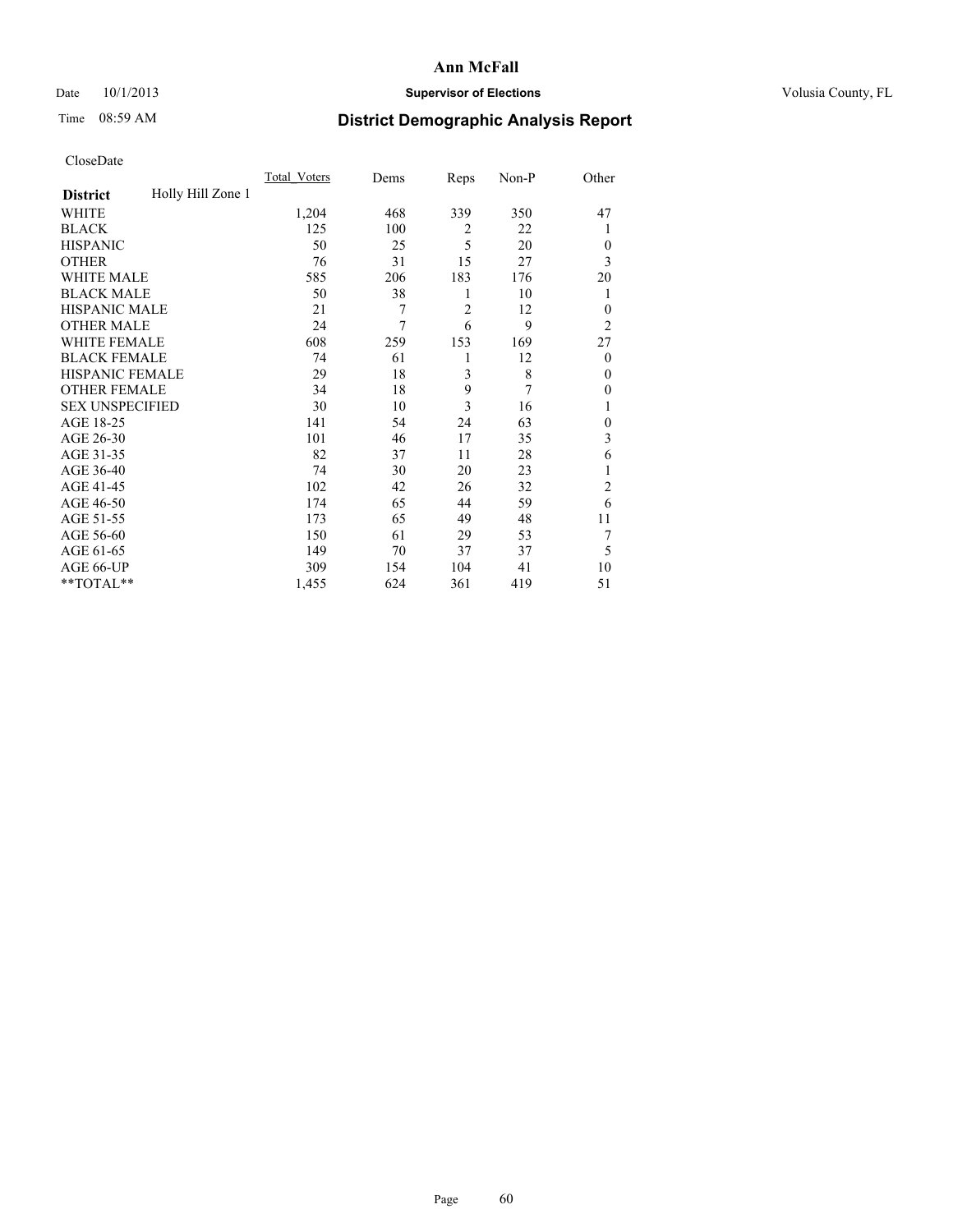# Ann McFall

Date 10/1/2013 **Supervisor of Elections** Volusia County, FL

Time 08:59 AM **District Demographic Analysis Report**

CloseDate

| District | Holly Hill Zone 1 | Total_Voters | Dems | Reps | Non-P | Other |
|---|---|---|---|---|---|---|
| WHITE | | 1,204 | 468 | 339 | 350 | 47 |
| BLACK | | 125 | 100 | 2 | 22 | 1 |
| HISPANIC | | 50 | 25 | 5 | 20 | 0 |
| OTHER | | 76 | 31 | 15 | 27 | 3 |
| WHITE MALE | | 585 | 206 | 183 | 176 | 20 |
| BLACK MALE | | 50 | 38 | 1 | 10 | 1 |
| HISPANIC MALE | | 21 | 7 | 2 | 12 | 0 |
| OTHER MALE | | 24 | 7 | 6 | 9 | 2 |
| WHITE FEMALE | | 608 | 259 | 153 | 169 | 27 |
| BLACK FEMALE | | 74 | 61 | 1 | 12 | 0 |
| HISPANIC FEMALE | | 29 | 18 | 3 | 8 | 0 |
| OTHER FEMALE | | 34 | 18 | 9 | 7 | 0 |
| SEX UNSPECIFIED | | 30 | 10 | 3 | 16 | 1 |
| AGE 18-25 | | 141 | 54 | 24 | 63 | 0 |
| AGE 26-30 | | 101 | 46 | 17 | 35 | 3 |
| AGE 31-35 | | 82 | 37 | 11 | 28 | 6 |
| AGE 36-40 | | 74 | 30 | 20 | 23 | 1 |
| AGE 41-45 | | 102 | 42 | 26 | 32 | 2 |
| AGE 46-50 | | 174 | 65 | 44 | 59 | 6 |
| AGE 51-55 | | 173 | 65 | 49 | 48 | 11 |
| AGE 56-60 | | 150 | 61 | 29 | 53 | 7 |
| AGE 61-65 | | 149 | 70 | 37 | 37 | 5 |
| AGE 66-UP | | 309 | 154 | 104 | 41 | 10 |
| **TOTAL** | | 1,455 | 624 | 361 | 419 | 51 |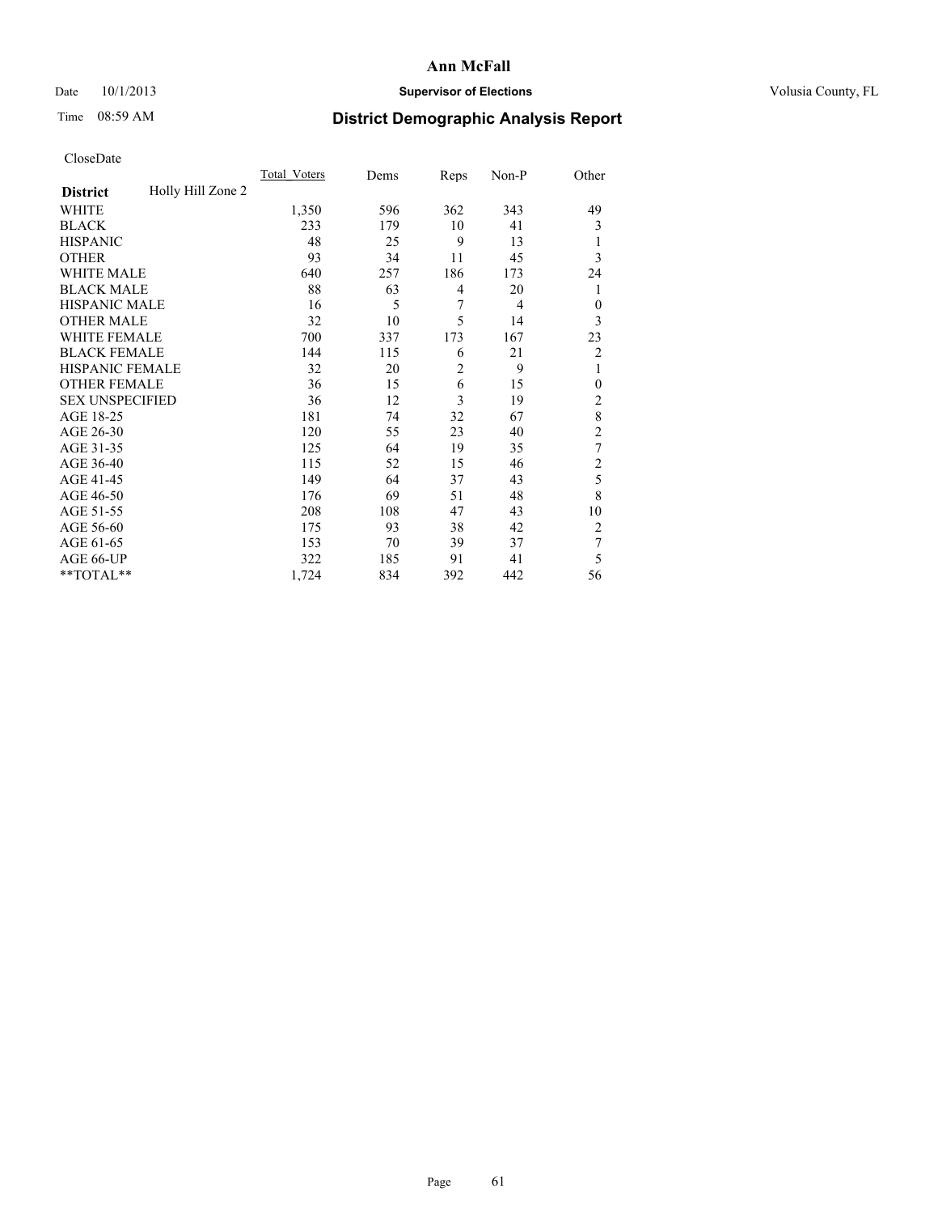# Ann McFall

Date 10/1/2013 **Supervisor of Elections** Volusia County, FL

Time 08:59 AM **District Demographic Analysis Report**

CloseDate

| **District** Holly Hill Zone 2 | Total_Voters | Dems | Reps | Non-P | Other |
|---|---|---|---|---|---|
| WHITE | 1,350 | 596 | 362 | 343 | 49 |
| BLACK | 233 | 179 | 10 | 41 | 3 |
| HISPANIC | 48 | 25 | 9 | 13 | 1 |
| OTHER | 93 | 34 | 11 | 45 | 3 |
| WHITE MALE | 640 | 257 | 186 | 173 | 24 |
| BLACK MALE | 88 | 63 | 4 | 20 | 1 |
| HISPANIC MALE | 16 | 5 | 7 | 4 | 0 |
| OTHER MALE | 32 | 10 | 5 | 14 | 3 |
| WHITE FEMALE | 700 | 337 | 173 | 167 | 23 |
| BLACK FEMALE | 144 | 115 | 6 | 21 | 2 |
| HISPANIC FEMALE | 32 | 20 | 2 | 9 | 1 |
| OTHER FEMALE | 36 | 15 | 6 | 15 | 0 |
| SEX UNSPECIFIED | 36 | 12 | 3 | 19 | 2 |
| AGE 18-25 | 181 | 74 | 32 | 67 | 8 |
| AGE 26-30 | 120 | 55 | 23 | 40 | 2 |
| AGE 31-35 | 125 | 64 | 19 | 35 | 7 |
| AGE 36-40 | 115 | 52 | 15 | 46 | 2 |
| AGE 41-45 | 149 | 64 | 37 | 43 | 5 |
| AGE 46-50 | 176 | 69 | 51 | 48 | 8 |
| AGE 51-55 | 208 | 108 | 47 | 43 | 10 |
| AGE 56-60 | 175 | 93 | 38 | 42 | 2 |
| AGE 61-65 | 153 | 70 | 39 | 37 | 7 |
| AGE 66-UP | 322 | 185 | 91 | 41 | 5 |
| **TOTAL** | 1,724 | 834 | 392 | 442 | 56 |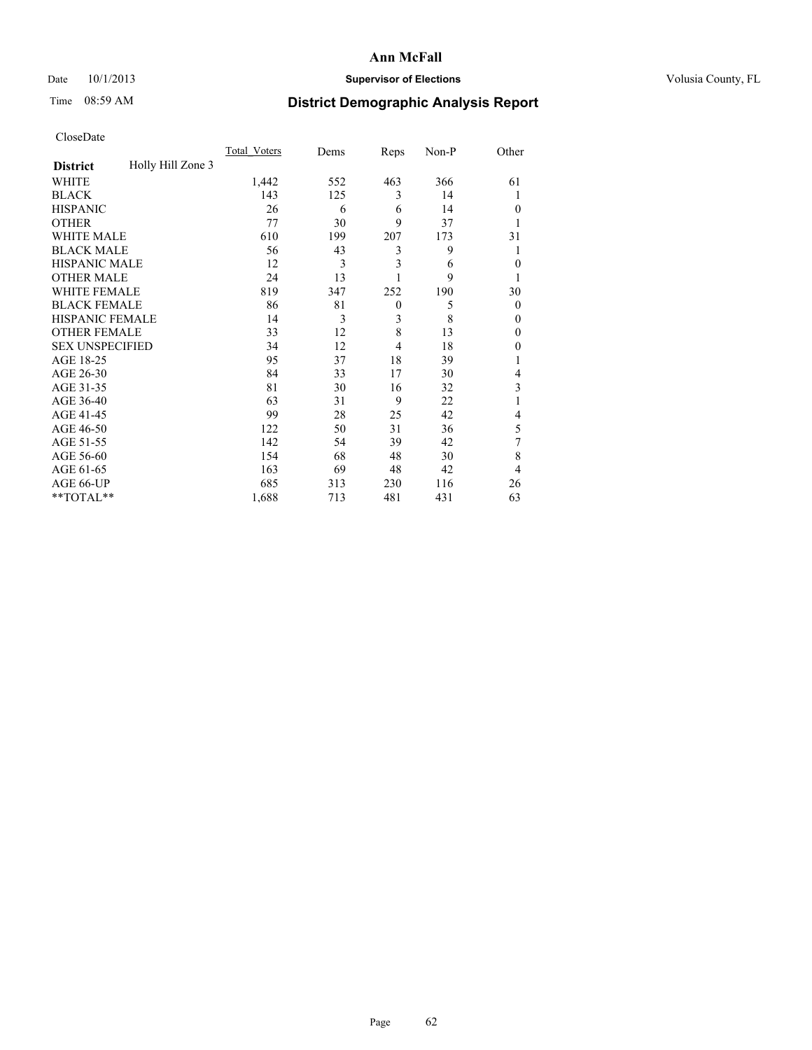CloseDate

| District | Holly Hill Zone 3 | Total_Voters | Dems | Reps | Non-P | Other |
|---|---|---|---|---|---|---|
| WHITE | | 1,442 | 552 | 463 | 366 | 61 |
| BLACK | | 143 | 125 | 3 | 14 | 1 |
| HISPANIC | | 26 | 6 | 6 | 14 | 0 |
| OTHER | | 77 | 30 | 9 | 37 | 1 |
| WHITE MALE | | 610 | 199 | 207 | 173 | 31 |
| BLACK MALE | | 56 | 43 | 3 | 9 | 1 |
| HISPANIC MALE | | 12 | 3 | 3 | 6 | 0 |
| OTHER MALE | | 24 | 13 | 1 | 9 | 1 |
| WHITE FEMALE | | 819 | 347 | 252 | 190 | 30 |
| BLACK FEMALE | | 86 | 81 | 0 | 5 | 0 |
| HISPANIC FEMALE | | 14 | 3 | 3 | 8 | 0 |
| OTHER FEMALE | | 33 | 12 | 8 | 13 | 0 |
| SEX UNSPECIFIED | | 34 | 12 | 4 | 18 | 0 |
| AGE 18-25 | | 95 | 37 | 18 | 39 | 1 |
| AGE 26-30 | | 84 | 33 | 17 | 30 | 4 |
| AGE 31-35 | | 81 | 30 | 16 | 32 | 3 |
| AGE 36-40 | | 63 | 31 | 9 | 22 | 1 |
| AGE 41-45 | | 99 | 28 | 25 | 42 | 4 |
| AGE 46-50 | | 122 | 50 | 31 | 36 | 5 |
| AGE 51-55 | | 142 | 54 | 39 | 42 | 7 |
| AGE 56-60 | | 154 | 68 | 48 | 30 | 8 |
| AGE 61-65 | | 163 | 69 | 48 | 42 | 4 |
| AGE 66-UP | | 685 | 313 | 230 | 116 | 26 |
| **TOTAL** | | 1,688 | 713 | 481 | 431 | 63 |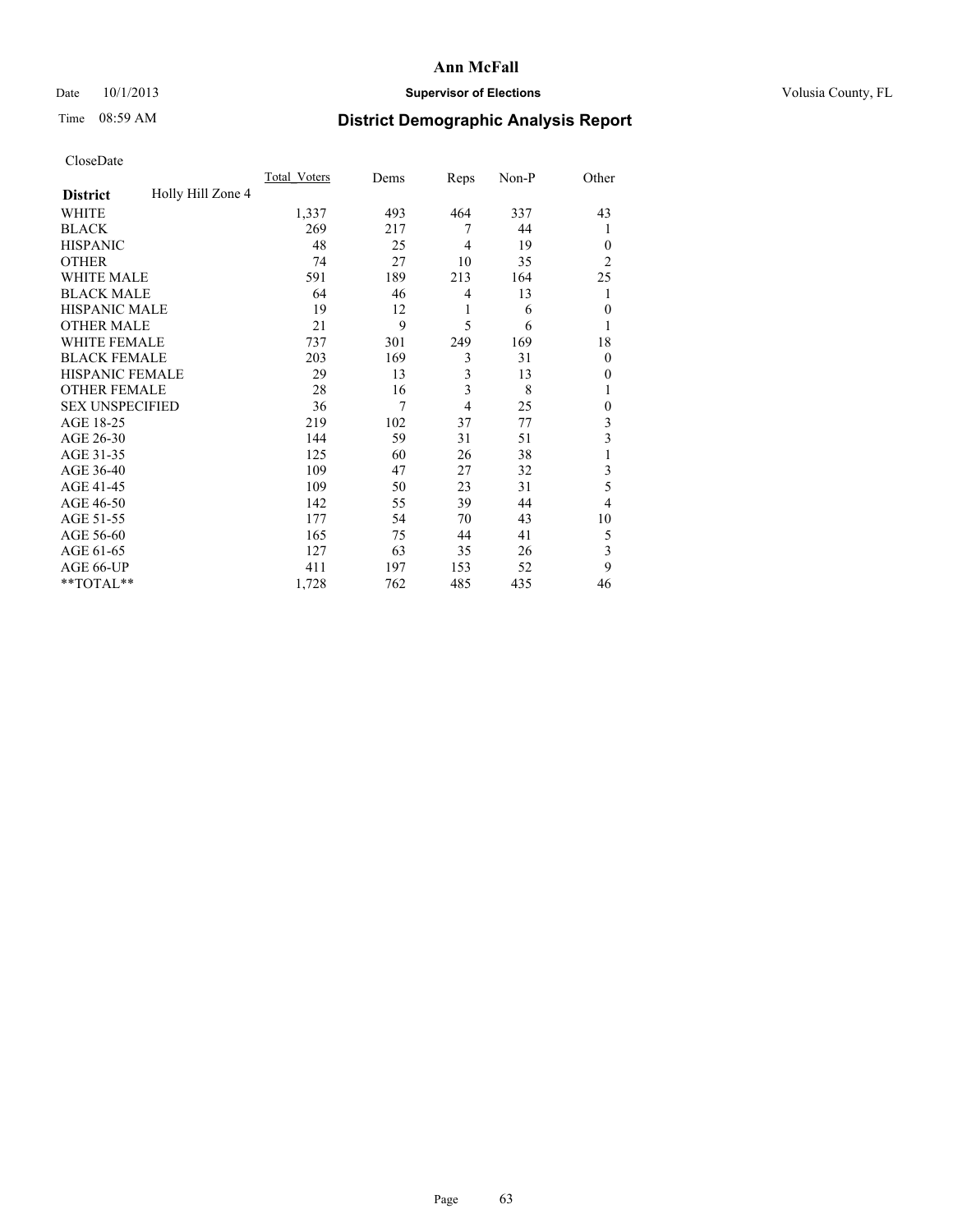# Ann McFall

Date 10/1/2013 **Supervisor of Elections** Volusia County, FL

Time 08:59 AM **District Demographic Analysis Report**

CloseDate

| **District** Holly Hill Zone 4 | Total_Voters | Dems | Reps | Non-P | Other |
|---|---|---|---|---|---|
| WHITE | 1,337 | 493 | 464 | 337 | 43 |
| BLACK | 269 | 217 | 7 | 44 | 1 |
| HISPANIC | 48 | 25 | 4 | 19 | 0 |
| OTHER | 74 | 27 | 10 | 35 | 2 |
| WHITE MALE | 591 | 189 | 213 | 164 | 25 |
| BLACK MALE | 64 | 46 | 4 | 13 | 1 |
| HISPANIC MALE | 19 | 12 | 1 | 6 | 0 |
| OTHER MALE | 21 | 9 | 5 | 6 | 1 |
| WHITE FEMALE | 737 | 301 | 249 | 169 | 18 |
| BLACK FEMALE | 203 | 169 | 3 | 31 | 0 |
| HISPANIC FEMALE | 29 | 13 | 3 | 13 | 0 |
| OTHER FEMALE | 28 | 16 | 3 | 8 | 1 |
| SEX UNSPECIFIED | 36 | 7 | 4 | 25 | 0 |
| AGE 18-25 | 219 | 102 | 37 | 77 | 3 |
| AGE 26-30 | 144 | 59 | 31 | 51 | 3 |
| AGE 31-35 | 125 | 60 | 26 | 38 | 1 |
| AGE 36-40 | 109 | 47 | 27 | 32 | 3 |
| AGE 41-45 | 109 | 50 | 23 | 31 | 5 |
| AGE 46-50 | 142 | 55 | 39 | 44 | 4 |
| AGE 51-55 | 177 | 54 | 70 | 43 | 10 |
| AGE 56-60 | 165 | 75 | 44 | 41 | 5 |
| AGE 61-65 | 127 | 63 | 35 | 26 | 3 |
| AGE 66-UP | 411 | 197 | 153 | 52 | 9 |
| **TOTAL** | 1,728 | 762 | 485 | 435 | 46 |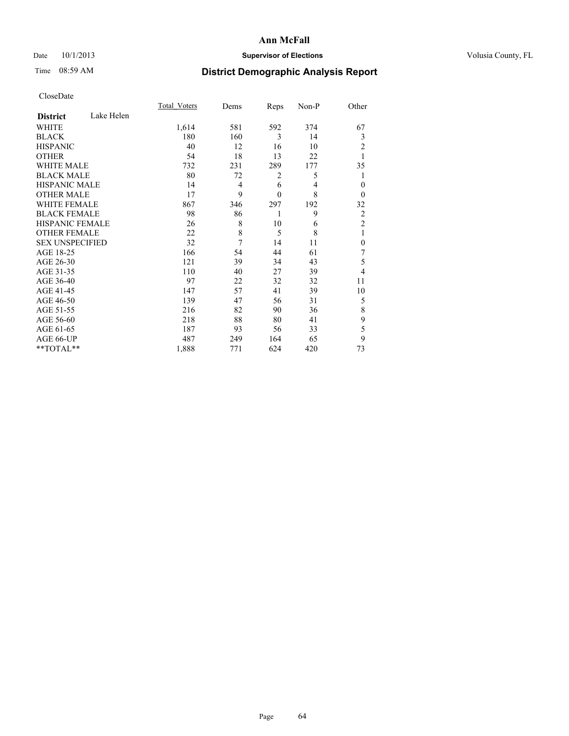# Ann McFall

Date 10/1/2013 **Supervisor of Elections** Volusia County, FL

Time 08:59 AM **District Demographic Analysis Report**

CloseDate

| **District** Lake Helen | Total_Voters | Dems | Reps | Non-P | Other |
|---|---|---|---|---|---|
| WHITE | 1,614 | 581 | 592 | 374 | 67 |
| BLACK | 180 | 160 | 3 | 14 | 3 |
| HISPANIC | 40 | 12 | 16 | 10 | 2 |
| OTHER | 54 | 18 | 13 | 22 | 1 |
| WHITE MALE | 732 | 231 | 289 | 177 | 35 |
| BLACK MALE | 80 | 72 | 2 | 5 | 1 |
| HISPANIC MALE | 14 | 4 | 6 | 4 | 0 |
| OTHER MALE | 17 | 9 | 0 | 8 | 0 |
| WHITE FEMALE | 867 | 346 | 297 | 192 | 32 |
| BLACK FEMALE | 98 | 86 | 1 | 9 | 2 |
| HISPANIC FEMALE | 26 | 8 | 10 | 6 | 2 |
| OTHER FEMALE | 22 | 8 | 5 | 8 | 1 |
| SEX UNSPECIFIED | 32 | 7 | 14 | 11 | 0 |
| AGE 18-25 | 166 | 54 | 44 | 61 | 7 |
| AGE 26-30 | 121 | 39 | 34 | 43 | 5 |
| AGE 31-35 | 110 | 40 | 27 | 39 | 4 |
| AGE 36-40 | 97 | 22 | 32 | 32 | 11 |
| AGE 41-45 | 147 | 57 | 41 | 39 | 10 |
| AGE 46-50 | 139 | 47 | 56 | 31 | 5 |
| AGE 51-55 | 216 | 82 | 90 | 36 | 8 |
| AGE 56-60 | 218 | 88 | 80 | 41 | 9 |
| AGE 61-65 | 187 | 93 | 56 | 33 | 5 |
| AGE 66-UP | 487 | 249 | 164 | 65 | 9 |
| **TOTAL** | 1,888 | 771 | 624 | 420 | 73 |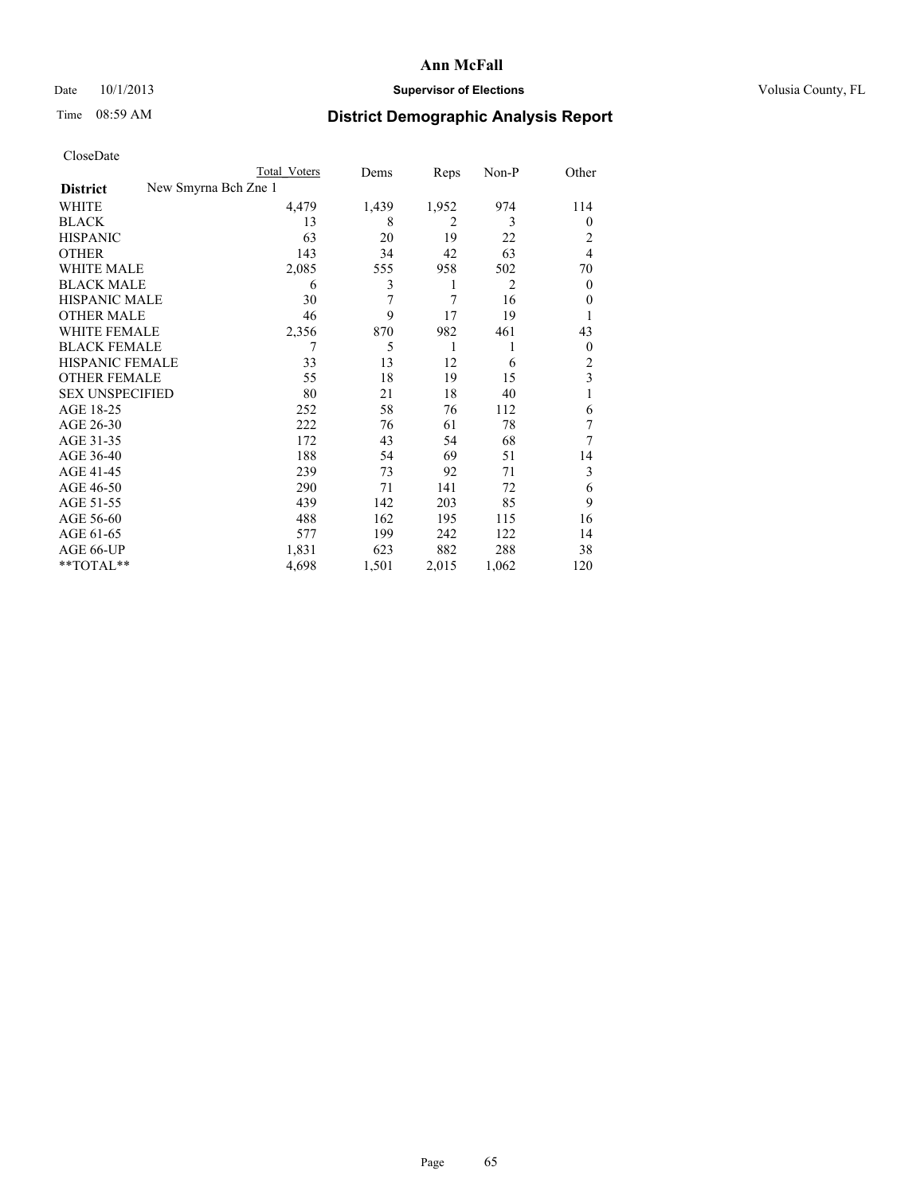# Ann McFall

Date 10/1/2013 **Supervisor of Elections** Volusia County, FL

Time 08:59 AM **District Demographic Analysis Report**

CloseDate

| | Total Voters | Dems | Reps | Non-P | Other |
|---|---|---|---|---|---|
| **District** New Smyrna Bch Zne 1 | | | | | |
| WHITE | 4,479 | 1,439 | 1,952 | 974 | 114 |
| BLACK | 13 | 8 | 2 | 3 | 0 |
| HISPANIC | 63 | 20 | 19 | 22 | 2 |
| OTHER | 143 | 34 | 42 | 63 | 4 |
| WHITE MALE | 2,085 | 555 | 958 | 502 | 70 |
| BLACK MALE | 6 | 3 | 1 | 2 | 0 |
| HISPANIC MALE | 30 | 7 | 7 | 16 | 0 |
| OTHER MALE | 46 | 9 | 17 | 19 | 1 |
| WHITE FEMALE | 2,356 | 870 | 982 | 461 | 43 |
| BLACK FEMALE | 7 | 5 | 1 | 1 | 0 |
| HISPANIC FEMALE | 33 | 13 | 12 | 6 | 2 |
| OTHER FEMALE | 55 | 18 | 19 | 15 | 3 |
| SEX UNSPECIFIED | 80 | 21 | 18 | 40 | 1 |
| AGE 18-25 | 252 | 58 | 76 | 112 | 6 |
| AGE 26-30 | 222 | 76 | 61 | 78 | 7 |
| AGE 31-35 | 172 | 43 | 54 | 68 | 7 |
| AGE 36-40 | 188 | 54 | 69 | 51 | 14 |
| AGE 41-45 | 239 | 73 | 92 | 71 | 3 |
| AGE 46-50 | 290 | 71 | 141 | 72 | 6 |
| AGE 51-55 | 439 | 142 | 203 | 85 | 9 |
| AGE 56-60 | 488 | 162 | 195 | 115 | 16 |
| AGE 61-65 | 577 | 199 | 242 | 122 | 14 |
| AGE 66-UP | 1,831 | 623 | 882 | 288 | 38 |
| **TOTAL** | 4,698 | 1,501 | 2,015 | 1,062 | 120 |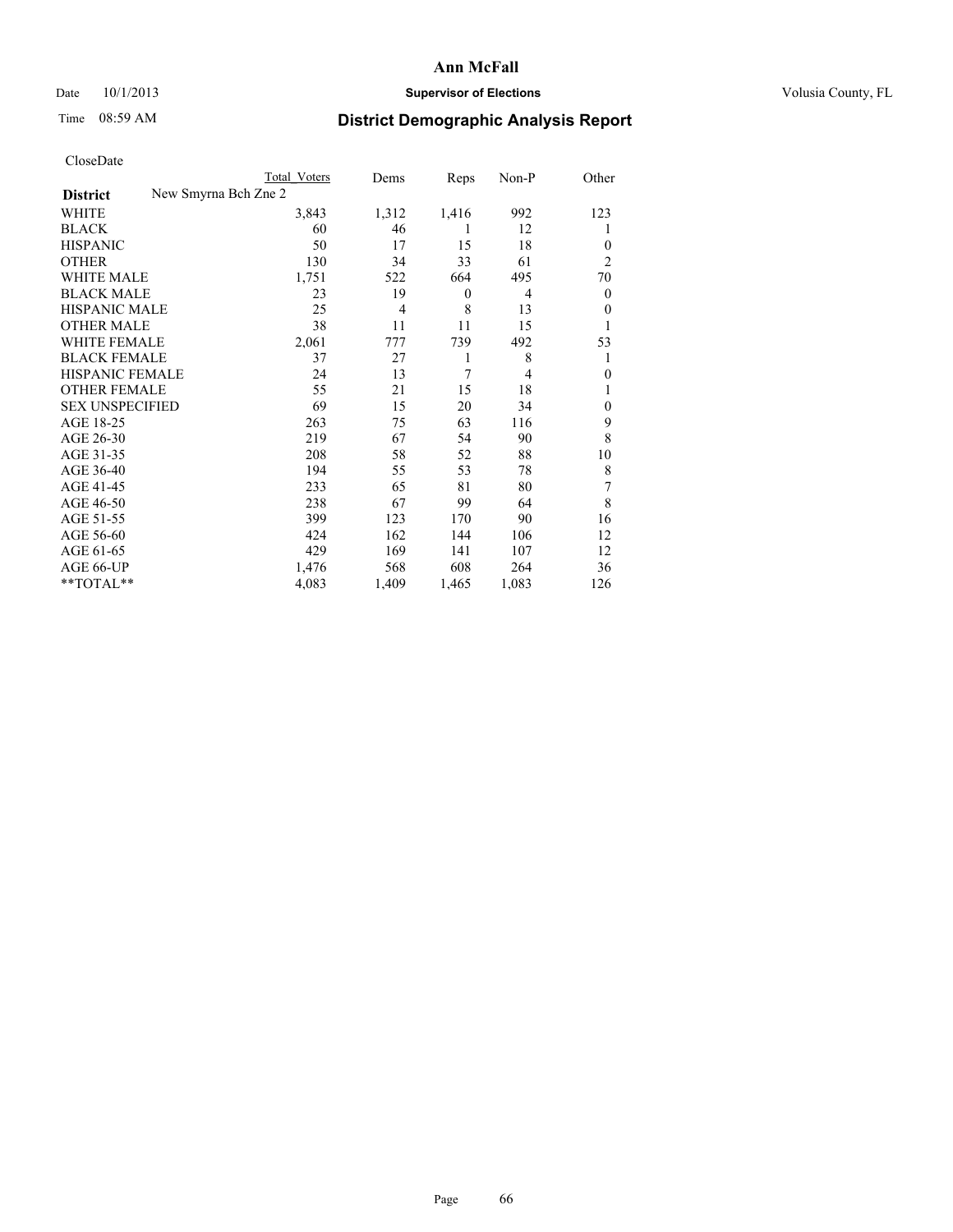**Ann McFall**

Date 10/1/2013 **Supervisor of Elections** Volusia County, FL

Time 08:59 AM

## District Demographic Analysis Report

CloseDate

| | Total Voters | Dems | Reps | Non-P | Other |
|---|---|---|---|---|---|
| **District** New Smyrna Bch Zne 2 | | | | | |
| WHITE | 3,843 | 1,312 | 1,416 | 992 | 123 |
| BLACK | 60 | 46 | 1 | 12 | 1 |
| HISPANIC | 50 | 17 | 15 | 18 | 0 |
| OTHER | 130 | 34 | 33 | 61 | 2 |
| WHITE MALE | 1,751 | 522 | 664 | 495 | 70 |
| BLACK MALE | 23 | 19 | 0 | 4 | 0 |
| HISPANIC MALE | 25 | 4 | 8 | 13 | 0 |
| OTHER MALE | 38 | 11 | 11 | 15 | 1 |
| WHITE FEMALE | 2,061 | 777 | 739 | 492 | 53 |
| BLACK FEMALE | 37 | 27 | 1 | 8 | 1 |
| HISPANIC FEMALE | 24 | 13 | 7 | 4 | 0 |
| OTHER FEMALE | 55 | 21 | 15 | 18 | 1 |
| SEX UNSPECIFIED | 69 | 15 | 20 | 34 | 0 |
| AGE 18-25 | 263 | 75 | 63 | 116 | 9 |
| AGE 26-30 | 219 | 67 | 54 | 90 | 8 |
| AGE 31-35 | 208 | 58 | 52 | 88 | 10 |
| AGE 36-40 | 194 | 55 | 53 | 78 | 8 |
| AGE 41-45 | 233 | 65 | 81 | 80 | 7 |
| AGE 46-50 | 238 | 67 | 99 | 64 | 8 |
| AGE 51-55 | 399 | 123 | 170 | 90 | 16 |
| AGE 56-60 | 424 | 162 | 144 | 106 | 12 |
| AGE 61-65 | 429 | 169 | 141 | 107 | 12 |
| AGE 66-UP | 1,476 | 568 | 608 | 264 | 36 |
| **TOTAL** | 4,083 | 1,409 | 1,465 | 1,083 | 126 |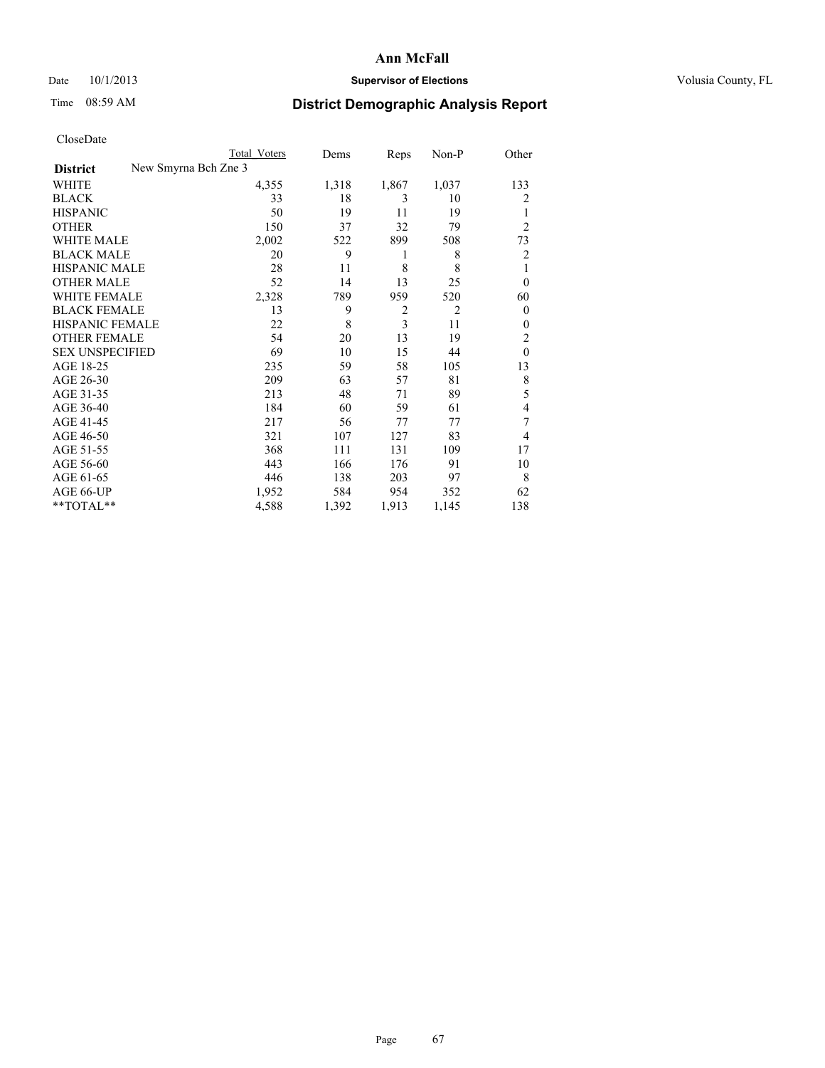# Ann McFall

Date 10/1/2013 **Supervisor of Elections** Volusia County, FL

Time 08:59 AM **District Demographic Analysis Report**

CloseDate

| District | New Smyrna Bch Zne 3 | Total Voters | Dems | Reps | Non-P | Other |
|---|---|---|---|---|---|---|
| WHITE | | 4,355 | 1,318 | 1,867 | 1,037 | 133 |
| BLACK | | 33 | 18 | 3 | 10 | 2 |
| HISPANIC | | 50 | 19 | 11 | 19 | 1 |
| OTHER | | 150 | 37 | 32 | 79 | 2 |
| WHITE MALE | | 2,002 | 522 | 899 | 508 | 73 |
| BLACK MALE | | 20 | 9 | 1 | 8 | 2 |
| HISPANIC MALE | | 28 | 11 | 8 | 8 | 1 |
| OTHER MALE | | 52 | 14 | 13 | 25 | 0 |
| WHITE FEMALE | | 2,328 | 789 | 959 | 520 | 60 |
| BLACK FEMALE | | 13 | 9 | 2 | 2 | 0 |
| HISPANIC FEMALE | | 22 | 8 | 3 | 11 | 0 |
| OTHER FEMALE | | 54 | 20 | 13 | 19 | 2 |
| SEX UNSPECIFIED | | 69 | 10 | 15 | 44 | 0 |
| AGE 18-25 | | 235 | 59 | 58 | 105 | 13 |
| AGE 26-30 | | 209 | 63 | 57 | 81 | 8 |
| AGE 31-35 | | 213 | 48 | 71 | 89 | 5 |
| AGE 36-40 | | 184 | 60 | 59 | 61 | 4 |
| AGE 41-45 | | 217 | 56 | 77 | 77 | 7 |
| AGE 46-50 | | 321 | 107 | 127 | 83 | 4 |
| AGE 51-55 | | 368 | 111 | 131 | 109 | 17 |
| AGE 56-60 | | 443 | 166 | 176 | 91 | 10 |
| AGE 61-65 | | 446 | 138 | 203 | 97 | 8 |
| AGE 66-UP | | 1,952 | 584 | 954 | 352 | 62 |
| **TOTAL** | | 4,588 | 1,392 | 1,913 | 1,145 | 138 |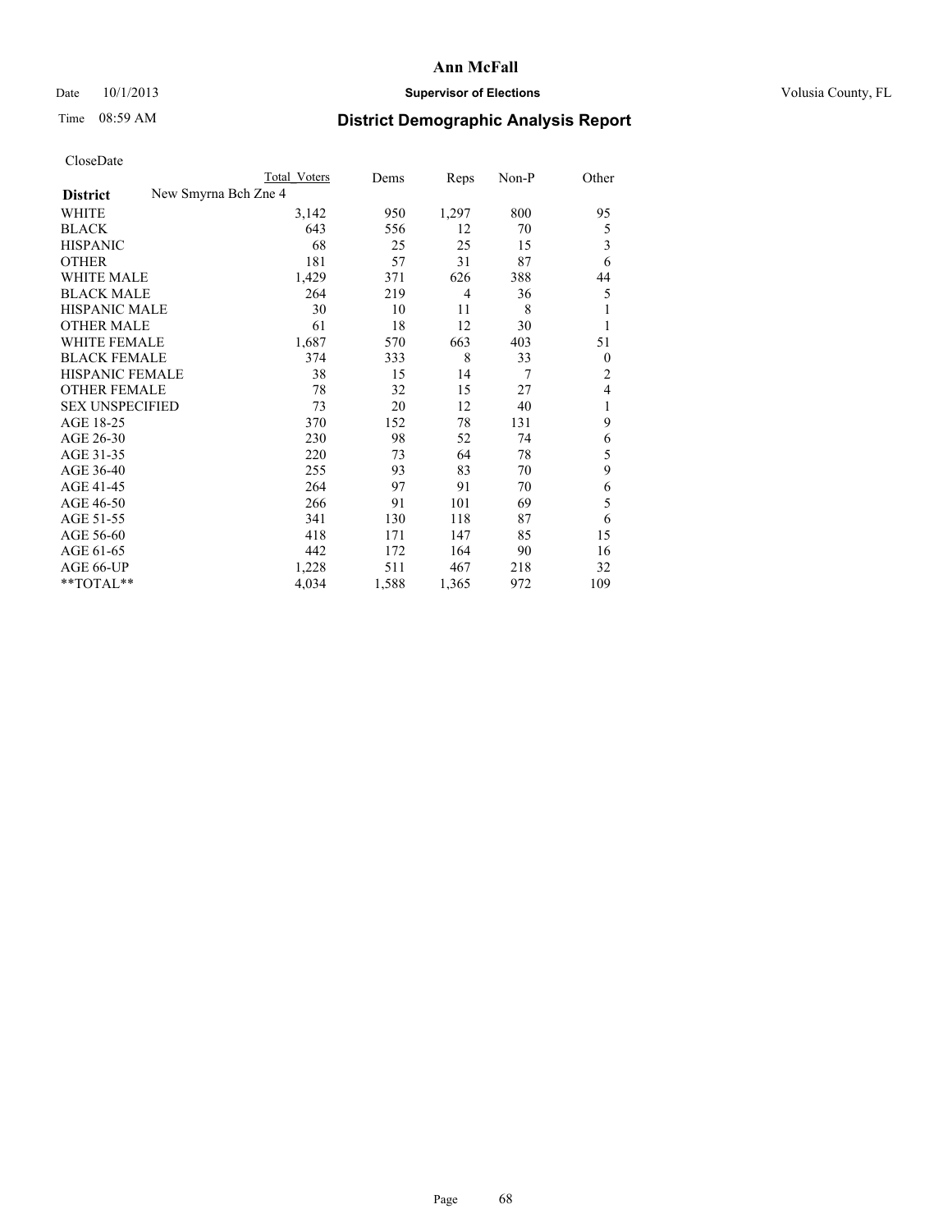**Ann McFall**

Date 10/1/2013 **Supervisor of Elections** Volusia County, FL

Time 08:59 AM

## District Demographic Analysis Report

CloseDate

| | Total Voters | Dems | Reps | Non-P | Other |
|---|---|---|---|---|---|
| **District** New Smyrna Bch Zne 4 | | | | | |
| WHITE | 3,142 | 950 | 1,297 | 800 | 95 |
| BLACK | 643 | 556 | 12 | 70 | 5 |
| HISPANIC | 68 | 25 | 25 | 15 | 3 |
| OTHER | 181 | 57 | 31 | 87 | 6 |
| WHITE MALE | 1,429 | 371 | 626 | 388 | 44 |
| BLACK MALE | 264 | 219 | 4 | 36 | 5 |
| HISPANIC MALE | 30 | 10 | 11 | 8 | 1 |
| OTHER MALE | 61 | 18 | 12 | 30 | 1 |
| WHITE FEMALE | 1,687 | 570 | 663 | 403 | 51 |
| BLACK FEMALE | 374 | 333 | 8 | 33 | 0 |
| HISPANIC FEMALE | 38 | 15 | 14 | 7 | 2 |
| OTHER FEMALE | 78 | 32 | 15 | 27 | 4 |
| SEX UNSPECIFIED | 73 | 20 | 12 | 40 | 1 |
| AGE 18-25 | 370 | 152 | 78 | 131 | 9 |
| AGE 26-30 | 230 | 98 | 52 | 74 | 6 |
| AGE 31-35 | 220 | 73 | 64 | 78 | 5 |
| AGE 36-40 | 255 | 93 | 83 | 70 | 9 |
| AGE 41-45 | 264 | 97 | 91 | 70 | 6 |
| AGE 46-50 | 266 | 91 | 101 | 69 | 5 |
| AGE 51-55 | 341 | 130 | 118 | 87 | 6 |
| AGE 56-60 | 418 | 171 | 147 | 85 | 15 |
| AGE 61-65 | 442 | 172 | 164 | 90 | 16 |
| AGE 66-UP | 1,228 | 511 | 467 | 218 | 32 |
| **TOTAL** | 4,034 | 1,588 | 1,365 | 972 | 109 |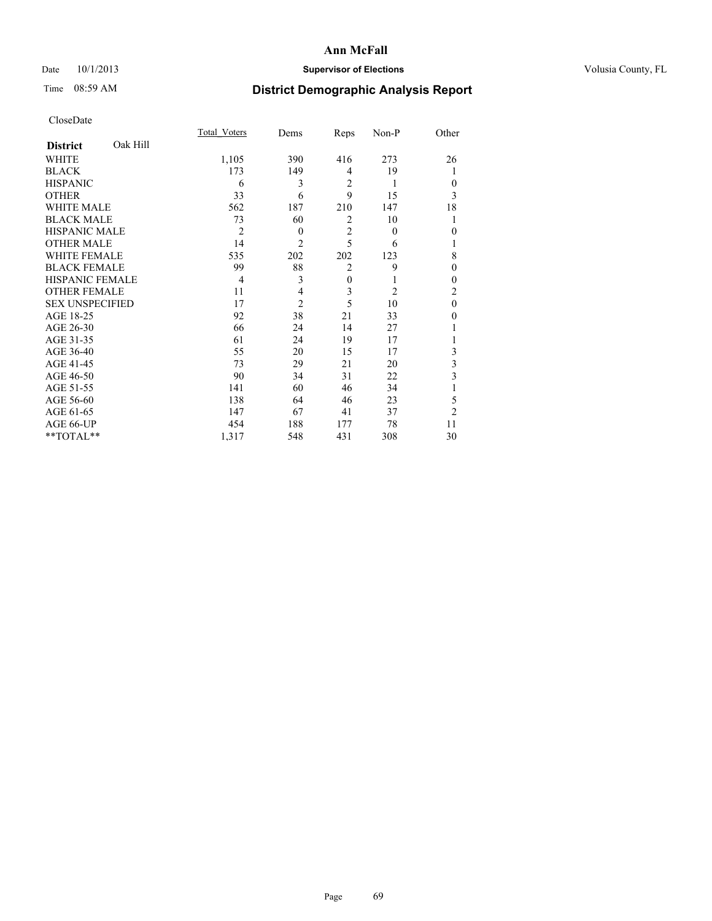# Ann McFall

Date 10/1/2013 **Supervisor of Elections** Volusia County, FL

Time 08:59 AM

## District Demographic Analysis Report

CloseDate

| **District** Oak Hill | Total_Voters | Dems | Reps | Non-P | Other |
|---|---|---|---|---|---|
| WHITE | 1,105 | 390 | 416 | 273 | 26 |
| BLACK | 173 | 149 | 4 | 19 | 1 |
| HISPANIC | 6 | 3 | 2 | 1 | 0 |
| OTHER | 33 | 6 | 9 | 15 | 3 |
| WHITE MALE | 562 | 187 | 210 | 147 | 18 |
| BLACK MALE | 73 | 60 | 2 | 10 | 1 |
| HISPANIC MALE | 2 | 0 | 2 | 0 | 0 |
| OTHER MALE | 14 | 2 | 5 | 6 | 1 |
| WHITE FEMALE | 535 | 202 | 202 | 123 | 8 |
| BLACK FEMALE | 99 | 88 | 2 | 9 | 0 |
| HISPANIC FEMALE | 4 | 3 | 0 | 1 | 0 |
| OTHER FEMALE | 11 | 4 | 3 | 2 | 2 |
| SEX UNSPECIFIED | 17 | 2 | 5 | 10 | 0 |
| AGE 18-25 | 92 | 38 | 21 | 33 | 0 |
| AGE 26-30 | 66 | 24 | 14 | 27 | 1 |
| AGE 31-35 | 61 | 24 | 19 | 17 | 1 |
| AGE 36-40 | 55 | 20 | 15 | 17 | 3 |
| AGE 41-45 | 73 | 29 | 21 | 20 | 3 |
| AGE 46-50 | 90 | 34 | 31 | 22 | 3 |
| AGE 51-55 | 141 | 60 | 46 | 34 | 1 |
| AGE 56-60 | 138 | 64 | 46 | 23 | 5 |
| AGE 61-65 | 147 | 67 | 41 | 37 | 2 |
| AGE 66-UP | 454 | 188 | 177 | 78 | 11 |
| **TOTAL** | 1,317 | 548 | 431 | 308 | 30 |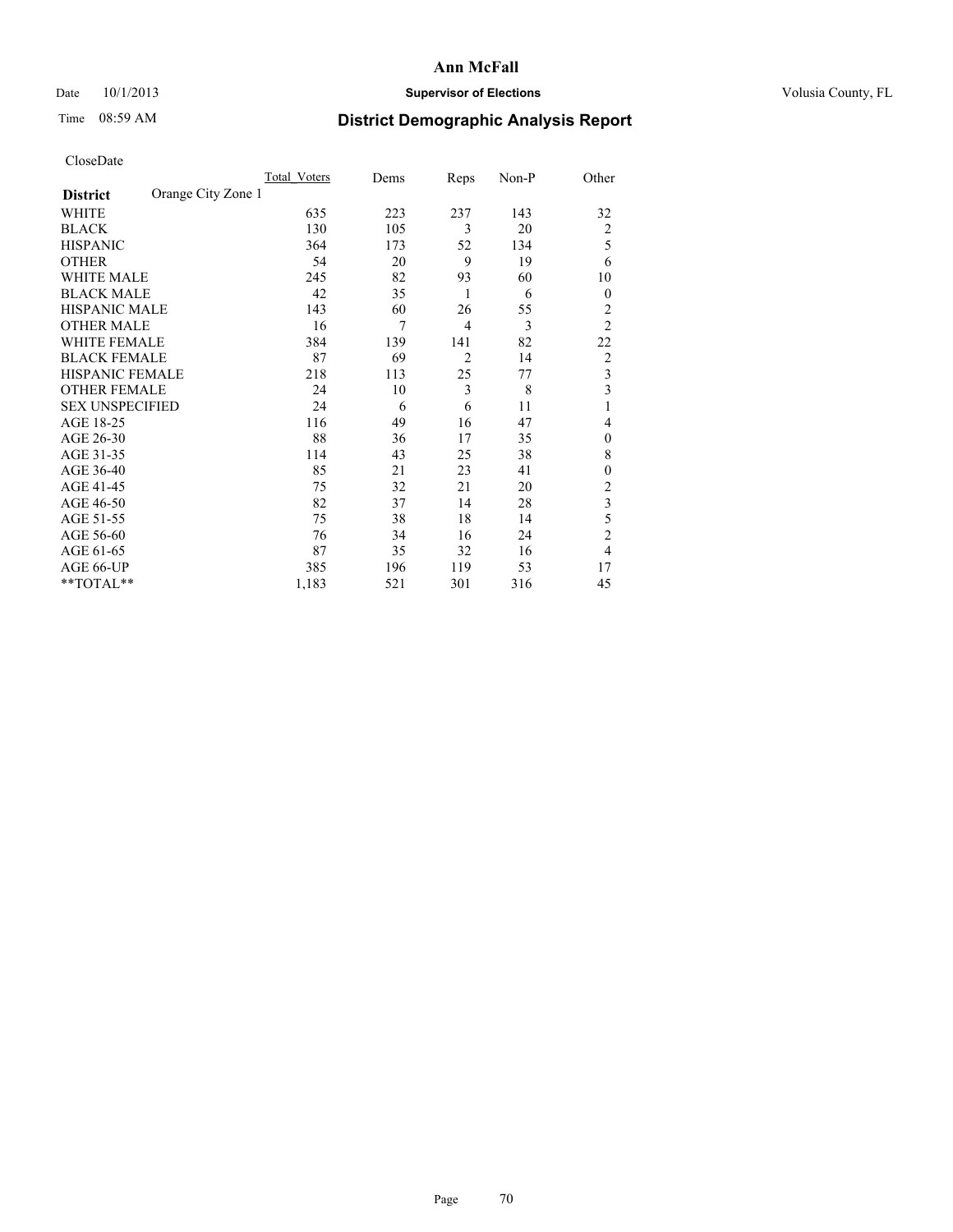# Ann McFall

Date 10/1/2013 **Supervisor of Elections** Volusia County, FL

Time 08:59 AM **District Demographic Analysis Report**

CloseDate

| | Total_Voters | Dems | Reps | Non-P | Other |
|---|---|---|---|---|---|
| **District** Orange City Zone 1 | | | | | |
| WHITE | 635 | 223 | 237 | 143 | 32 |
| BLACK | 130 | 105 | 3 | 20 | 2 |
| HISPANIC | 364 | 173 | 52 | 134 | 5 |
| OTHER | 54 | 20 | 9 | 19 | 6 |
| WHITE MALE | 245 | 82 | 93 | 60 | 10 |
| BLACK MALE | 42 | 35 | 1 | 6 | 0 |
| HISPANIC MALE | 143 | 60 | 26 | 55 | 2 |
| OTHER MALE | 16 | 7 | 4 | 3 | 2 |
| WHITE FEMALE | 384 | 139 | 141 | 82 | 22 |
| BLACK FEMALE | 87 | 69 | 2 | 14 | 2 |
| HISPANIC FEMALE | 218 | 113 | 25 | 77 | 3 |
| OTHER FEMALE | 24 | 10 | 3 | 8 | 3 |
| SEX UNSPECIFIED | 24 | 6 | 6 | 11 | 1 |
| AGE 18-25 | 116 | 49 | 16 | 47 | 4 |
| AGE 26-30 | 88 | 36 | 17 | 35 | 0 |
| AGE 31-35 | 114 | 43 | 25 | 38 | 8 |
| AGE 36-40 | 85 | 21 | 23 | 41 | 0 |
| AGE 41-45 | 75 | 32 | 21 | 20 | 2 |
| AGE 46-50 | 82 | 37 | 14 | 28 | 3 |
| AGE 51-55 | 75 | 38 | 18 | 14 | 5 |
| AGE 56-60 | 76 | 34 | 16 | 24 | 2 |
| AGE 61-65 | 87 | 35 | 32 | 16 | 4 |
| AGE 66-UP | 385 | 196 | 119 | 53 | 17 |
| **TOTAL** | 1,183 | 521 | 301 | 316 | 45 |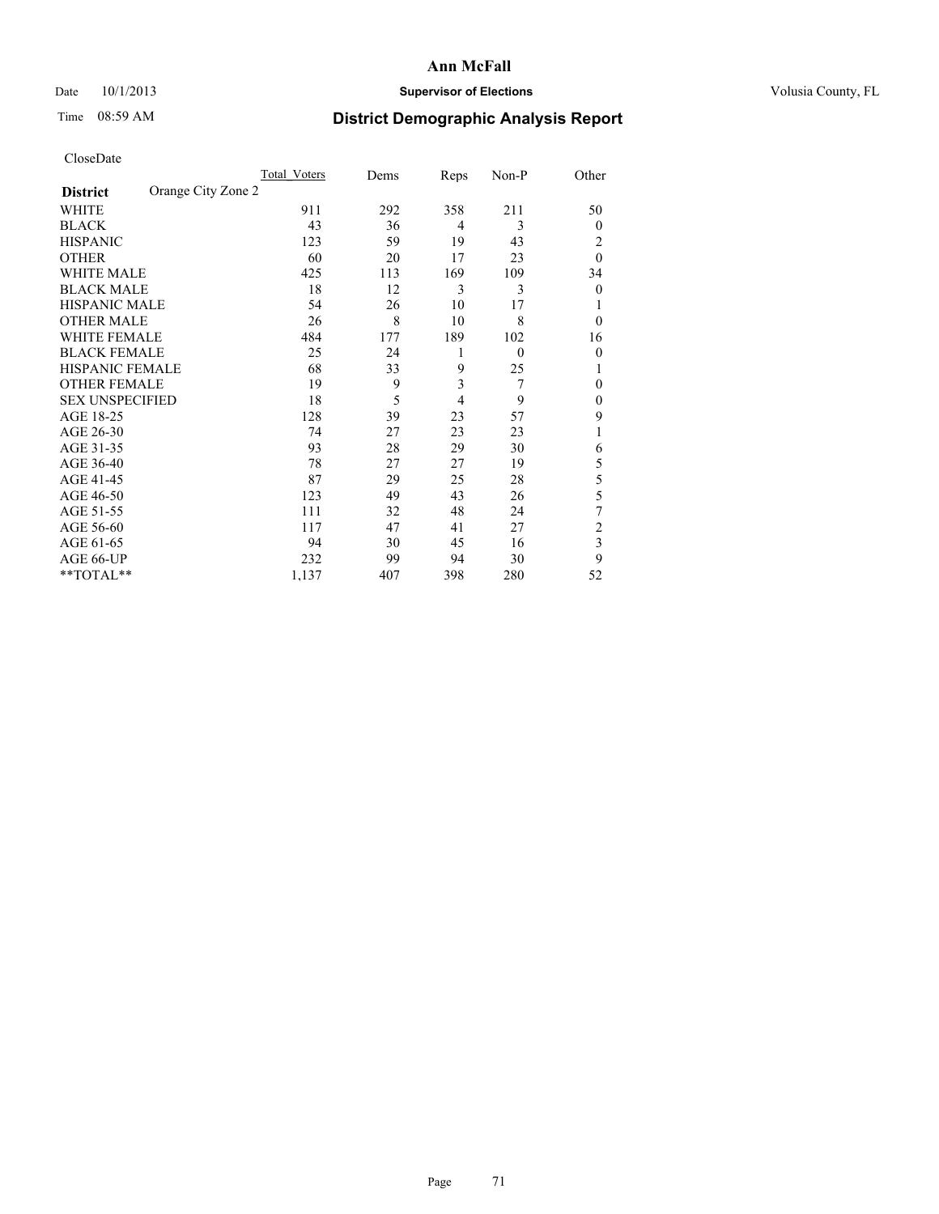**Ann McFall**

Date 10/1/2013 **Supervisor of Elections** Volusia County, FL

Time 08:59 AM

## District Demographic Analysis Report

CloseDate

| | Total_Voters | Dems | Reps | Non-P | Other |
|---|---|---|---|---|---|
| **District** Orange City Zone 2 | | | | | |
| WHITE | 911 | 292 | 358 | 211 | 50 |
| BLACK | 43 | 36 | 4 | 3 | 0 |
| HISPANIC | 123 | 59 | 19 | 43 | 2 |
| OTHER | 60 | 20 | 17 | 23 | 0 |
| WHITE MALE | 425 | 113 | 169 | 109 | 34 |
| BLACK MALE | 18 | 12 | 3 | 3 | 0 |
| HISPANIC MALE | 54 | 26 | 10 | 17 | 1 |
| OTHER MALE | 26 | 8 | 10 | 8 | 0 |
| WHITE FEMALE | 484 | 177 | 189 | 102 | 16 |
| BLACK FEMALE | 25 | 24 | 1 | 0 | 0 |
| HISPANIC FEMALE | 68 | 33 | 9 | 25 | 1 |
| OTHER FEMALE | 19 | 9 | 3 | 7 | 0 |
| SEX UNSPECIFIED | 18 | 5 | 4 | 9 | 0 |
| AGE 18-25 | 128 | 39 | 23 | 57 | 9 |
| AGE 26-30 | 74 | 27 | 23 | 23 | 1 |
| AGE 31-35 | 93 | 28 | 29 | 30 | 6 |
| AGE 36-40 | 78 | 27 | 27 | 19 | 5 |
| AGE 41-45 | 87 | 29 | 25 | 28 | 5 |
| AGE 46-50 | 123 | 49 | 43 | 26 | 5 |
| AGE 51-55 | 111 | 32 | 48 | 24 | 7 |
| AGE 56-60 | 117 | 47 | 41 | 27 | 2 |
| AGE 61-65 | 94 | 30 | 45 | 16 | 3 |
| AGE 66-UP | 232 | 99 | 94 | 30 | 9 |
| **TOTAL** | 1,137 | 407 | 398 | 280 | 52 |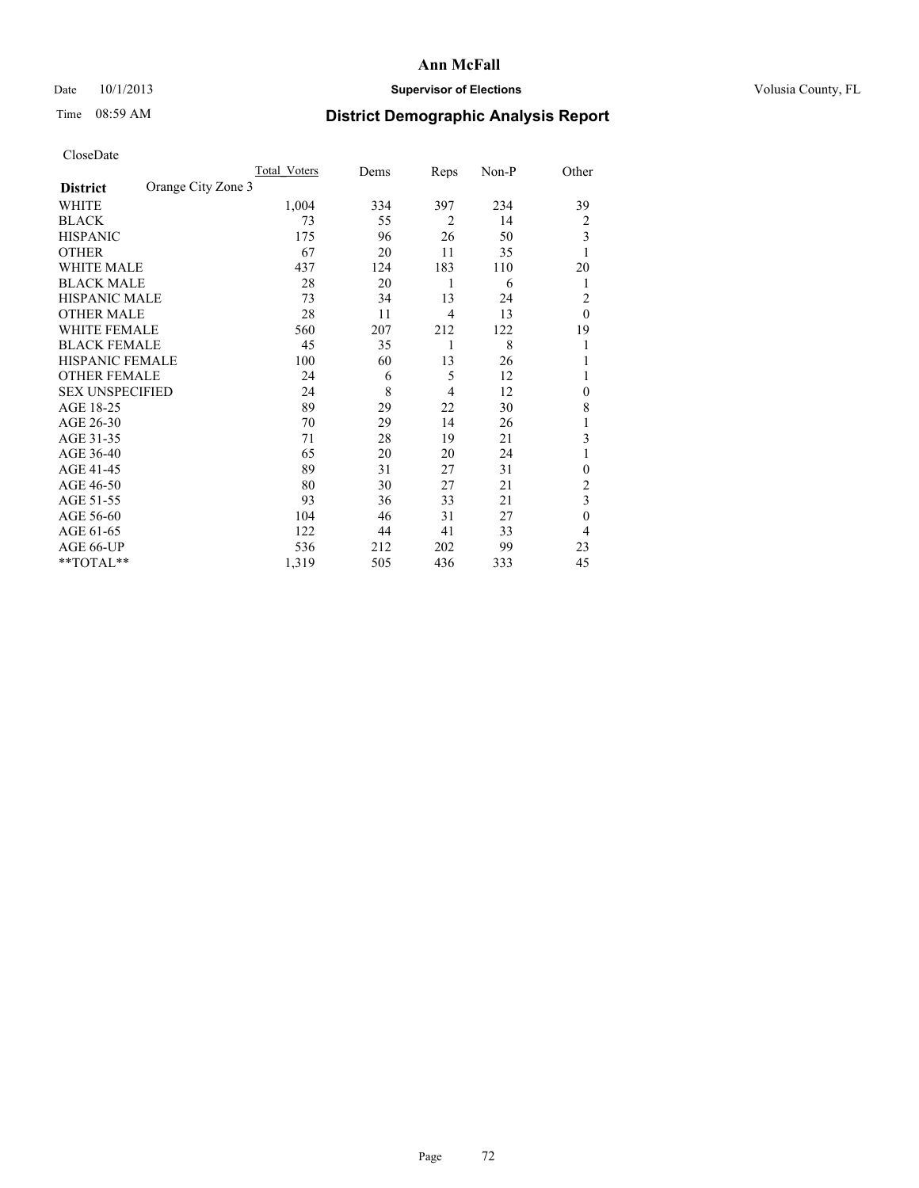# Ann McFall

Date 10/1/2013 **Supervisor of Elections** Volusia County, FL

Time 08:59 AM **District Demographic Analysis Report**

CloseDate

| **District** Orange City Zone 3 | Total Voters | Dems | Reps | Non-P | Other |
|---|---|---|---|---|---|
| WHITE | 1,004 | 334 | 397 | 234 | 39 |
| BLACK | 73 | 55 | 2 | 14 | 2 |
| HISPANIC | 175 | 96 | 26 | 50 | 3 |
| OTHER | 67 | 20 | 11 | 35 | 1 |
| WHITE MALE | 437 | 124 | 183 | 110 | 20 |
| BLACK MALE | 28 | 20 | 1 | 6 | 1 |
| HISPANIC MALE | 73 | 34 | 13 | 24 | 2 |
| OTHER MALE | 28 | 11 | 4 | 13 | 0 |
| WHITE FEMALE | 560 | 207 | 212 | 122 | 19 |
| BLACK FEMALE | 45 | 35 | 1 | 8 | 1 |
| HISPANIC FEMALE | 100 | 60 | 13 | 26 | 1 |
| OTHER FEMALE | 24 | 6 | 5 | 12 | 1 |
| SEX UNSPECIFIED | 24 | 8 | 4 | 12 | 0 |
| AGE 18-25 | 89 | 29 | 22 | 30 | 8 |
| AGE 26-30 | 70 | 29 | 14 | 26 | 1 |
| AGE 31-35 | 71 | 28 | 19 | 21 | 3 |
| AGE 36-40 | 65 | 20 | 20 | 24 | 1 |
| AGE 41-45 | 89 | 31 | 27 | 31 | 0 |
| AGE 46-50 | 80 | 30 | 27 | 21 | 2 |
| AGE 51-55 | 93 | 36 | 33 | 21 | 3 |
| AGE 56-60 | 104 | 46 | 31 | 27 | 0 |
| AGE 61-65 | 122 | 44 | 41 | 33 | 4 |
| AGE 66-UP | 536 | 212 | 202 | 99 | 23 |
| **TOTAL** | 1,319 | 505 | 436 | 333 | 45 |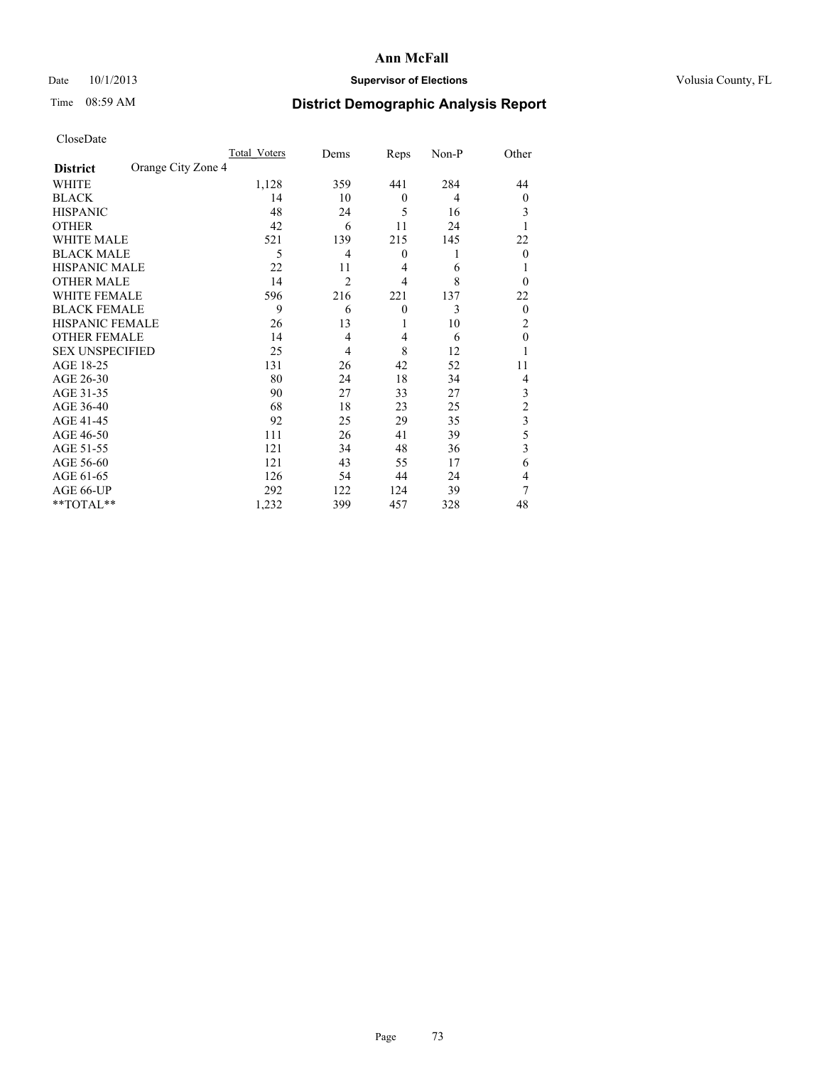# Ann McFall

Date 10/1/2013 **Supervisor of Elections** Volusia County, FL

Time 08:59 AM **District Demographic Analysis Report**

CloseDate

| | Total Voters | Dems | Reps | Non-P | Other |
|---|---|---|---|---|---|
| **District** Orange City Zone 4 | | | | | |
| WHITE | 1,128 | 359 | 441 | 284 | 44 |
| BLACK | 14 | 10 | 0 | 4 | 0 |
| HISPANIC | 48 | 24 | 5 | 16 | 3 |
| OTHER | 42 | 6 | 11 | 24 | 1 |
| WHITE MALE | 521 | 139 | 215 | 145 | 22 |
| BLACK MALE | 5 | 4 | 0 | 1 | 0 |
| HISPANIC MALE | 22 | 11 | 4 | 6 | 1 |
| OTHER MALE | 14 | 2 | 4 | 8 | 0 |
| WHITE FEMALE | 596 | 216 | 221 | 137 | 22 |
| BLACK FEMALE | 9 | 6 | 0 | 3 | 0 |
| HISPANIC FEMALE | 26 | 13 | 1 | 10 | 2 |
| OTHER FEMALE | 14 | 4 | 4 | 6 | 0 |
| SEX UNSPECIFIED | 25 | 4 | 8 | 12 | 1 |
| AGE 18-25 | 131 | 26 | 42 | 52 | 11 |
| AGE 26-30 | 80 | 24 | 18 | 34 | 4 |
| AGE 31-35 | 90 | 27 | 33 | 27 | 3 |
| AGE 36-40 | 68 | 18 | 23 | 25 | 2 |
| AGE 41-45 | 92 | 25 | 29 | 35 | 3 |
| AGE 46-50 | 111 | 26 | 41 | 39 | 5 |
| AGE 51-55 | 121 | 34 | 48 | 36 | 3 |
| AGE 56-60 | 121 | 43 | 55 | 17 | 6 |
| AGE 61-65 | 126 | 54 | 44 | 24 | 4 |
| AGE 66-UP | 292 | 122 | 124 | 39 | 7 |
| **TOTAL** | 1,232 | 399 | 457 | 328 | 48 |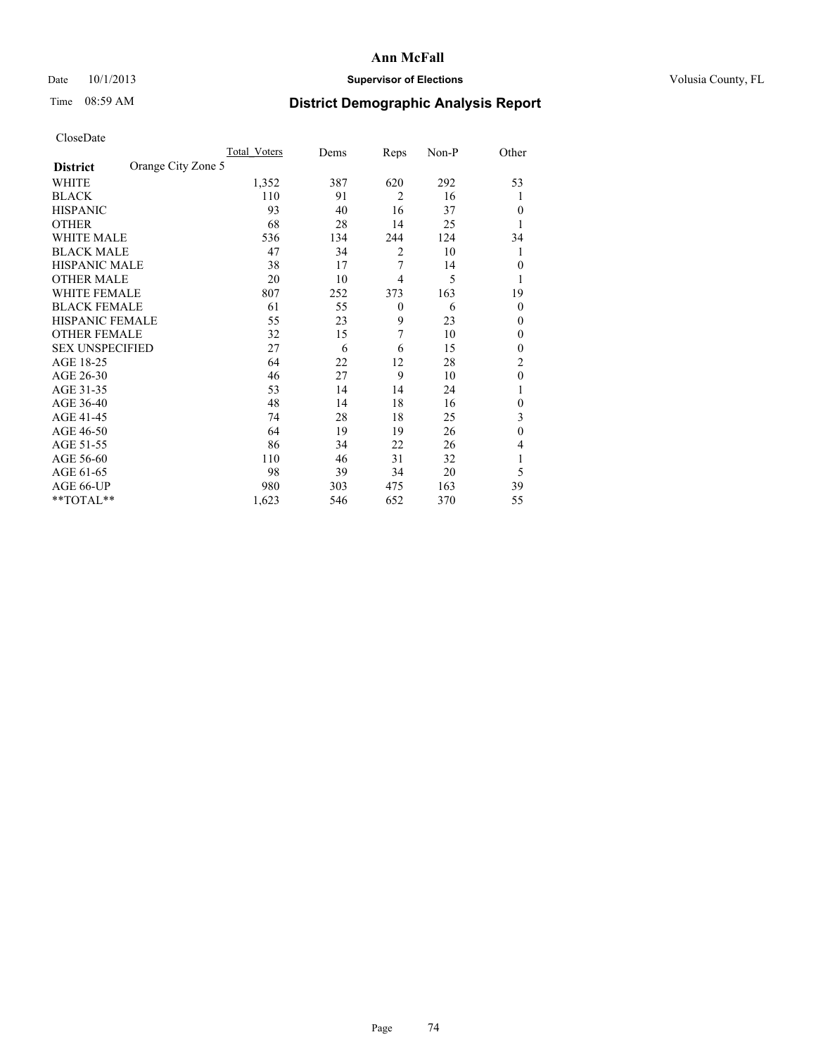# Ann McFall

Date 10/1/2013 **Supervisor of Elections** Volusia County, FL

Time 08:59 AM

## District Demographic Analysis Report

CloseDate

| **District** Orange City Zone 5 | Total_Voters | Dems | Reps | Non-P | Other |
|---|---|---|---|---|---|
| WHITE | 1,352 | 387 | 620 | 292 | 53 |
| BLACK | 110 | 91 | 2 | 16 | 1 |
| HISPANIC | 93 | 40 | 16 | 37 | 0 |
| OTHER | 68 | 28 | 14 | 25 | 1 |
| WHITE MALE | 536 | 134 | 244 | 124 | 34 |
| BLACK MALE | 47 | 34 | 2 | 10 | 1 |
| HISPANIC MALE | 38 | 17 | 7 | 14 | 0 |
| OTHER MALE | 20 | 10 | 4 | 5 | 1 |
| WHITE FEMALE | 807 | 252 | 373 | 163 | 19 |
| BLACK FEMALE | 61 | 55 | 0 | 6 | 0 |
| HISPANIC FEMALE | 55 | 23 | 9 | 23 | 0 |
| OTHER FEMALE | 32 | 15 | 7 | 10 | 0 |
| SEX UNSPECIFIED | 27 | 6 | 6 | 15 | 0 |
| AGE 18-25 | 64 | 22 | 12 | 28 | 2 |
| AGE 26-30 | 46 | 27 | 9 | 10 | 0 |
| AGE 31-35 | 53 | 14 | 14 | 24 | 1 |
| AGE 36-40 | 48 | 14 | 18 | 16 | 0 |
| AGE 41-45 | 74 | 28 | 18 | 25 | 3 |
| AGE 46-50 | 64 | 19 | 19 | 26 | 0 |
| AGE 51-55 | 86 | 34 | 22 | 26 | 4 |
| AGE 56-60 | 110 | 46 | 31 | 32 | 1 |
| AGE 61-65 | 98 | 39 | 34 | 20 | 5 |
| AGE 66-UP | 980 | 303 | 475 | 163 | 39 |
| **TOTAL** | 1,623 | 546 | 652 | 370 | 55 |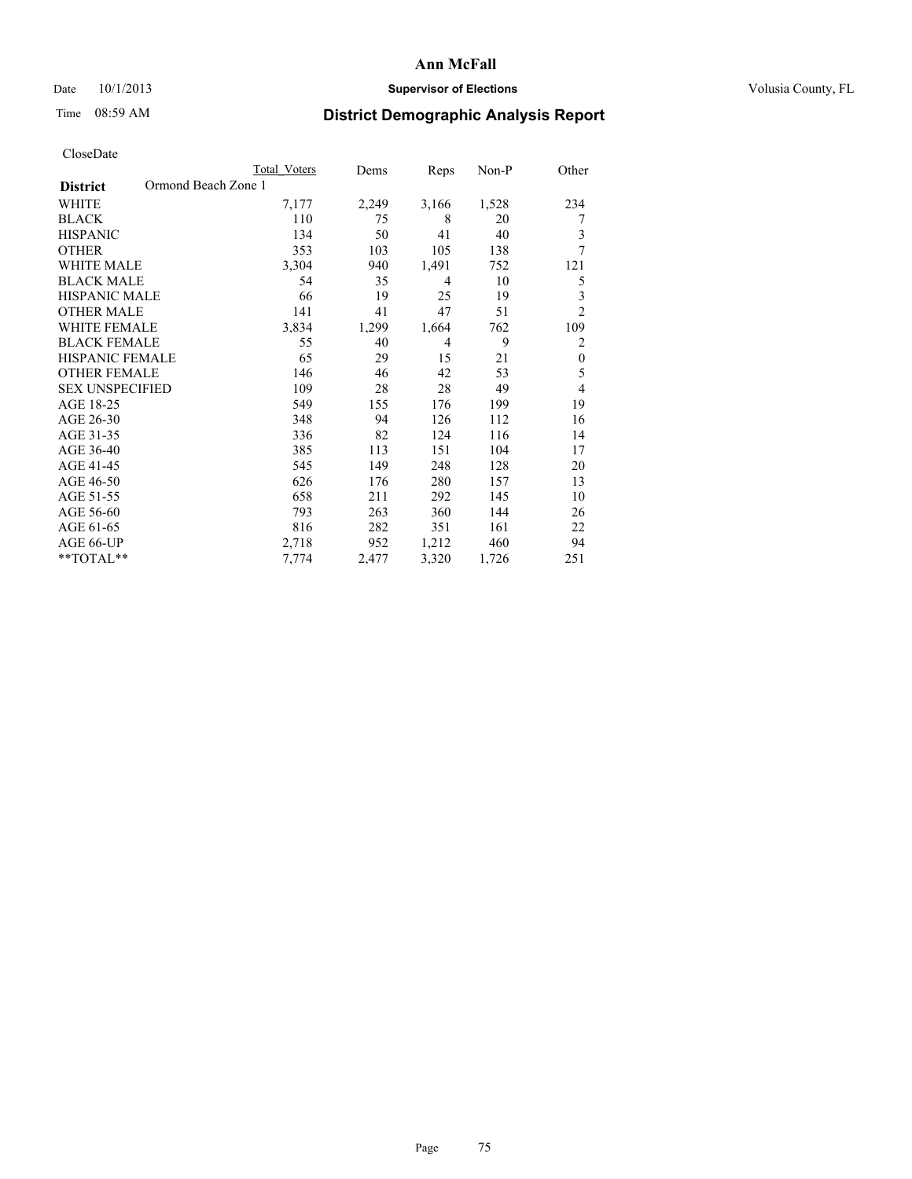**Ann McFall**

Date 10/1/2013 **Supervisor of Elections** Volusia County, FL

Time 08:59 AM

## District Demographic Analysis Report

CloseDate

| | Total Voters | Dems | Reps | Non-P | Other |
|---|---|---|---|---|---|
| **District** Ormond Beach Zone 1 | | | | | |
| WHITE | 7,177 | 2,249 | 3,166 | 1,528 | 234 |
| BLACK | 110 | 75 | 8 | 20 | 7 |
| HISPANIC | 134 | 50 | 41 | 40 | 3 |
| OTHER | 353 | 103 | 105 | 138 | 7 |
| WHITE MALE | 3,304 | 940 | 1,491 | 752 | 121 |
| BLACK MALE | 54 | 35 | 4 | 10 | 5 |
| HISPANIC MALE | 66 | 19 | 25 | 19 | 3 |
| OTHER MALE | 141 | 41 | 47 | 51 | 2 |
| WHITE FEMALE | 3,834 | 1,299 | 1,664 | 762 | 109 |
| BLACK FEMALE | 55 | 40 | 4 | 9 | 2 |
| HISPANIC FEMALE | 65 | 29 | 15 | 21 | 0 |
| OTHER FEMALE | 146 | 46 | 42 | 53 | 5 |
| SEX UNSPECIFIED | 109 | 28 | 28 | 49 | 4 |
| AGE 18-25 | 549 | 155 | 176 | 199 | 19 |
| AGE 26-30 | 348 | 94 | 126 | 112 | 16 |
| AGE 31-35 | 336 | 82 | 124 | 116 | 14 |
| AGE 36-40 | 385 | 113 | 151 | 104 | 17 |
| AGE 41-45 | 545 | 149 | 248 | 128 | 20 |
| AGE 46-50 | 626 | 176 | 280 | 157 | 13 |
| AGE 51-55 | 658 | 211 | 292 | 145 | 10 |
| AGE 56-60 | 793 | 263 | 360 | 144 | 26 |
| AGE 61-65 | 816 | 282 | 351 | 161 | 22 |
| AGE 66-UP | 2,718 | 952 | 1,212 | 460 | 94 |
| **TOTAL** | 7,774 | 2,477 | 3,320 | 1,726 | 251 |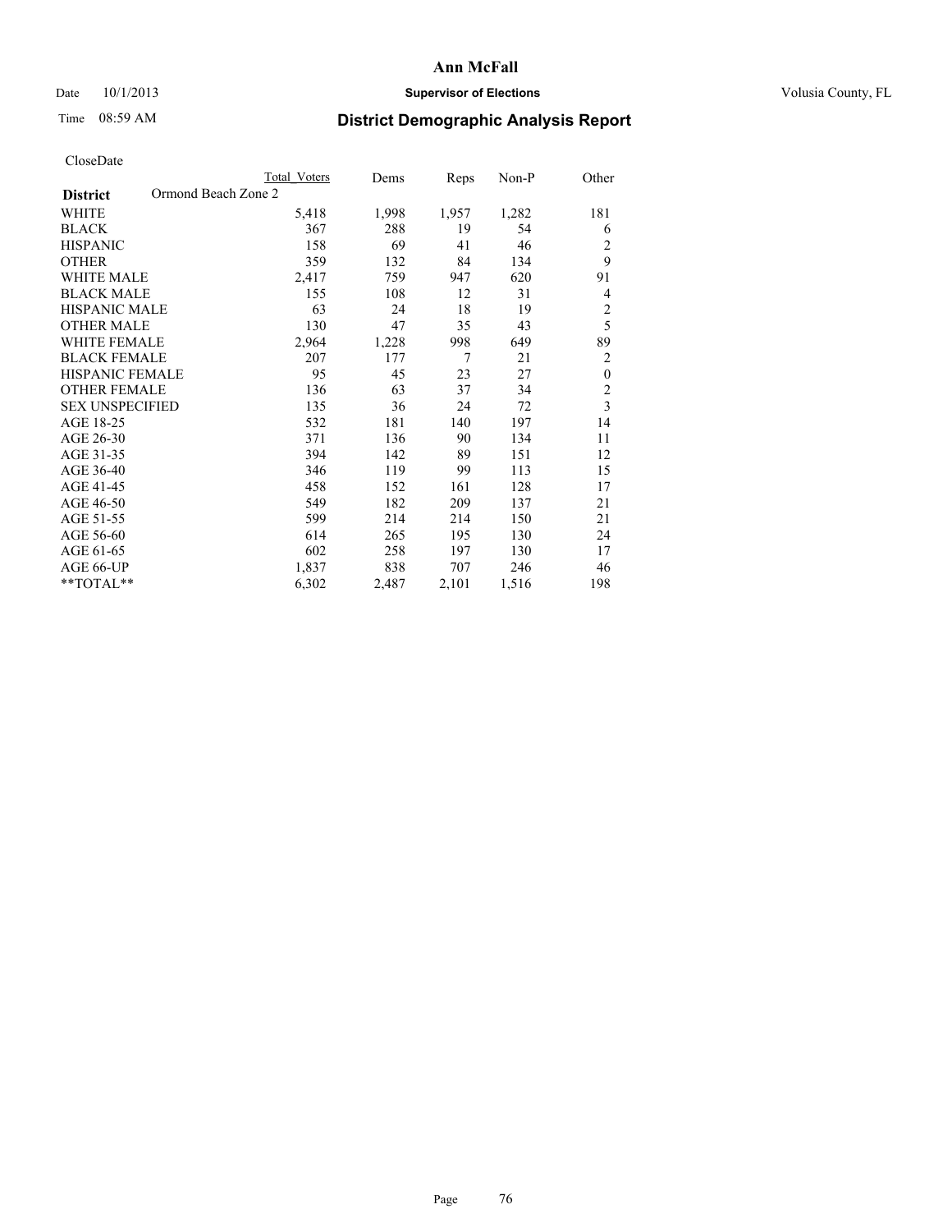# Ann McFall

Date 10/1/2013 **Supervisor of Elections** Volusia County, FL

Time 08:59 AM

## District Demographic Analysis Report

CloseDate

| **District** Ormond Beach Zone 2 | Total Voters | Dems | Reps | Non-P | Other |
|---|---|---|---|---|---|
| WHITE | 5,418 | 1,998 | 1,957 | 1,282 | 181 |
| BLACK | 367 | 288 | 19 | 54 | 6 |
| HISPANIC | 158 | 69 | 41 | 46 | 2 |
| OTHER | 359 | 132 | 84 | 134 | 9 |
| WHITE MALE | 2,417 | 759 | 947 | 620 | 91 |
| BLACK MALE | 155 | 108 | 12 | 31 | 4 |
| HISPANIC MALE | 63 | 24 | 18 | 19 | 2 |
| OTHER MALE | 130 | 47 | 35 | 43 | 5 |
| WHITE FEMALE | 2,964 | 1,228 | 998 | 649 | 89 |
| BLACK FEMALE | 207 | 177 | 7 | 21 | 2 |
| HISPANIC FEMALE | 95 | 45 | 23 | 27 | 0 |
| OTHER FEMALE | 136 | 63 | 37 | 34 | 2 |
| SEX UNSPECIFIED | 135 | 36 | 24 | 72 | 3 |
| AGE 18-25 | 532 | 181 | 140 | 197 | 14 |
| AGE 26-30 | 371 | 136 | 90 | 134 | 11 |
| AGE 31-35 | 394 | 142 | 89 | 151 | 12 |
| AGE 36-40 | 346 | 119 | 99 | 113 | 15 |
| AGE 41-45 | 458 | 152 | 161 | 128 | 17 |
| AGE 46-50 | 549 | 182 | 209 | 137 | 21 |
| AGE 51-55 | 599 | 214 | 214 | 150 | 21 |
| AGE 56-60 | 614 | 265 | 195 | 130 | 24 |
| AGE 61-65 | 602 | 258 | 197 | 130 | 17 |
| AGE 66-UP | 1,837 | 838 | 707 | 246 | 46 |
| **TOTAL** | 6,302 | 2,487 | 2,101 | 1,516 | 198 |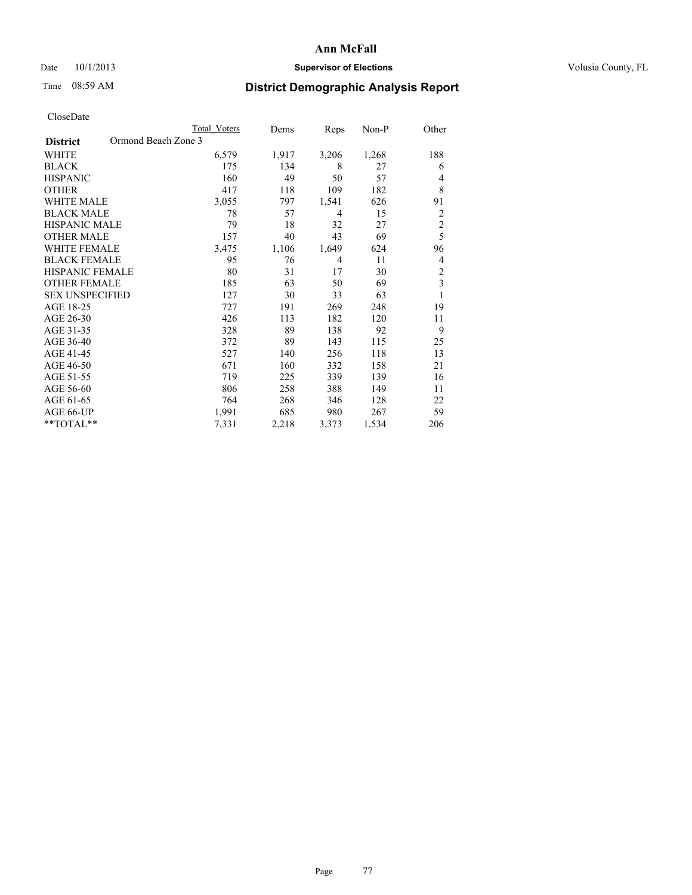# Ann McFall

Date 10/1/2013 **Supervisor of Elections** Volusia County, FL

Time 08:59 AM **District Demographic Analysis Report**

CloseDate

| **District** Ormond Beach Zone 3 | Total Voters | Dems | Reps | Non-P | Other |
|---|---|---|---|---|---|
| WHITE | 6,579 | 1,917 | 3,206 | 1,268 | 188 |
| BLACK | 175 | 134 | 8 | 27 | 6 |
| HISPANIC | 160 | 49 | 50 | 57 | 4 |
| OTHER | 417 | 118 | 109 | 182 | 8 |
| WHITE MALE | 3,055 | 797 | 1,541 | 626 | 91 |
| BLACK MALE | 78 | 57 | 4 | 15 | 2 |
| HISPANIC MALE | 79 | 18 | 32 | 27 | 2 |
| OTHER MALE | 157 | 40 | 43 | 69 | 5 |
| WHITE FEMALE | 3,475 | 1,106 | 1,649 | 624 | 96 |
| BLACK FEMALE | 95 | 76 | 4 | 11 | 4 |
| HISPANIC FEMALE | 80 | 31 | 17 | 30 | 2 |
| OTHER FEMALE | 185 | 63 | 50 | 69 | 3 |
| SEX UNSPECIFIED | 127 | 30 | 33 | 63 | 1 |
| AGE 18-25 | 727 | 191 | 269 | 248 | 19 |
| AGE 26-30 | 426 | 113 | 182 | 120 | 11 |
| AGE 31-35 | 328 | 89 | 138 | 92 | 9 |
| AGE 36-40 | 372 | 89 | 143 | 115 | 25 |
| AGE 41-45 | 527 | 140 | 256 | 118 | 13 |
| AGE 46-50 | 671 | 160 | 332 | 158 | 21 |
| AGE 51-55 | 719 | 225 | 339 | 139 | 16 |
| AGE 56-60 | 806 | 258 | 388 | 149 | 11 |
| AGE 61-65 | 764 | 268 | 346 | 128 | 22 |
| AGE 66-UP | 1,991 | 685 | 980 | 267 | 59 |
| **TOTAL** | 7,331 | 2,218 | 3,373 | 1,534 | 206 |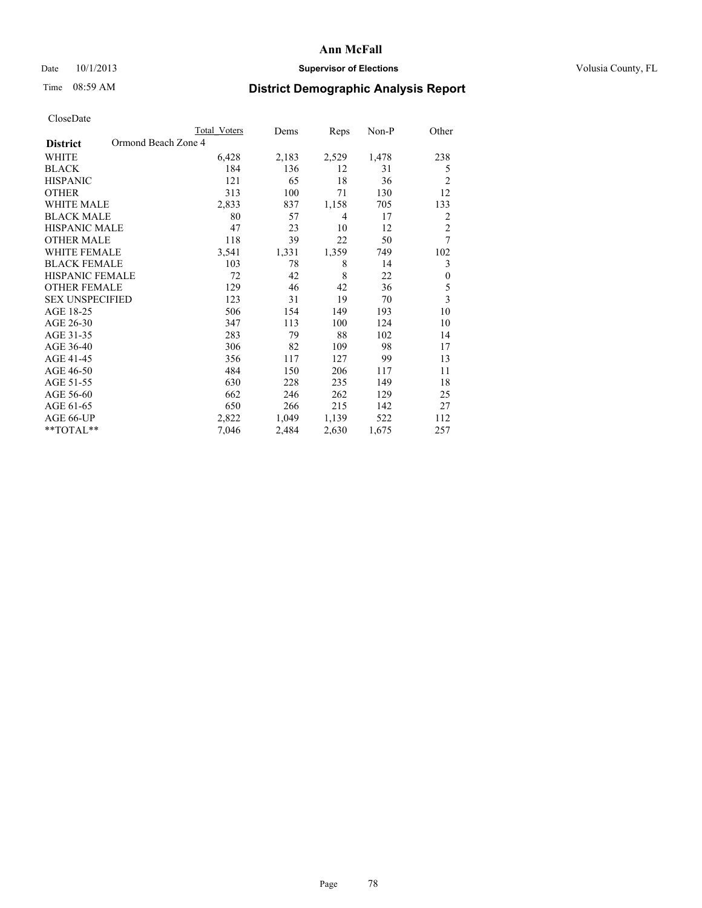CloseDate

| District | Ormond Beach Zone 4 | Total Voters | Dems | Reps | Non-P | Other |
|---|---|---|---|---|---|---|
| WHITE | | 6,428 | 2,183 | 2,529 | 1,478 | 238 |
| BLACK | | 184 | 136 | 12 | 31 | 5 |
| HISPANIC | | 121 | 65 | 18 | 36 | 2 |
| OTHER | | 313 | 100 | 71 | 130 | 12 |
| WHITE MALE | | 2,833 | 837 | 1,158 | 705 | 133 |
| BLACK MALE | | 80 | 57 | 4 | 17 | 2 |
| HISPANIC MALE | | 47 | 23 | 10 | 12 | 2 |
| OTHER MALE | | 118 | 39 | 22 | 50 | 7 |
| WHITE FEMALE | | 3,541 | 1,331 | 1,359 | 749 | 102 |
| BLACK FEMALE | | 103 | 78 | 8 | 14 | 3 |
| HISPANIC FEMALE | | 72 | 42 | 8 | 22 | 0 |
| OTHER FEMALE | | 129 | 46 | 42 | 36 | 5 |
| SEX UNSPECIFIED | | 123 | 31 | 19 | 70 | 3 |
| AGE 18-25 | | 506 | 154 | 149 | 193 | 10 |
| AGE 26-30 | | 347 | 113 | 100 | 124 | 10 |
| AGE 31-35 | | 283 | 79 | 88 | 102 | 14 |
| AGE 36-40 | | 306 | 82 | 109 | 98 | 17 |
| AGE 41-45 | | 356 | 117 | 127 | 99 | 13 |
| AGE 46-50 | | 484 | 150 | 206 | 117 | 11 |
| AGE 51-55 | | 630 | 228 | 235 | 149 | 18 |
| AGE 56-60 | | 662 | 246 | 262 | 129 | 25 |
| AGE 61-65 | | 650 | 266 | 215 | 142 | 27 |
| AGE 66-UP | | 2,822 | 1,049 | 1,139 | 522 | 112 |
| **TOTAL** | | 7,046 | 2,484 | 2,630 | 1,675 | 257 |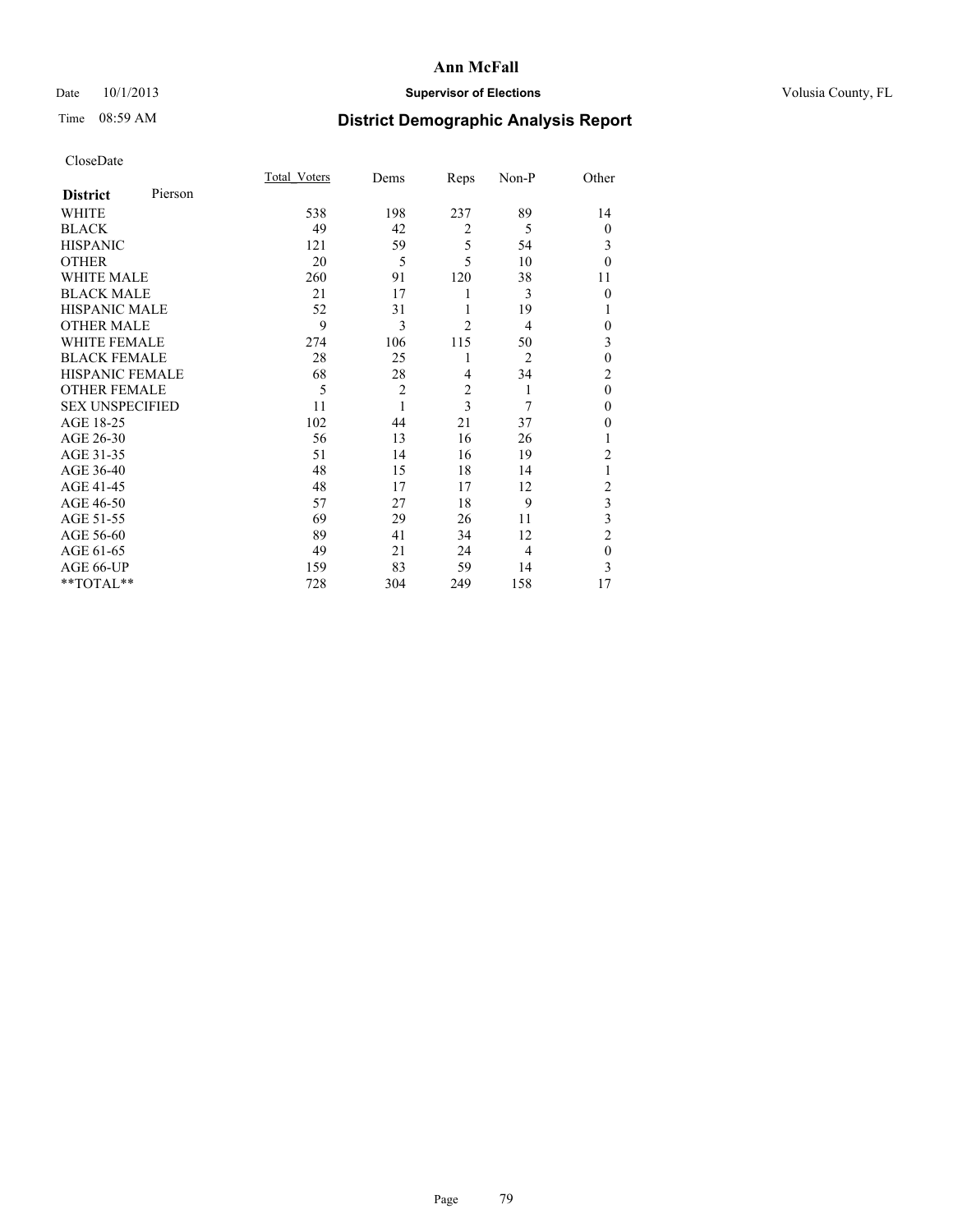# Ann McFall

Date 10/1/2013 **Supervisor of Elections** Volusia County, FL

Time 08:59 AM

## District Demographic Analysis Report

CloseDate

| **District** Pierson | Total_Voters | Dems | Reps | Non-P | Other |
|---|---|---|---|---|---|
| WHITE | 538 | 198 | 237 | 89 | 14 |
| BLACK | 49 | 42 | 2 | 5 | 0 |
| HISPANIC | 121 | 59 | 5 | 54 | 3 |
| OTHER | 20 | 5 | 5 | 10 | 0 |
| WHITE MALE | 260 | 91 | 120 | 38 | 11 |
| BLACK MALE | 21 | 17 | 1 | 3 | 0 |
| HISPANIC MALE | 52 | 31 | 1 | 19 | 1 |
| OTHER MALE | 9 | 3 | 2 | 4 | 0 |
| WHITE FEMALE | 274 | 106 | 115 | 50 | 3 |
| BLACK FEMALE | 28 | 25 | 1 | 2 | 0 |
| HISPANIC FEMALE | 68 | 28 | 4 | 34 | 2 |
| OTHER FEMALE | 5 | 2 | 2 | 1 | 0 |
| SEX UNSPECIFIED | 11 | 1 | 3 | 7 | 0 |
| AGE 18-25 | 102 | 44 | 21 | 37 | 0 |
| AGE 26-30 | 56 | 13 | 16 | 26 | 1 |
| AGE 31-35 | 51 | 14 | 16 | 19 | 2 |
| AGE 36-40 | 48 | 15 | 18 | 14 | 1 |
| AGE 41-45 | 48 | 17 | 17 | 12 | 2 |
| AGE 46-50 | 57 | 27 | 18 | 9 | 3 |
| AGE 51-55 | 69 | 29 | 26 | 11 | 3 |
| AGE 56-60 | 89 | 41 | 34 | 12 | 2 |
| AGE 61-65 | 49 | 21 | 24 | 4 | 0 |
| AGE 66-UP | 159 | 83 | 59 | 14 | 3 |
| **TOTAL** | 728 | 304 | 249 | 158 | 17 |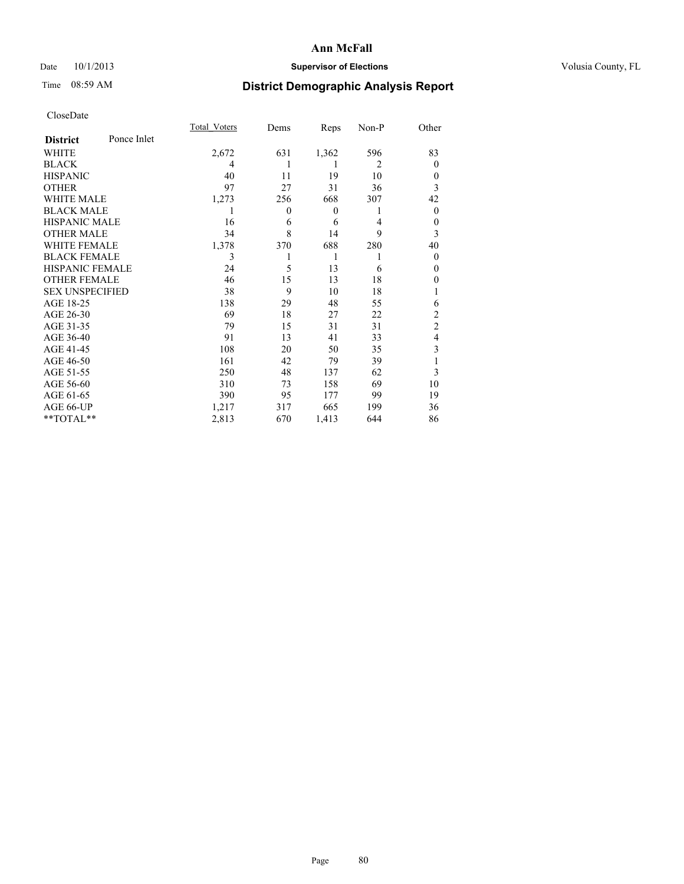# Ann McFall

Date 10/1/2013 **Supervisor of Elections** Volusia County, FL

Time 08:59 AM **District Demographic Analysis Report**

CloseDate

| **District** Ponce Inlet | Total_Voters | Dems | Reps | Non-P | Other |
|---|---|---|---|---|---|
| WHITE | 2,672 | 631 | 1,362 | 596 | 83 |
| BLACK | 4 | 1 | 1 | 2 | 0 |
| HISPANIC | 40 | 11 | 19 | 10 | 0 |
| OTHER | 97 | 27 | 31 | 36 | 3 |
| WHITE MALE | 1,273 | 256 | 668 | 307 | 42 |
| BLACK MALE | 1 | 0 | 0 | 1 | 0 |
| HISPANIC MALE | 16 | 6 | 6 | 4 | 0 |
| OTHER MALE | 34 | 8 | 14 | 9 | 3 |
| WHITE FEMALE | 1,378 | 370 | 688 | 280 | 40 |
| BLACK FEMALE | 3 | 1 | 1 | 1 | 0 |
| HISPANIC FEMALE | 24 | 5 | 13 | 6 | 0 |
| OTHER FEMALE | 46 | 15 | 13 | 18 | 0 |
| SEX UNSPECIFIED | 38 | 9 | 10 | 18 | 1 |
| AGE 18-25 | 138 | 29 | 48 | 55 | 6 |
| AGE 26-30 | 69 | 18 | 27 | 22 | 2 |
| AGE 31-35 | 79 | 15 | 31 | 31 | 2 |
| AGE 36-40 | 91 | 13 | 41 | 33 | 4 |
| AGE 41-45 | 108 | 20 | 50 | 35 | 3 |
| AGE 46-50 | 161 | 42 | 79 | 39 | 1 |
| AGE 51-55 | 250 | 48 | 137 | 62 | 3 |
| AGE 56-60 | 310 | 73 | 158 | 69 | 10 |
| AGE 61-65 | 390 | 95 | 177 | 99 | 19 |
| AGE 66-UP | 1,217 | 317 | 665 | 199 | 36 |
| **TOTAL** | 2,813 | 670 | 1,413 | 644 | 86 |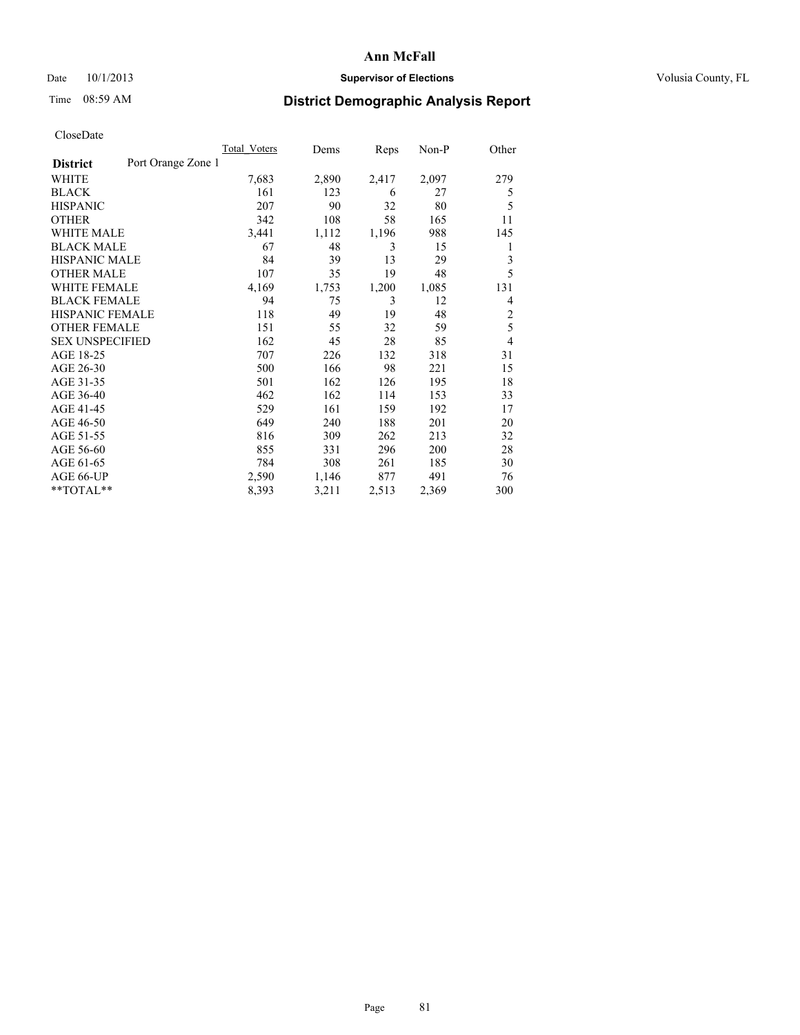CloseDate

| District | Port Orange Zone 1 | Total Voters | Dems | Reps | Non-P | Other |
|---|---|---|---|---|---|---|
| WHITE | | 7,683 | 2,890 | 2,417 | 2,097 | 279 |
| BLACK | | 161 | 123 | 6 | 27 | 5 |
| HISPANIC | | 207 | 90 | 32 | 80 | 5 |
| OTHER | | 342 | 108 | 58 | 165 | 11 |
| WHITE MALE | | 3,441 | 1,112 | 1,196 | 988 | 145 |
| BLACK MALE | | 67 | 48 | 3 | 15 | 1 |
| HISPANIC MALE | | 84 | 39 | 13 | 29 | 3 |
| OTHER MALE | | 107 | 35 | 19 | 48 | 5 |
| WHITE FEMALE | | 4,169 | 1,753 | 1,200 | 1,085 | 131 |
| BLACK FEMALE | | 94 | 75 | 3 | 12 | 4 |
| HISPANIC FEMALE | | 118 | 49 | 19 | 48 | 2 |
| OTHER FEMALE | | 151 | 55 | 32 | 59 | 5 |
| SEX UNSPECIFIED | | 162 | 45 | 28 | 85 | 4 |
| AGE 18-25 | | 707 | 226 | 132 | 318 | 31 |
| AGE 26-30 | | 500 | 166 | 98 | 221 | 15 |
| AGE 31-35 | | 501 | 162 | 126 | 195 | 18 |
| AGE 36-40 | | 462 | 162 | 114 | 153 | 33 |
| AGE 41-45 | | 529 | 161 | 159 | 192 | 17 |
| AGE 46-50 | | 649 | 240 | 188 | 201 | 20 |
| AGE 51-55 | | 816 | 309 | 262 | 213 | 32 |
| AGE 56-60 | | 855 | 331 | 296 | 200 | 28 |
| AGE 61-65 | | 784 | 308 | 261 | 185 | 30 |
| AGE 66-UP | | 2,590 | 1,146 | 877 | 491 | 76 |
| **TOTAL** | | 8,393 | 3,211 | 2,513 | 2,369 | 300 |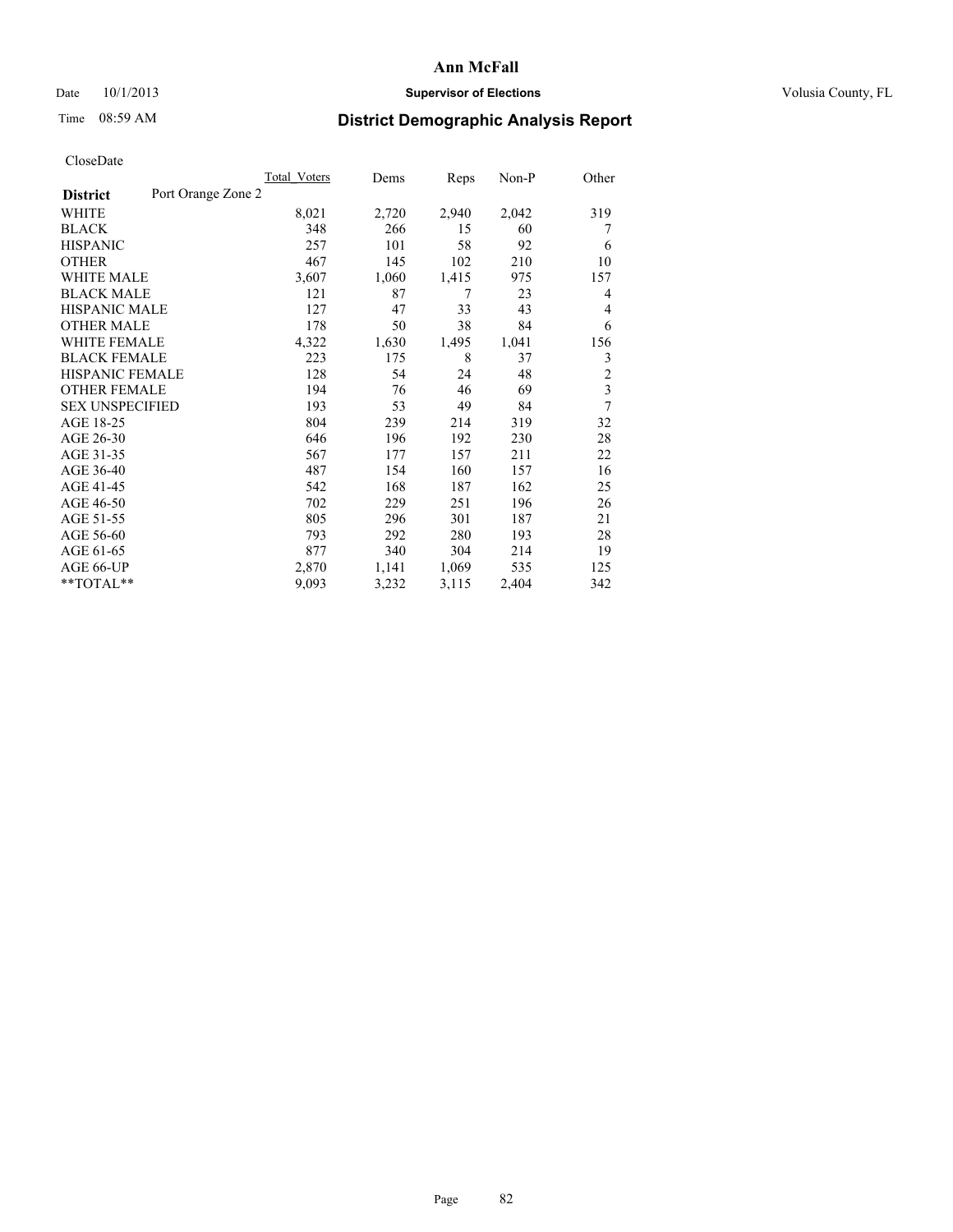# Ann McFall

Date 10/1/2013 **Supervisor of Elections** Volusia County, FL

Time 08:59 AM **District Demographic Analysis Report**

CloseDate

| **District** Port Orange Zone 2 | Total Voters | Dems | Reps | Non-P | Other |
|---|---|---|---|---|---|
| WHITE | 8,021 | 2,720 | 2,940 | 2,042 | 319 |
| BLACK | 348 | 266 | 15 | 60 | 7 |
| HISPANIC | 257 | 101 | 58 | 92 | 6 |
| OTHER | 467 | 145 | 102 | 210 | 10 |
| WHITE MALE | 3,607 | 1,060 | 1,415 | 975 | 157 |
| BLACK MALE | 121 | 87 | 7 | 23 | 4 |
| HISPANIC MALE | 127 | 47 | 33 | 43 | 4 |
| OTHER MALE | 178 | 50 | 38 | 84 | 6 |
| WHITE FEMALE | 4,322 | 1,630 | 1,495 | 1,041 | 156 |
| BLACK FEMALE | 223 | 175 | 8 | 37 | 3 |
| HISPANIC FEMALE | 128 | 54 | 24 | 48 | 2 |
| OTHER FEMALE | 194 | 76 | 46 | 69 | 3 |
| SEX UNSPECIFIED | 193 | 53 | 49 | 84 | 7 |
| AGE 18-25 | 804 | 239 | 214 | 319 | 32 |
| AGE 26-30 | 646 | 196 | 192 | 230 | 28 |
| AGE 31-35 | 567 | 177 | 157 | 211 | 22 |
| AGE 36-40 | 487 | 154 | 160 | 157 | 16 |
| AGE 41-45 | 542 | 168 | 187 | 162 | 25 |
| AGE 46-50 | 702 | 229 | 251 | 196 | 26 |
| AGE 51-55 | 805 | 296 | 301 | 187 | 21 |
| AGE 56-60 | 793 | 292 | 280 | 193 | 28 |
| AGE 61-65 | 877 | 340 | 304 | 214 | 19 |
| AGE 66-UP | 2,870 | 1,141 | 1,069 | 535 | 125 |
| **TOTAL** | 9,093 | 3,232 | 3,115 | 2,404 | 342 |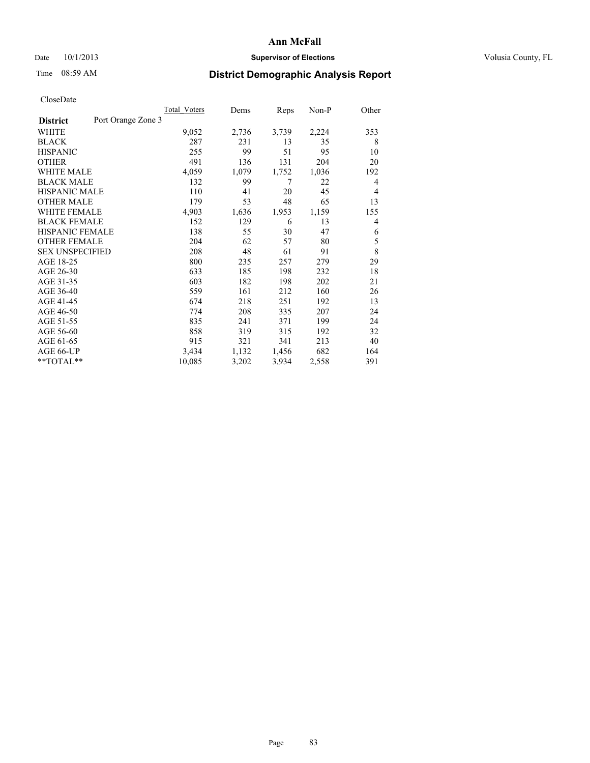# Ann McFall

Date 10/1/2013 **Supervisor of Elections** Volusia County, FL

Time 08:59 AM **District Demographic Analysis Report**

CloseDate

| **District** Port Orange Zone 3 | Total_Voters | Dems | Reps | Non-P | Other |
|---|---|---|---|---|---|
| WHITE | 9,052 | 2,736 | 3,739 | 2,224 | 353 |
| BLACK | 287 | 231 | 13 | 35 | 8 |
| HISPANIC | 255 | 99 | 51 | 95 | 10 |
| OTHER | 491 | 136 | 131 | 204 | 20 |
| WHITE MALE | 4,059 | 1,079 | 1,752 | 1,036 | 192 |
| BLACK MALE | 132 | 99 | 7 | 22 | 4 |
| HISPANIC MALE | 110 | 41 | 20 | 45 | 4 |
| OTHER MALE | 179 | 53 | 48 | 65 | 13 |
| WHITE FEMALE | 4,903 | 1,636 | 1,953 | 1,159 | 155 |
| BLACK FEMALE | 152 | 129 | 6 | 13 | 4 |
| HISPANIC FEMALE | 138 | 55 | 30 | 47 | 6 |
| OTHER FEMALE | 204 | 62 | 57 | 80 | 5 |
| SEX UNSPECIFIED | 208 | 48 | 61 | 91 | 8 |
| AGE 18-25 | 800 | 235 | 257 | 279 | 29 |
| AGE 26-30 | 633 | 185 | 198 | 232 | 18 |
| AGE 31-35 | 603 | 182 | 198 | 202 | 21 |
| AGE 36-40 | 559 | 161 | 212 | 160 | 26 |
| AGE 41-45 | 674 | 218 | 251 | 192 | 13 |
| AGE 46-50 | 774 | 208 | 335 | 207 | 24 |
| AGE 51-55 | 835 | 241 | 371 | 199 | 24 |
| AGE 56-60 | 858 | 319 | 315 | 192 | 32 |
| AGE 61-65 | 915 | 321 | 341 | 213 | 40 |
| AGE 66-UP | 3,434 | 1,132 | 1,456 | 682 | 164 |
| **TOTAL** | 10,085 | 3,202 | 3,934 | 2,558 | 391 |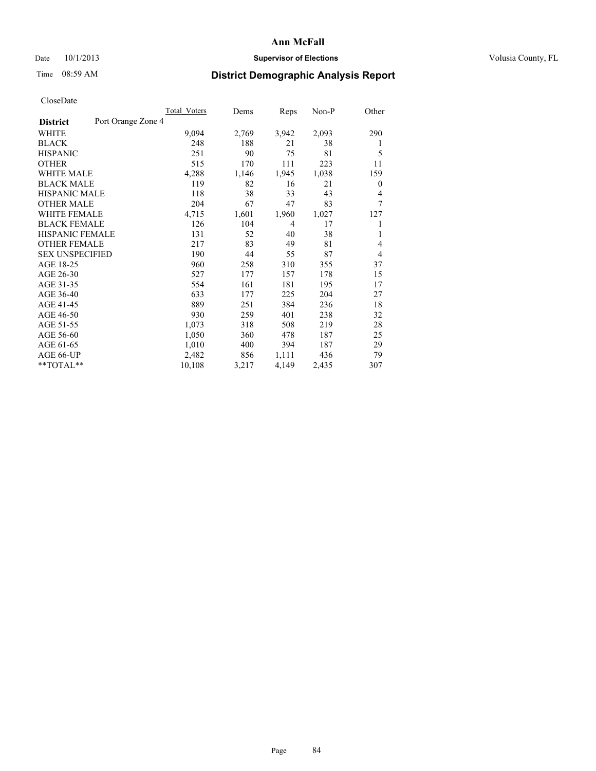# Ann McFall

Date 10/1/2013 **Supervisor of Elections** Volusia County, FL

Time 08:59 AM **District Demographic Analysis Report**

CloseDate

| | Total_Voters | Dems | Reps | Non-P | Other |
|---|---|---|---|---|---|
| **District** Port Orange Zone 4 | | | | | |
| WHITE | 9,094 | 2,769 | 3,942 | 2,093 | 290 |
| BLACK | 248 | 188 | 21 | 38 | 1 |
| HISPANIC | 251 | 90 | 75 | 81 | 5 |
| OTHER | 515 | 170 | 111 | 223 | 11 |
| WHITE MALE | 4,288 | 1,146 | 1,945 | 1,038 | 159 |
| BLACK MALE | 119 | 82 | 16 | 21 | 0 |
| HISPANIC MALE | 118 | 38 | 33 | 43 | 4 |
| OTHER MALE | 204 | 67 | 47 | 83 | 7 |
| WHITE FEMALE | 4,715 | 1,601 | 1,960 | 1,027 | 127 |
| BLACK FEMALE | 126 | 104 | 4 | 17 | 1 |
| HISPANIC FEMALE | 131 | 52 | 40 | 38 | 1 |
| OTHER FEMALE | 217 | 83 | 49 | 81 | 4 |
| SEX UNSPECIFIED | 190 | 44 | 55 | 87 | 4 |
| AGE 18-25 | 960 | 258 | 310 | 355 | 37 |
| AGE 26-30 | 527 | 177 | 157 | 178 | 15 |
| AGE 31-35 | 554 | 161 | 181 | 195 | 17 |
| AGE 36-40 | 633 | 177 | 225 | 204 | 27 |
| AGE 41-45 | 889 | 251 | 384 | 236 | 18 |
| AGE 46-50 | 930 | 259 | 401 | 238 | 32 |
| AGE 51-55 | 1,073 | 318 | 508 | 219 | 28 |
| AGE 56-60 | 1,050 | 360 | 478 | 187 | 25 |
| AGE 61-65 | 1,010 | 400 | 394 | 187 | 29 |
| AGE 66-UP | 2,482 | 856 | 1,111 | 436 | 79 |
| **TOTAL** | 10,108 | 3,217 | 4,149 | 2,435 | 307 |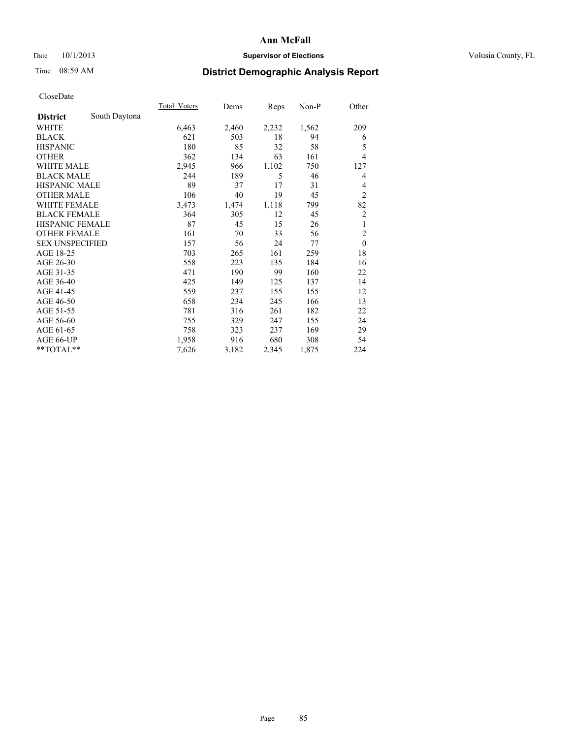# Ann McFall

Date 10/1/2013 **Supervisor of Elections** Volusia County, FL

Time 08:59 AM

## District Demographic Analysis Report

CloseDate

| | Total_Voters | Dems | Reps | Non-P | Other |
|---|---|---|---|---|---|
| **District** South Daytona | | | | | |
| WHITE | 6,463 | 2,460 | 2,232 | 1,562 | 209 |
| BLACK | 621 | 503 | 18 | 94 | 6 |
| HISPANIC | 180 | 85 | 32 | 58 | 5 |
| OTHER | 362 | 134 | 63 | 161 | 4 |
| WHITE MALE | 2,945 | 966 | 1,102 | 750 | 127 |
| BLACK MALE | 244 | 189 | 5 | 46 | 4 |
| HISPANIC MALE | 89 | 37 | 17 | 31 | 4 |
| OTHER MALE | 106 | 40 | 19 | 45 | 2 |
| WHITE FEMALE | 3,473 | 1,474 | 1,118 | 799 | 82 |
| BLACK FEMALE | 364 | 305 | 12 | 45 | 2 |
| HISPANIC FEMALE | 87 | 45 | 15 | 26 | 1 |
| OTHER FEMALE | 161 | 70 | 33 | 56 | 2 |
| SEX UNSPECIFIED | 157 | 56 | 24 | 77 | 0 |
| AGE 18-25 | 703 | 265 | 161 | 259 | 18 |
| AGE 26-30 | 558 | 223 | 135 | 184 | 16 |
| AGE 31-35 | 471 | 190 | 99 | 160 | 22 |
| AGE 36-40 | 425 | 149 | 125 | 137 | 14 |
| AGE 41-45 | 559 | 237 | 155 | 155 | 12 |
| AGE 46-50 | 658 | 234 | 245 | 166 | 13 |
| AGE 51-55 | 781 | 316 | 261 | 182 | 22 |
| AGE 56-60 | 755 | 329 | 247 | 155 | 24 |
| AGE 61-65 | 758 | 323 | 237 | 169 | 29 |
| AGE 66-UP | 1,958 | 916 | 680 | 308 | 54 |
| **TOTAL** | 7,626 | 3,182 | 2,345 | 1,875 | 224 |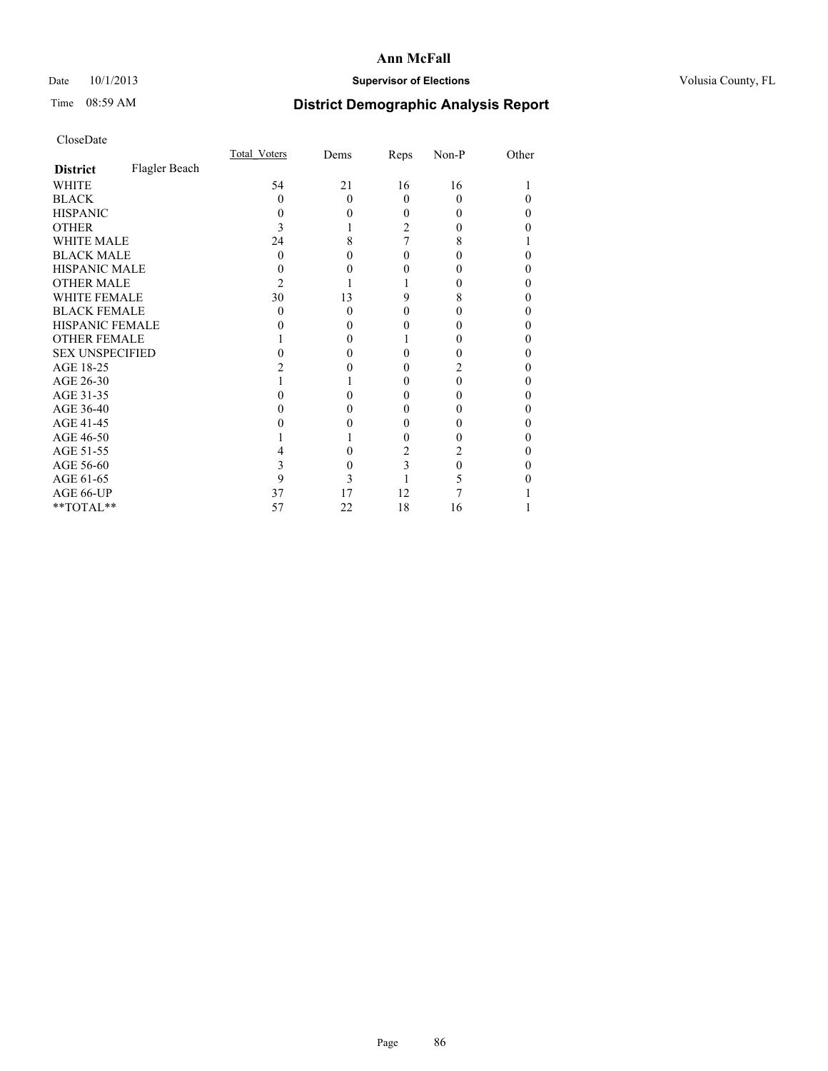**Ann McFall**

Date 10/1/2013 **Supervisor of Elections** Volusia County, FL

Time 08:59 AM **District Demographic Analysis Report**

CloseDate

| **District** Flagler Beach | Total_Voters | Dems | Reps | Non-P | Other |
|---|---|---|---|---|---|
| WHITE | 54 | 21 | 16 | 16 | 1 |
| BLACK | 0 | 0 | 0 | 0 | 0 |
| HISPANIC | 0 | 0 | 0 | 0 | 0 |
| OTHER | 3 | 1 | 2 | 0 | 0 |
| WHITE MALE | 24 | 8 | 7 | 8 | 1 |
| BLACK MALE | 0 | 0 | 0 | 0 | 0 |
| HISPANIC MALE | 0 | 0 | 0 | 0 | 0 |
| OTHER MALE | 2 | 1 | 1 | 0 | 0 |
| WHITE FEMALE | 30 | 13 | 9 | 8 | 0 |
| BLACK FEMALE | 0 | 0 | 0 | 0 | 0 |
| HISPANIC FEMALE | 0 | 0 | 0 | 0 | 0 |
| OTHER FEMALE | 1 | 0 | 1 | 0 | 0 |
| SEX UNSPECIFIED | 0 | 0 | 0 | 0 | 0 |
| AGE 18-25 | 2 | 0 | 0 | 2 | 0 |
| AGE 26-30 | 1 | 1 | 0 | 0 | 0 |
| AGE 31-35 | 0 | 0 | 0 | 0 | 0 |
| AGE 36-40 | 0 | 0 | 0 | 0 | 0 |
| AGE 41-45 | 0 | 0 | 0 | 0 | 0 |
| AGE 46-50 | 1 | 1 | 0 | 0 | 0 |
| AGE 51-55 | 4 | 0 | 2 | 2 | 0 |
| AGE 56-60 | 3 | 0 | 3 | 0 | 0 |
| AGE 61-65 | 9 | 3 | 1 | 5 | 0 |
| AGE 66-UP | 37 | 17 | 12 | 7 | 1 |
| **TOTAL** | 57 | 22 | 18 | 16 | 1 |